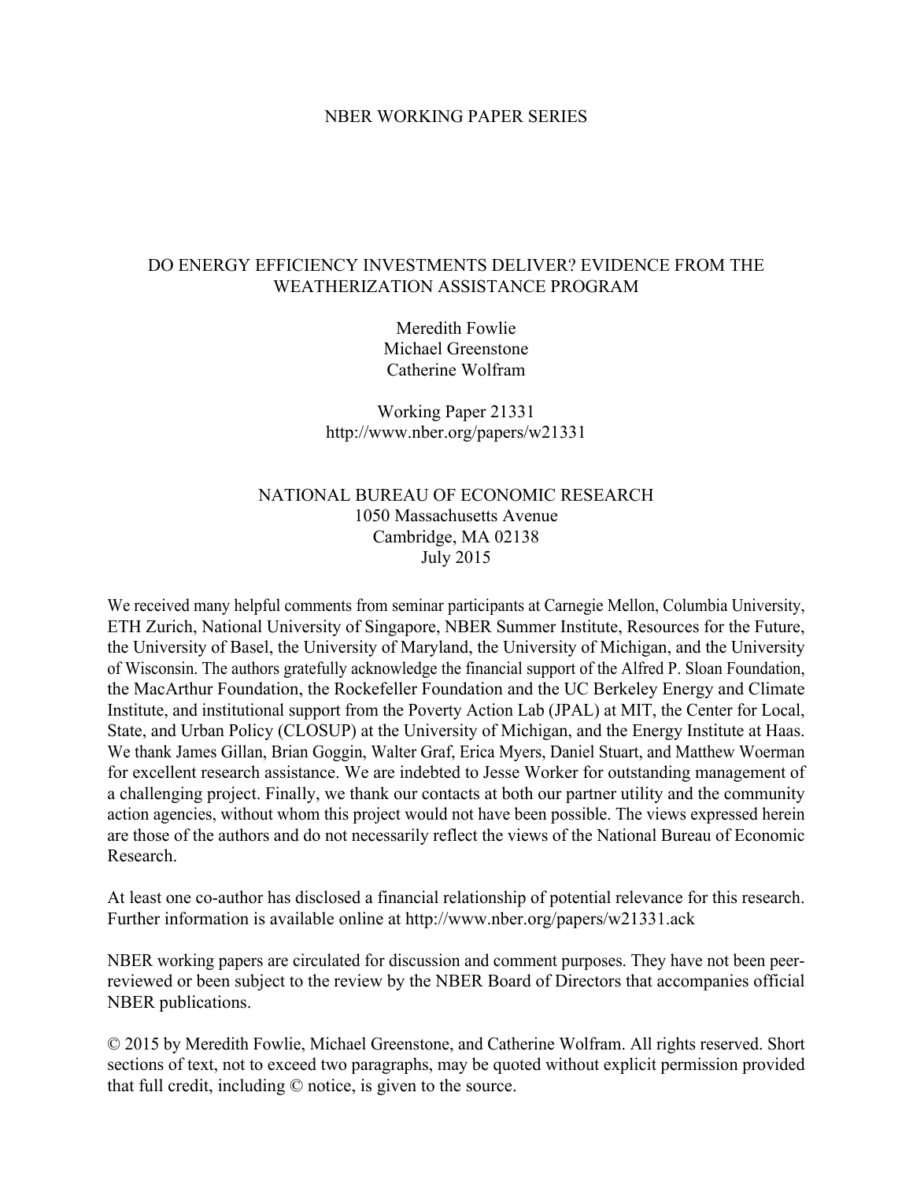NBER WORKING PAPER SERIES

# DO ENERGY EFFICIENCY INVESTMENTS DELIVER? EVIDENCE FROM THE WEATHERIZATION ASSISTANCE PROGRAM

Meredith Fowlie
Michael Greenstone
Catherine Wolfram

Working Paper 21331
http://www.nber.org/papers/w21331

NATIONAL BUREAU OF ECONOMIC RESEARCH
1050 Massachusetts Avenue
Cambridge, MA 02138
July 2015

We received many helpful comments from seminar participants at Carnegie Mellon, Columbia University, ETH Zurich, National University of Singapore, NBER Summer Institute, Resources for the Future, the University of Basel, the University of Maryland, the University of Michigan, and the University of Wisconsin. The authors gratefully acknowledge the financial support of the Alfred P. Sloan Foundation, the MacArthur Foundation, the Rockefeller Foundation and the UC Berkeley Energy and Climate Institute, and institutional support from the Poverty Action Lab (JPAL) at MIT, the Center for Local, State, and Urban Policy (CLOSUP) at the University of Michigan, and the Energy Institute at Haas. We thank James Gillan, Brian Goggin, Walter Graf, Erica Myers, Daniel Stuart, and Matthew Woerman for excellent research assistance. We are indebted to Jesse Worker for outstanding management of a challenging project. Finally, we thank our contacts at both our partner utility and the community action agencies, without whom this project would not have been possible. The views expressed herein are those of the authors and do not necessarily reflect the views of the National Bureau of Economic Research.

At least one co-author has disclosed a financial relationship of potential relevance for this research. Further information is available online at http://www.nber.org/papers/w21331.ack

NBER working papers are circulated for discussion and comment purposes. They have not been peer-reviewed or been subject to the review by the NBER Board of Directors that accompanies official NBER publications.

© 2015 by Meredith Fowlie, Michael Greenstone, and Catherine Wolfram. All rights reserved. Short sections of text, not to exceed two paragraphs, may be quoted without explicit permission provided that full credit, including © notice, is given to the source.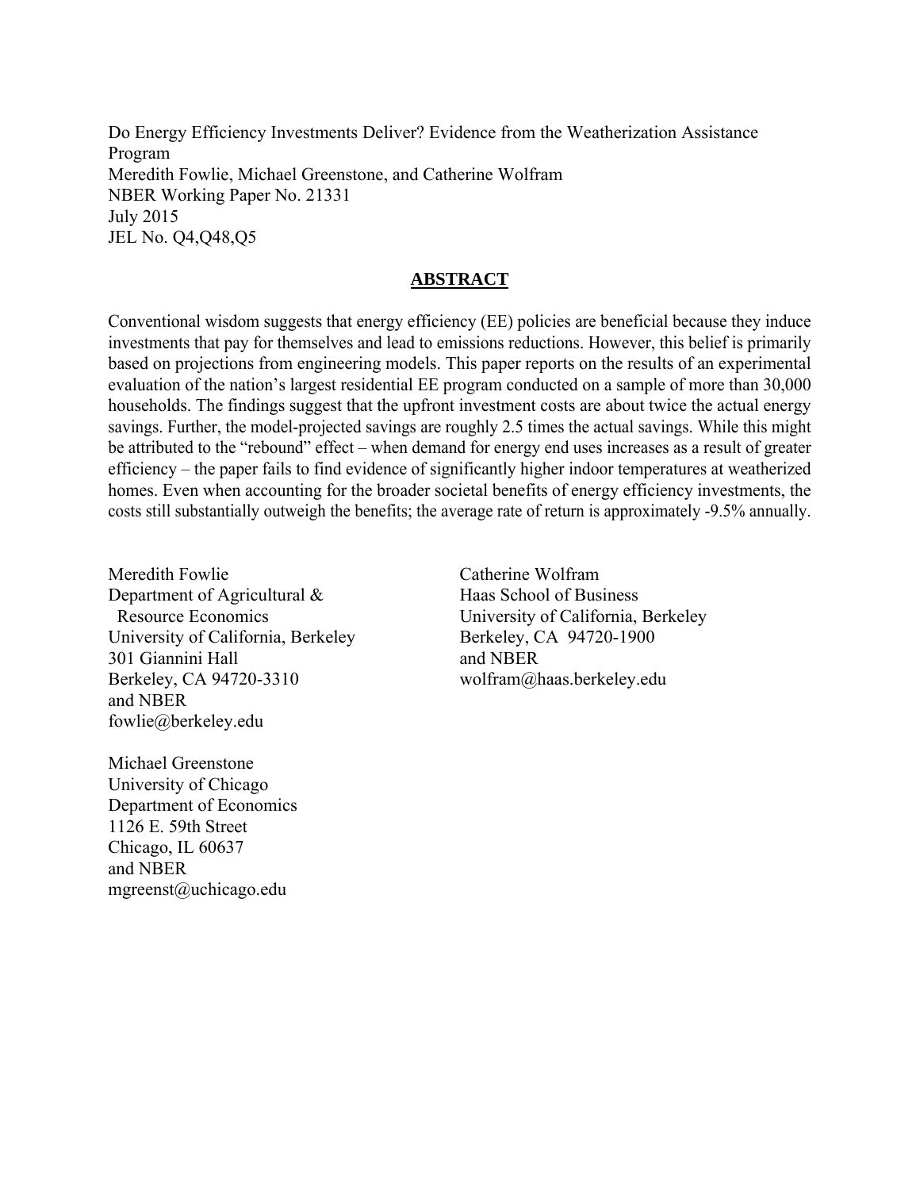Do Energy Efficiency Investments Deliver? Evidence from the Weatherization Assistance Program
Meredith Fowlie, Michael Greenstone, and Catherine Wolfram
NBER Working Paper No. 21331
July 2015
JEL No. Q4,Q48,Q5

## ABSTRACT

Conventional wisdom suggests that energy efficiency (EE) policies are beneficial because they induce investments that pay for themselves and lead to emissions reductions. However, this belief is primarily based on projections from engineering models. This paper reports on the results of an experimental evaluation of the nation's largest residential EE program conducted on a sample of more than 30,000 households. The findings suggest that the upfront investment costs are about twice the actual energy savings. Further, the model-projected savings are roughly 2.5 times the actual savings. While this might be attributed to the "rebound" effect – when demand for energy end uses increases as a result of greater efficiency – the paper fails to find evidence of significantly higher indoor temperatures at weatherized homes. Even when accounting for the broader societal benefits of energy efficiency investments, the costs still substantially outweigh the benefits; the average rate of return is approximately -9.5% annually.

Meredith Fowlie
Department of Agricultural & Resource Economics
University of California, Berkeley
301 Giannini Hall
Berkeley, CA 94720-3310
and NBER
fowlie@berkeley.edu

Michael Greenstone
University of Chicago
Department of Economics
1126 E. 59th Street
Chicago, IL 60637
and NBER
mgreenst@uchicago.edu

Catherine Wolfram
Haas School of Business
University of California, Berkeley
Berkeley, CA 94720-1900
and NBER
wolfram@haas.berkeley.edu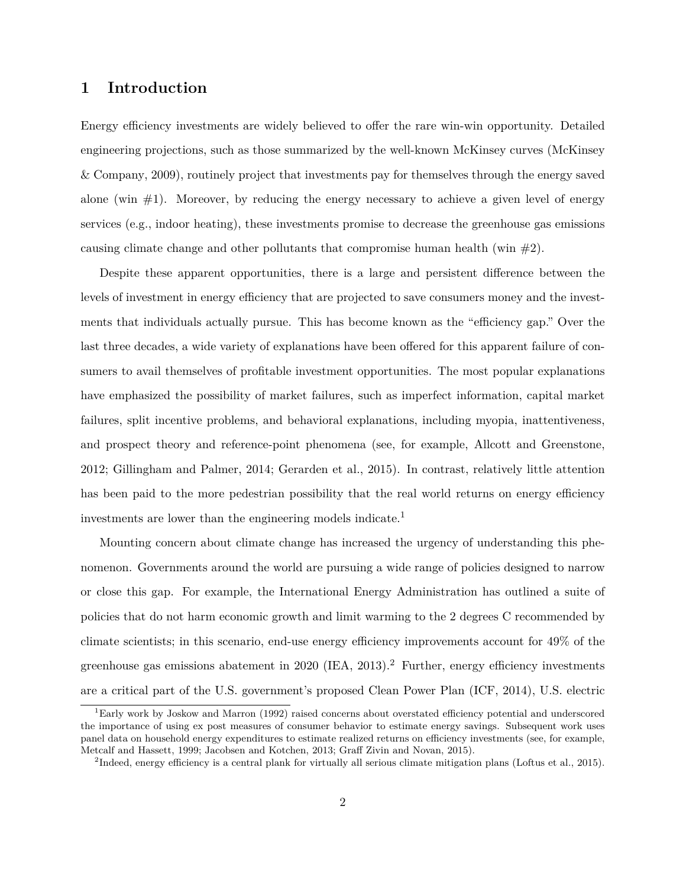# 1 Introduction

Energy efficiency investments are widely believed to offer the rare win-win opportunity. Detailed engineering projections, such as those summarized by the well-known McKinsey curves (McKinsey & Company, 2009), routinely project that investments pay for themselves through the energy saved alone (win #1). Moreover, by reducing the energy necessary to achieve a given level of energy services (e.g., indoor heating), these investments promise to decrease the greenhouse gas emissions causing climate change and other pollutants that compromise human health (win #2).

Despite these apparent opportunities, there is a large and persistent difference between the levels of investment in energy efficiency that are projected to save consumers money and the investments that individuals actually pursue. This has become known as the "efficiency gap." Over the last three decades, a wide variety of explanations have been offered for this apparent failure of consumers to avail themselves of profitable investment opportunities. The most popular explanations have emphasized the possibility of market failures, such as imperfect information, capital market failures, split incentive problems, and behavioral explanations, including myopia, inattentiveness, and prospect theory and reference-point phenomena (see, for example, Allcott and Greenstone, 2012; Gillingham and Palmer, 2014; Gerarden et al., 2015). In contrast, relatively little attention has been paid to the more pedestrian possibility that the real world returns on energy efficiency investments are lower than the engineering models indicate.[1]

Mounting concern about climate change has increased the urgency of understanding this phenomenon. Governments around the world are pursuing a wide range of policies designed to narrow or close this gap. For example, the International Energy Administration has outlined a suite of policies that do not harm economic growth and limit warming to the 2 degrees C recommended by climate scientists; in this scenario, end-use energy efficiency improvements account for 49% of the greenhouse gas emissions abatement in 2020 (IEA, 2013).[2] Further, energy efficiency investments are a critical part of the U.S. government's proposed Clean Power Plan (ICF, 2014), U.S. electric

[1] Early work by Joskow and Marron (1992) raised concerns about overstated efficiency potential and underscored the importance of using ex post measures of consumer behavior to estimate energy savings. Subsequent work uses panel data on household energy expenditures to estimate realized returns on efficiency investments (see, for example, Metcalf and Hassett, 1999; Jacobsen and Kotchen, 2013; Graff Zivin and Novan, 2015).

[2] Indeed, energy efficiency is a central plank for virtually all serious climate mitigation plans (Loftus et al., 2015).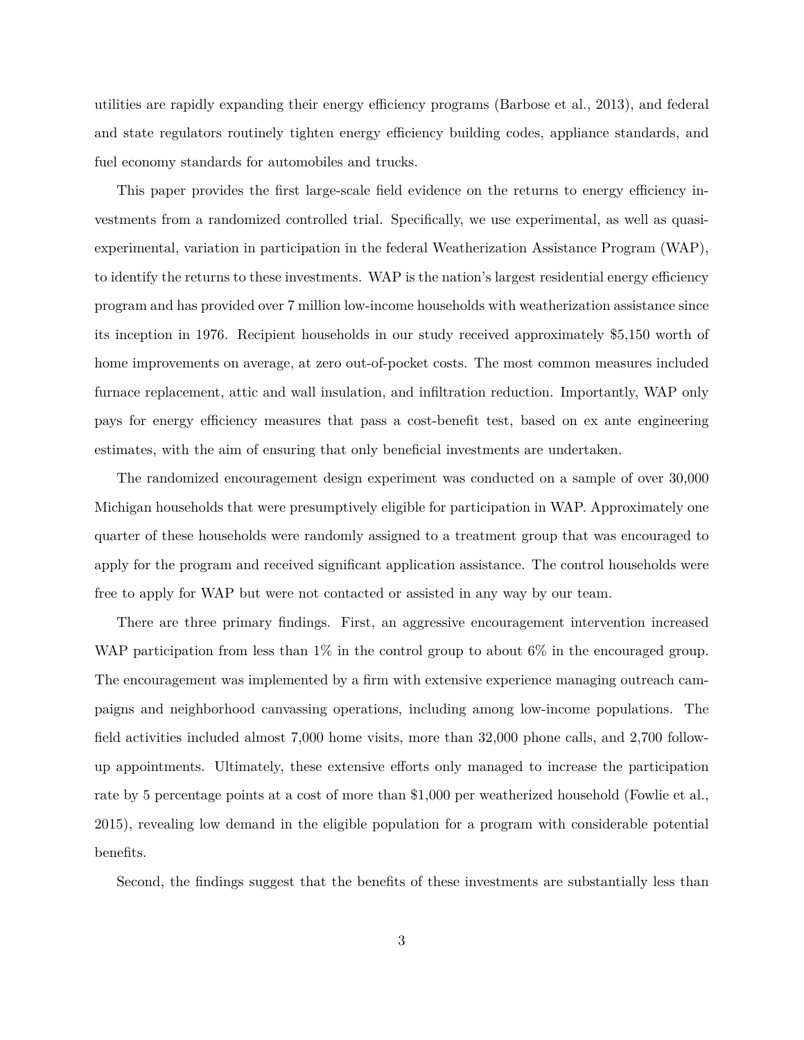utilities are rapidly expanding their energy efficiency programs (Barbose et al., 2013), and federal and state regulators routinely tighten energy efficiency building codes, appliance standards, and fuel economy standards for automobiles and trucks.

This paper provides the first large-scale field evidence on the returns to energy efficiency investments from a randomized controlled trial. Specifically, we use experimental, as well as quasi-experimental, variation in participation in the federal Weatherization Assistance Program (WAP), to identify the returns to these investments. WAP is the nation's largest residential energy efficiency program and has provided over 7 million low-income households with weatherization assistance since its inception in 1976. Recipient households in our study received approximately $5,150 worth of home improvements on average, at zero out-of-pocket costs. The most common measures included furnace replacement, attic and wall insulation, and infiltration reduction. Importantly, WAP only pays for energy efficiency measures that pass a cost-benefit test, based on ex ante engineering estimates, with the aim of ensuring that only beneficial investments are undertaken.

The randomized encouragement design experiment was conducted on a sample of over 30,000 Michigan households that were presumptively eligible for participation in WAP. Approximately one quarter of these households were randomly assigned to a treatment group that was encouraged to apply for the program and received significant application assistance. The control households were free to apply for WAP but were not contacted or assisted in any way by our team.

There are three primary findings. First, an aggressive encouragement intervention increased WAP participation from less than 1% in the control group to about 6% in the encouraged group. The encouragement was implemented by a firm with extensive experience managing outreach campaigns and neighborhood canvassing operations, including among low-income populations. The field activities included almost 7,000 home visits, more than 32,000 phone calls, and 2,700 follow-up appointments. Ultimately, these extensive efforts only managed to increase the participation rate by 5 percentage points at a cost of more than $1,000 per weatherized household (Fowlie et al., 2015), revealing low demand in the eligible population for a program with considerable potential benefits.

Second, the findings suggest that the benefits of these investments are substantially less than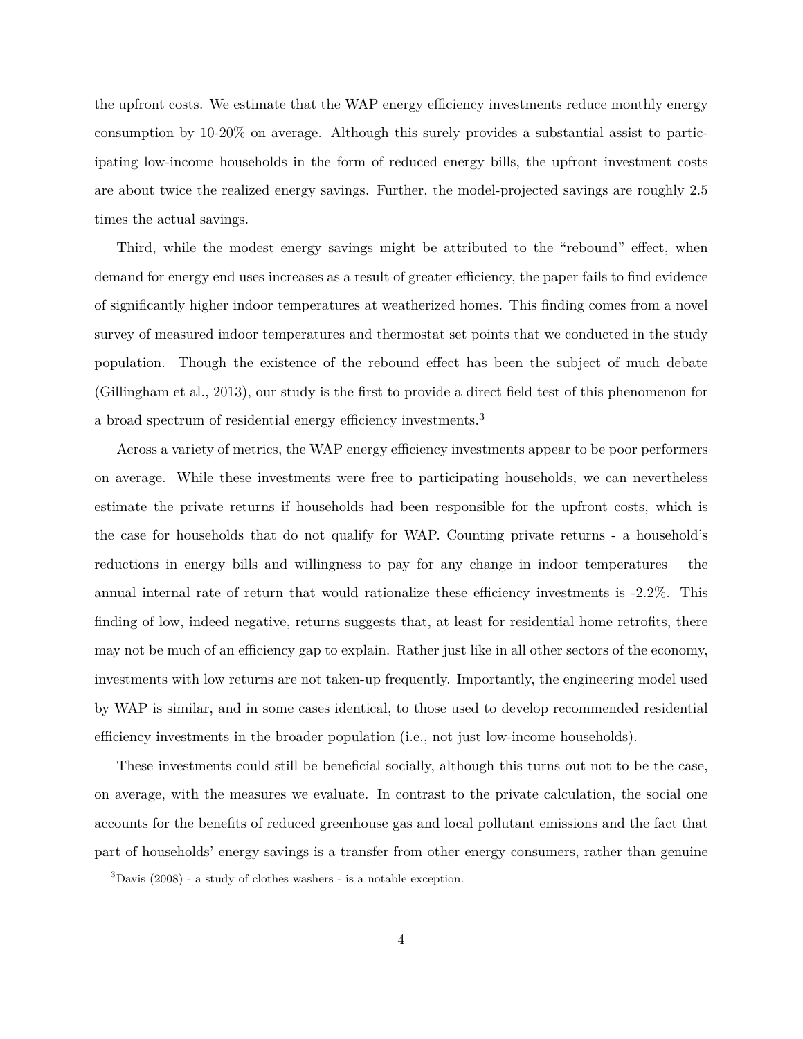the upfront costs. We estimate that the WAP energy efficiency investments reduce monthly energy consumption by 10-20% on average. Although this surely provides a substantial assist to participating low-income households in the form of reduced energy bills, the upfront investment costs are about twice the realized energy savings. Further, the model-projected savings are roughly 2.5 times the actual savings.

Third, while the modest energy savings might be attributed to the "rebound" effect, when demand for energy end uses increases as a result of greater efficiency, the paper fails to find evidence of significantly higher indoor temperatures at weatherized homes. This finding comes from a novel survey of measured indoor temperatures and thermostat set points that we conducted in the study population. Though the existence of the rebound effect has been the subject of much debate (Gillingham et al., 2013), our study is the first to provide a direct field test of this phenomenon for a broad spectrum of residential energy efficiency investments.[3]

Across a variety of metrics, the WAP energy efficiency investments appear to be poor performers on average. While these investments were free to participating households, we can nevertheless estimate the private returns if households had been responsible for the upfront costs, which is the case for households that do not qualify for WAP. Counting private returns - a household's reductions in energy bills and willingness to pay for any change in indoor temperatures – the annual internal rate of return that would rationalize these efficiency investments is -2.2%. This finding of low, indeed negative, returns suggests that, at least for residential home retrofits, there may not be much of an efficiency gap to explain. Rather just like in all other sectors of the economy, investments with low returns are not taken-up frequently. Importantly, the engineering model used by WAP is similar, and in some cases identical, to those used to develop recommended residential efficiency investments in the broader population (i.e., not just low-income households).

These investments could still be beneficial socially, although this turns out not to be the case, on average, with the measures we evaluate. In contrast to the private calculation, the social one accounts for the benefits of reduced greenhouse gas and local pollutant emissions and the fact that part of households' energy savings is a transfer from other energy consumers, rather than genuine

[3] Davis (2008) - a study of clothes washers - is a notable exception.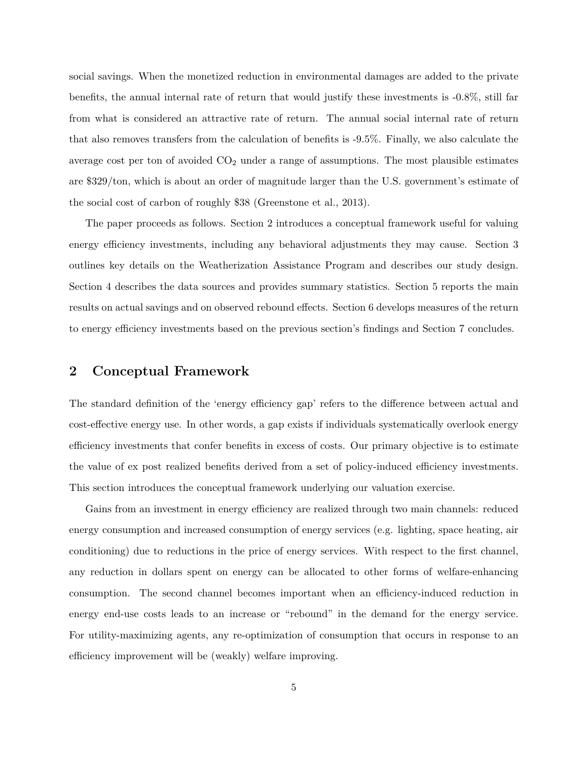social savings. When the monetized reduction in environmental damages are added to the private benefits, the annual internal rate of return that would justify these investments is -0.8%, still far from what is considered an attractive rate of return. The annual social internal rate of return that also removes transfers from the calculation of benefits is -9.5%. Finally, we also calculate the average cost per ton of avoided $CO_2$ under a range of assumptions. The most plausible estimates are $329/ton, which is about an order of magnitude larger than the U.S. government's estimate of the social cost of carbon of roughly $38 (Greenstone et al., 2013).

The paper proceeds as follows. Section 2 introduces a conceptual framework useful for valuing energy efficiency investments, including any behavioral adjustments they may cause. Section 3 outlines key details on the Weatherization Assistance Program and describes our study design. Section 4 describes the data sources and provides summary statistics. Section 5 reports the main results on actual savings and on observed rebound effects. Section 6 develops measures of the return to energy efficiency investments based on the previous section's findings and Section 7 concludes.

## 2 Conceptual Framework

The standard definition of the 'energy efficiency gap' refers to the difference between actual and cost-effective energy use. In other words, a gap exists if individuals systematically overlook energy efficiency investments that confer benefits in excess of costs. Our primary objective is to estimate the value of ex post realized benefits derived from a set of policy-induced efficiency investments. This section introduces the conceptual framework underlying our valuation exercise.

Gains from an investment in energy efficiency are realized through two main channels: reduced energy consumption and increased consumption of energy services (e.g. lighting, space heating, air conditioning) due to reductions in the price of energy services. With respect to the first channel, any reduction in dollars spent on energy can be allocated to other forms of welfare-enhancing consumption. The second channel becomes important when an efficiency-induced reduction in energy end-use costs leads to an increase or "rebound" in the demand for the energy service. For utility-maximizing agents, any re-optimization of consumption that occurs in response to an efficiency improvement will be (weakly) welfare improving.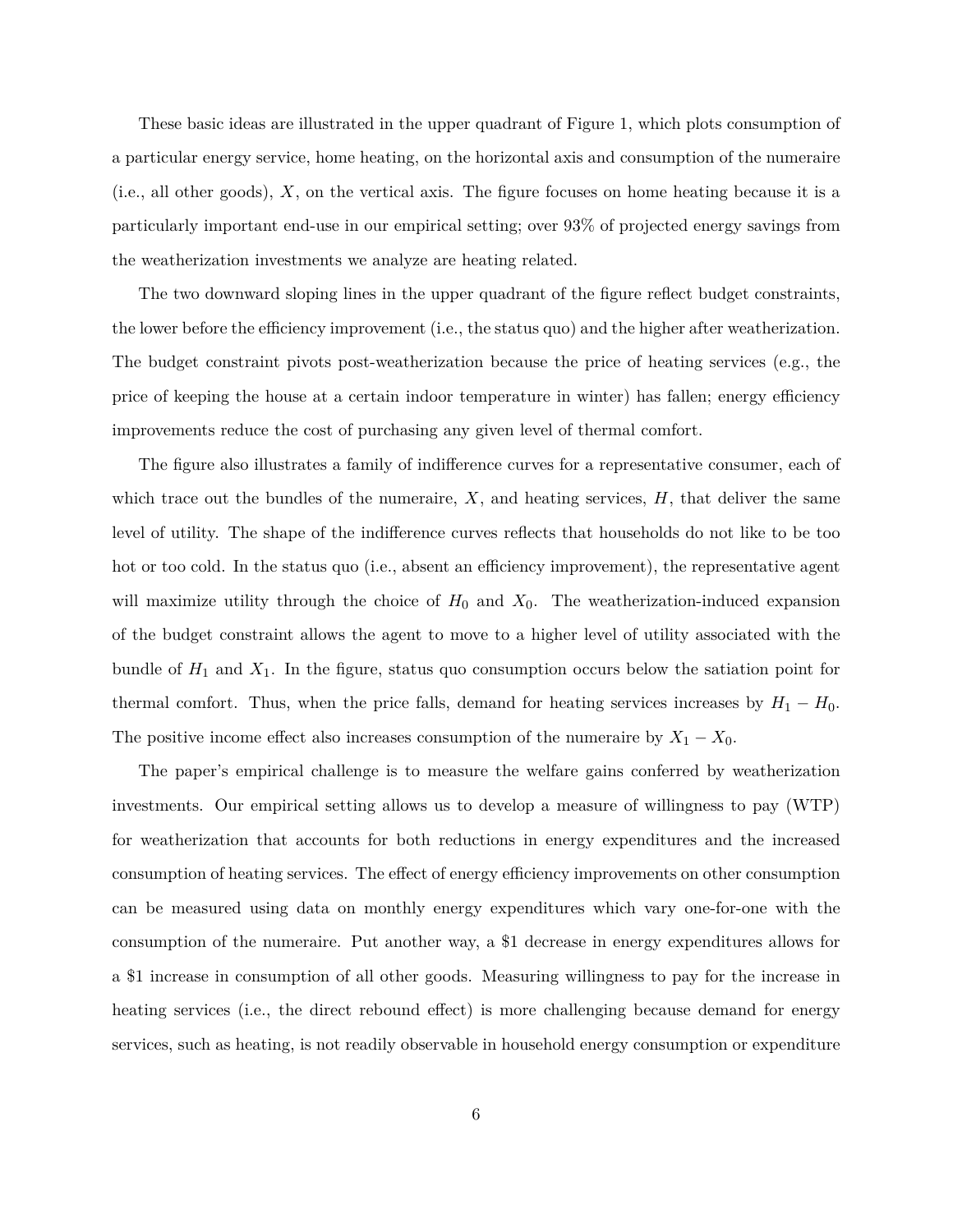These basic ideas are illustrated in the upper quadrant of Figure 1, which plots consumption of a particular energy service, home heating, on the horizontal axis and consumption of the numeraire (i.e., all other goods), $X$, on the vertical axis. The figure focuses on home heating because it is a particularly important end-use in our empirical setting; over 93% of projected energy savings from the weatherization investments we analyze are heating related.

The two downward sloping lines in the upper quadrant of the figure reflect budget constraints, the lower before the efficiency improvement (i.e., the status quo) and the higher after weatherization. The budget constraint pivots post-weatherization because the price of heating services (e.g., the price of keeping the house at a certain indoor temperature in winter) has fallen; energy efficiency improvements reduce the cost of purchasing any given level of thermal comfort.

The figure also illustrates a family of indifference curves for a representative consumer, each of which trace out the bundles of the numeraire, $X$, and heating services, $H$, that deliver the same level of utility. The shape of the indifference curves reflects that households do not like to be too hot or too cold. In the status quo (i.e., absent an efficiency improvement), the representative agent will maximize utility through the choice of $H_0$ and $X_0$. The weatherization-induced expansion of the budget constraint allows the agent to move to a higher level of utility associated with the bundle of $H_1$ and $X_1$. In the figure, status quo consumption occurs below the satiation point for thermal comfort. Thus, when the price falls, demand for heating services increases by $H_1 - H_0$. The positive income effect also increases consumption of the numeraire by $X_1 - X_0$.

The paper's empirical challenge is to measure the welfare gains conferred by weatherization investments. Our empirical setting allows us to develop a measure of willingness to pay (WTP) for weatherization that accounts for both reductions in energy expenditures and the increased consumption of heating services. The effect of energy efficiency improvements on other consumption can be measured using data on monthly energy expenditures which vary one-for-one with the consumption of the numeraire. Put another way, a $1 decrease in energy expenditures allows for a $1 increase in consumption of all other goods. Measuring willingness to pay for the increase in heating services (i.e., the direct rebound effect) is more challenging because demand for energy services, such as heating, is not readily observable in household energy consumption or expenditure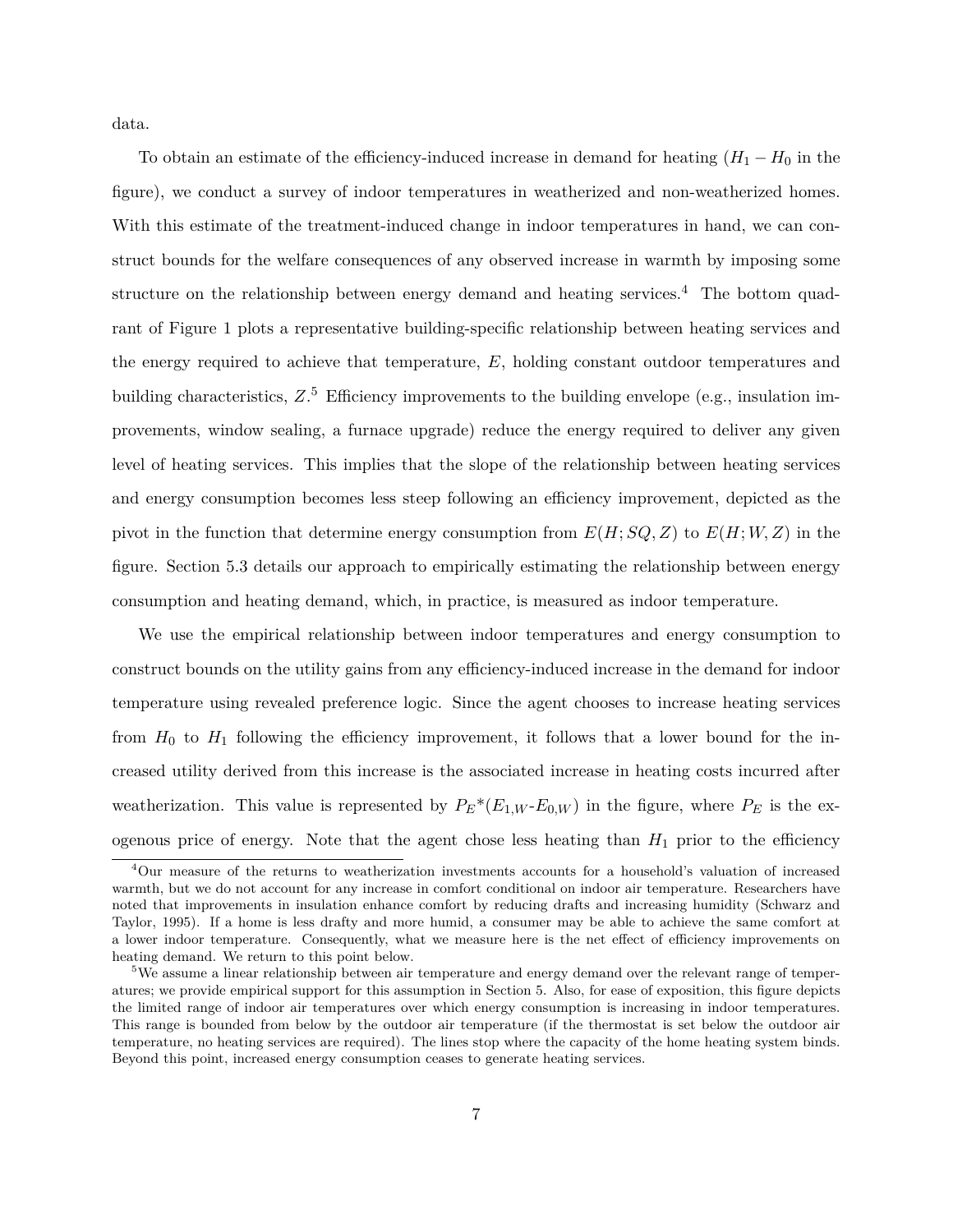data.

To obtain an estimate of the efficiency-induced increase in demand for heating ($H_1 - H_0$ in the figure), we conduct a survey of indoor temperatures in weatherized and non-weatherized homes. With this estimate of the treatment-induced change in indoor temperatures in hand, we can construct bounds for the welfare consequences of any observed increase in warmth by imposing some structure on the relationship between energy demand and heating services.[4] The bottom quadrant of Figure 1 plots a representative building-specific relationship between heating services and the energy required to achieve that temperature, $E$, holding constant outdoor temperatures and building characteristics, $Z$.[5] Efficiency improvements to the building envelope (e.g., insulation improvements, window sealing, a furnace upgrade) reduce the energy required to deliver any given level of heating services. This implies that the slope of the relationship between heating services and energy consumption becomes less steep following an efficiency improvement, depicted as the pivot in the function that determine energy consumption from $E(H; SQ, Z)$ to $E(H; W, Z)$ in the figure. Section 5.3 details our approach to empirically estimating the relationship between energy consumption and heating demand, which, in practice, is measured as indoor temperature.

We use the empirical relationship between indoor temperatures and energy consumption to construct bounds on the utility gains from any efficiency-induced increase in the demand for indoor temperature using revealed preference logic. Since the agent chooses to increase heating services from $H_0$ to $H_1$ following the efficiency improvement, it follows that a lower bound for the increased utility derived from this increase is the associated increase in heating costs incurred after weatherization. This value is represented by $P_E$*($E_{1,W}$-$E_{0,W}$) in the figure, where $P_E$ is the exogenous price of energy. Note that the agent chose less heating than $H_1$ prior to the efficiency

[4] Our measure of the returns to weatherization investments accounts for a household's valuation of increased warmth, but we do not account for any increase in comfort conditional on indoor air temperature. Researchers have noted that improvements in insulation enhance comfort by reducing drafts and increasing humidity (Schwarz and Taylor, 1995). If a home is less drafty and more humid, a consumer may be able to achieve the same comfort at a lower indoor temperature. Consequently, what we measure here is the net effect of efficiency improvements on heating demand. We return to this point below.

[5] We assume a linear relationship between air temperature and energy demand over the relevant range of temperatures; we provide empirical support for this assumption in Section 5. Also, for ease of exposition, this figure depicts the limited range of indoor air temperatures over which energy consumption is increasing in indoor temperatures. This range is bounded from below by the outdoor air temperature (if the thermostat is set below the outdoor air temperature, no heating services are required). The lines stop where the capacity of the home heating system binds. Beyond this point, increased energy consumption ceases to generate heating services.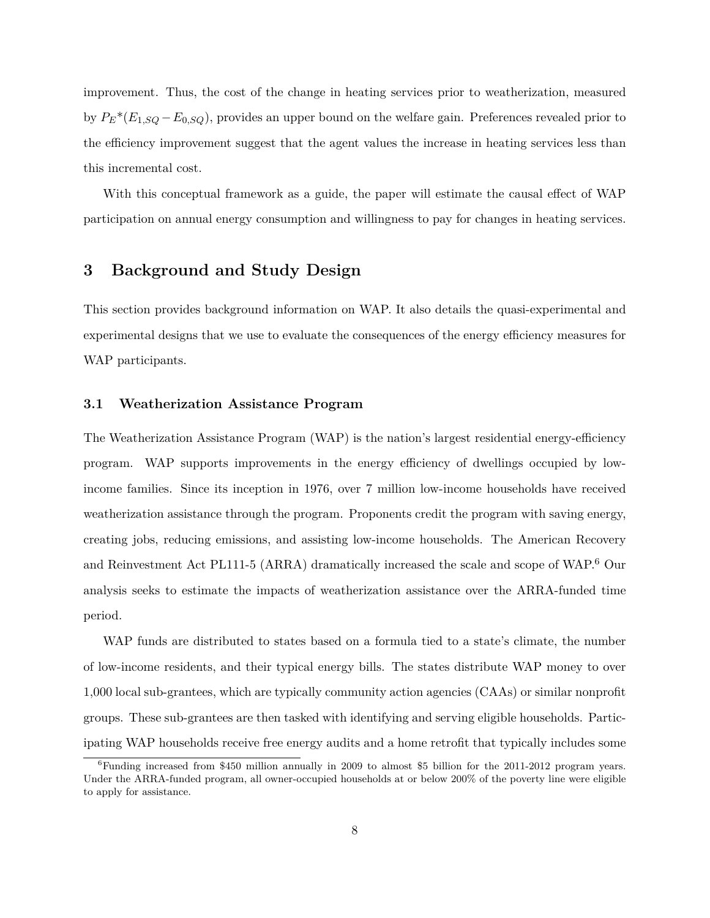improvement. Thus, the cost of the change in heating services prior to weatherization, measured by $P_E{}^*(E_{1,SQ} - E_{0,SQ})$, provides an upper bound on the welfare gain. Preferences revealed prior to the efficiency improvement suggest that the agent values the increase in heating services less than this incremental cost.

With this conceptual framework as a guide, the paper will estimate the causal effect of WAP participation on annual energy consumption and willingness to pay for changes in heating services.

# 3 Background and Study Design

This section provides background information on WAP. It also details the quasi-experimental and experimental designs that we use to evaluate the consequences of the energy efficiency measures for WAP participants.

## 3.1 Weatherization Assistance Program

The Weatherization Assistance Program (WAP) is the nation's largest residential energy-efficiency program. WAP supports improvements in the energy efficiency of dwellings occupied by low-income families. Since its inception in 1976, over 7 million low-income households have received weatherization assistance through the program. Proponents credit the program with saving energy, creating jobs, reducing emissions, and assisting low-income households. The American Recovery and Reinvestment Act PL111-5 (ARRA) dramatically increased the scale and scope of WAP.[6] Our analysis seeks to estimate the impacts of weatherization assistance over the ARRA-funded time period.

WAP funds are distributed to states based on a formula tied to a state's climate, the number of low-income residents, and their typical energy bills. The states distribute WAP money to over 1,000 local sub-grantees, which are typically community action agencies (CAAs) or similar nonprofit groups. These sub-grantees are then tasked with identifying and serving eligible households. Participating WAP households receive free energy audits and a home retrofit that typically includes some

[6] Funding increased from \$450 million annually in 2009 to almost \$5 billion for the 2011-2012 program years. Under the ARRA-funded program, all owner-occupied households at or below 200% of the poverty line were eligible to apply for assistance.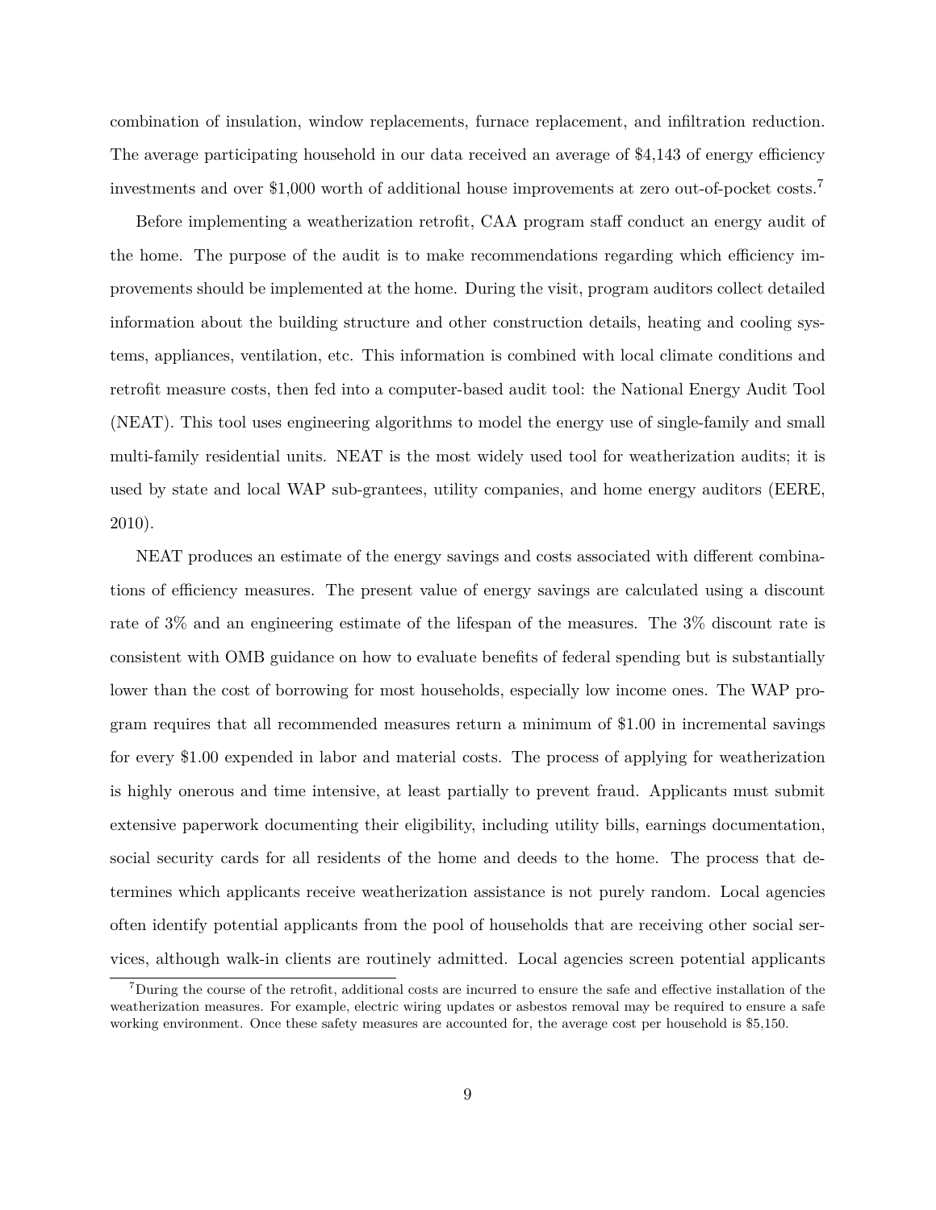combination of insulation, window replacements, furnace replacement, and infiltration reduction. The average participating household in our data received an average of $4,143 of energy efficiency investments and over $1,000 worth of additional house improvements at zero out-of-pocket costs.[7]

Before implementing a weatherization retrofit, CAA program staff conduct an energy audit of the home. The purpose of the audit is to make recommendations regarding which efficiency improvements should be implemented at the home. During the visit, program auditors collect detailed information about the building structure and other construction details, heating and cooling systems, appliances, ventilation, etc. This information is combined with local climate conditions and retrofit measure costs, then fed into a computer-based audit tool: the National Energy Audit Tool (NEAT). This tool uses engineering algorithms to model the energy use of single-family and small multi-family residential units. NEAT is the most widely used tool for weatherization audits; it is used by state and local WAP sub-grantees, utility companies, and home energy auditors (EERE, 2010).

NEAT produces an estimate of the energy savings and costs associated with different combinations of efficiency measures. The present value of energy savings are calculated using a discount rate of 3% and an engineering estimate of the lifespan of the measures. The 3% discount rate is consistent with OMB guidance on how to evaluate benefits of federal spending but is substantially lower than the cost of borrowing for most households, especially low income ones. The WAP program requires that all recommended measures return a minimum of $1.00 in incremental savings for every $1.00 expended in labor and material costs. The process of applying for weatherization is highly onerous and time intensive, at least partially to prevent fraud. Applicants must submit extensive paperwork documenting their eligibility, including utility bills, earnings documentation, social security cards for all residents of the home and deeds to the home. The process that determines which applicants receive weatherization assistance is not purely random. Local agencies often identify potential applicants from the pool of households that are receiving other social services, although walk-in clients are routinely admitted. Local agencies screen potential applicants

[7] During the course of the retrofit, additional costs are incurred to ensure the safe and effective installation of the weatherization measures. For example, electric wiring updates or asbestos removal may be required to ensure a safe working environment. Once these safety measures are accounted for, the average cost per household is $5,150.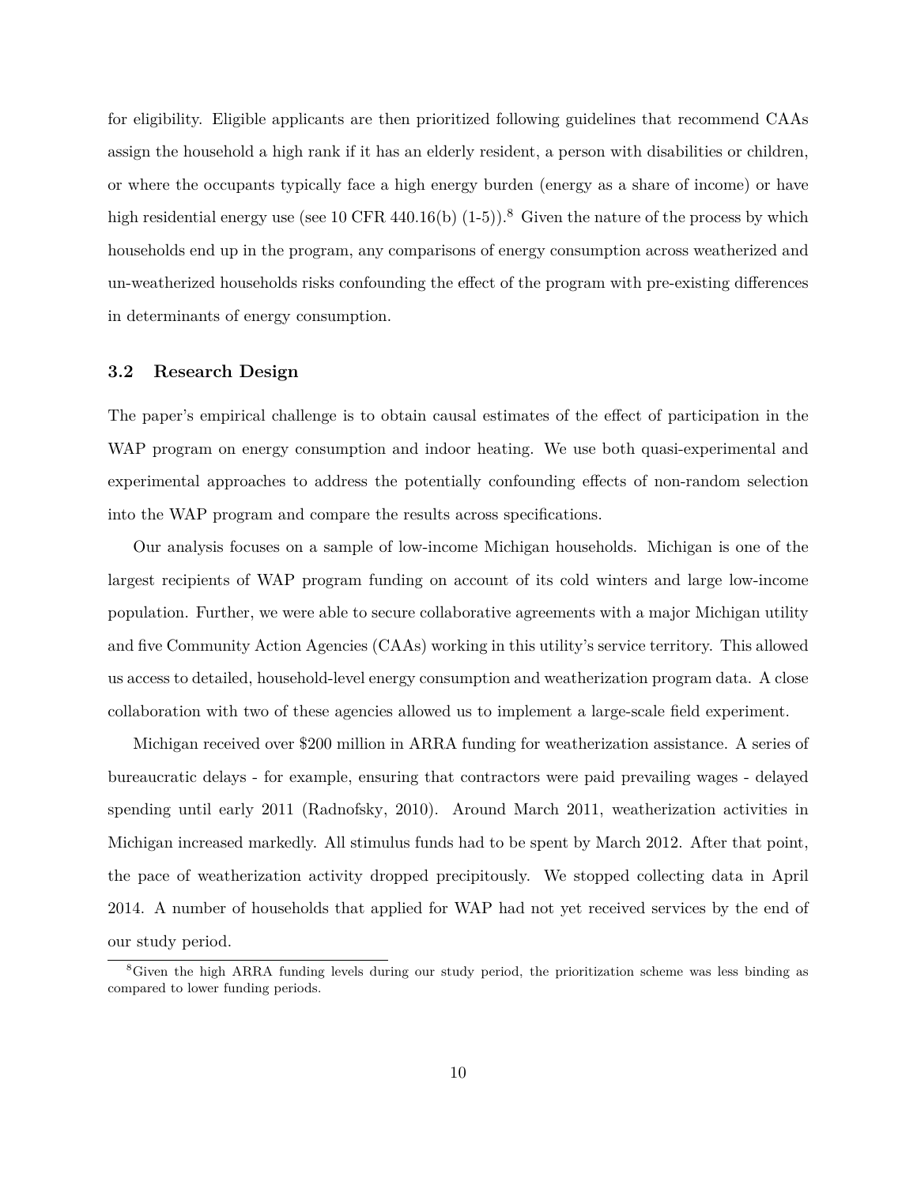for eligibility. Eligible applicants are then prioritized following guidelines that recommend CAAs assign the household a high rank if it has an elderly resident, a person with disabilities or children, or where the occupants typically face a high energy burden (energy as a share of income) or have high residential energy use (see 10 CFR 440.16(b) (1-5)).[8] Given the nature of the process by which households end up in the program, any comparisons of energy consumption across weatherized and un-weatherized households risks confounding the effect of the program with pre-existing differences in determinants of energy consumption.

### 3.2 Research Design

The paper's empirical challenge is to obtain causal estimates of the effect of participation in the WAP program on energy consumption and indoor heating. We use both quasi-experimental and experimental approaches to address the potentially confounding effects of non-random selection into the WAP program and compare the results across specifications.

Our analysis focuses on a sample of low-income Michigan households. Michigan is one of the largest recipients of WAP program funding on account of its cold winters and large low-income population. Further, we were able to secure collaborative agreements with a major Michigan utility and five Community Action Agencies (CAAs) working in this utility's service territory. This allowed us access to detailed, household-level energy consumption and weatherization program data. A close collaboration with two of these agencies allowed us to implement a large-scale field experiment.

Michigan received over $200 million in ARRA funding for weatherization assistance. A series of bureaucratic delays - for example, ensuring that contractors were paid prevailing wages - delayed spending until early 2011 (Radnofsky, 2010). Around March 2011, weatherization activities in Michigan increased markedly. All stimulus funds had to be spent by March 2012. After that point, the pace of weatherization activity dropped precipitously. We stopped collecting data in April 2014. A number of households that applied for WAP had not yet received services by the end of our study period.

[8]Given the high ARRA funding levels during our study period, the prioritization scheme was less binding as compared to lower funding periods.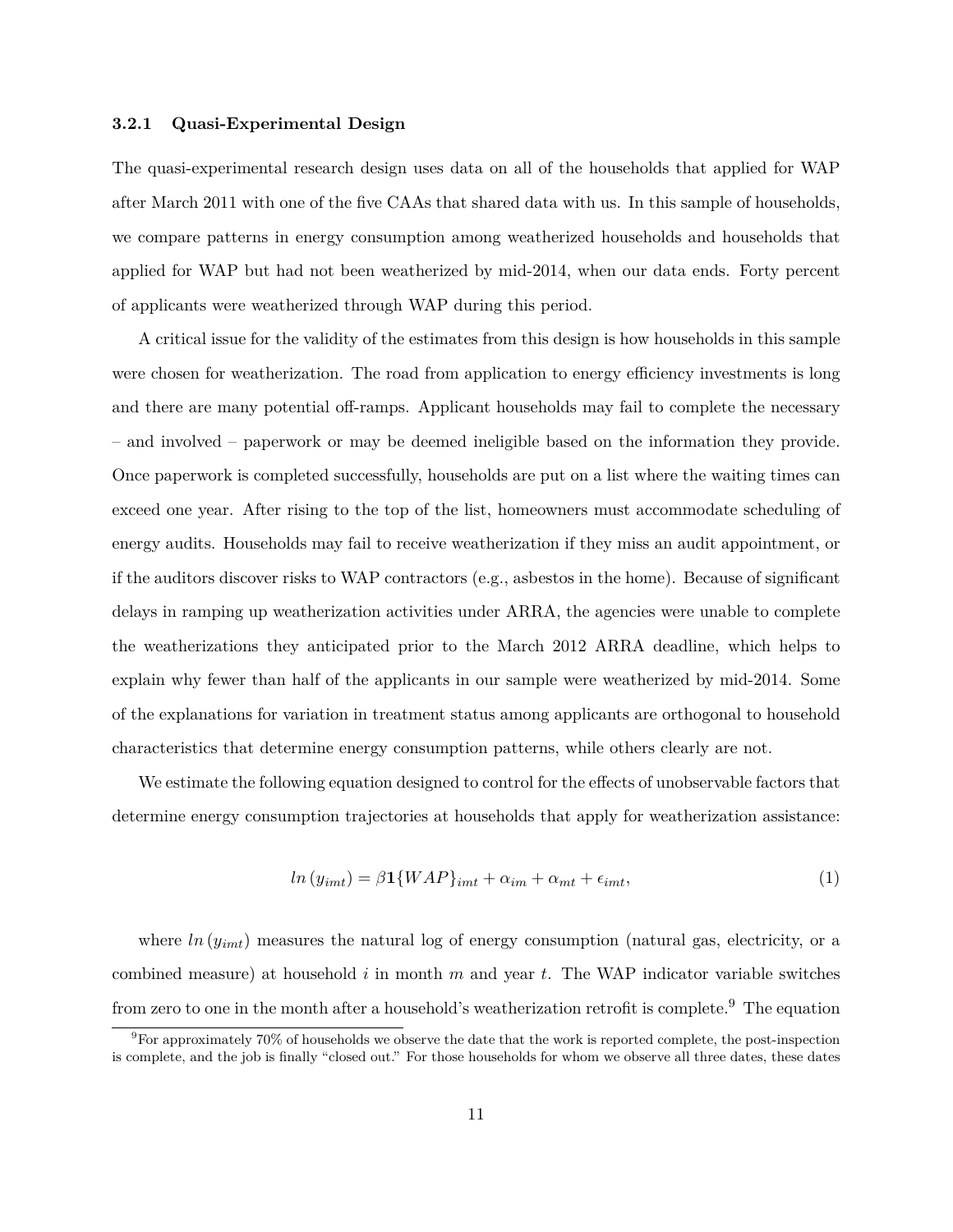#### 3.2.1 Quasi-Experimental Design

The quasi-experimental research design uses data on all of the households that applied for WAP after March 2011 with one of the five CAAs that shared data with us. In this sample of households, we compare patterns in energy consumption among weatherized households and households that applied for WAP but had not been weatherized by mid-2014, when our data ends. Forty percent of applicants were weatherized through WAP during this period.

A critical issue for the validity of the estimates from this design is how households in this sample were chosen for weatherization. The road from application to energy efficiency investments is long and there are many potential off-ramps. Applicant households may fail to complete the necessary – and involved – paperwork or may be deemed ineligible based on the information they provide. Once paperwork is completed successfully, households are put on a list where the waiting times can exceed one year. After rising to the top of the list, homeowners must accommodate scheduling of energy audits. Households may fail to receive weatherization if they miss an audit appointment, or if the auditors discover risks to WAP contractors (e.g., asbestos in the home). Because of significant delays in ramping up weatherization activities under ARRA, the agencies were unable to complete the weatherizations they anticipated prior to the March 2012 ARRA deadline, which helps to explain why fewer than half of the applicants in our sample were weatherized by mid-2014. Some of the explanations for variation in treatment status among applicants are orthogonal to household characteristics that determine energy consumption patterns, while others clearly are not.

We estimate the following equation designed to control for the effects of unobservable factors that determine energy consumption trajectories at households that apply for weatherization assistance:

$$ln\left(y_{imt}\right) = \beta \mathbf{1}\{WAP\}_{imt} + \alpha_{im} + \alpha_{mt} + \epsilon_{imt}, \tag{1}$$

where $ln\left(y_{imt}\right)$ measures the natural log of energy consumption (natural gas, electricity, or a combined measure) at household $i$ in month $m$ and year $t$. The WAP indicator variable switches from zero to one in the month after a household's weatherization retrofit is complete.[9] The equation

[9] For approximately 70% of households we observe the date that the work is reported complete, the post-inspection is complete, and the job is finally "closed out." For those households for whom we observe all three dates, these dates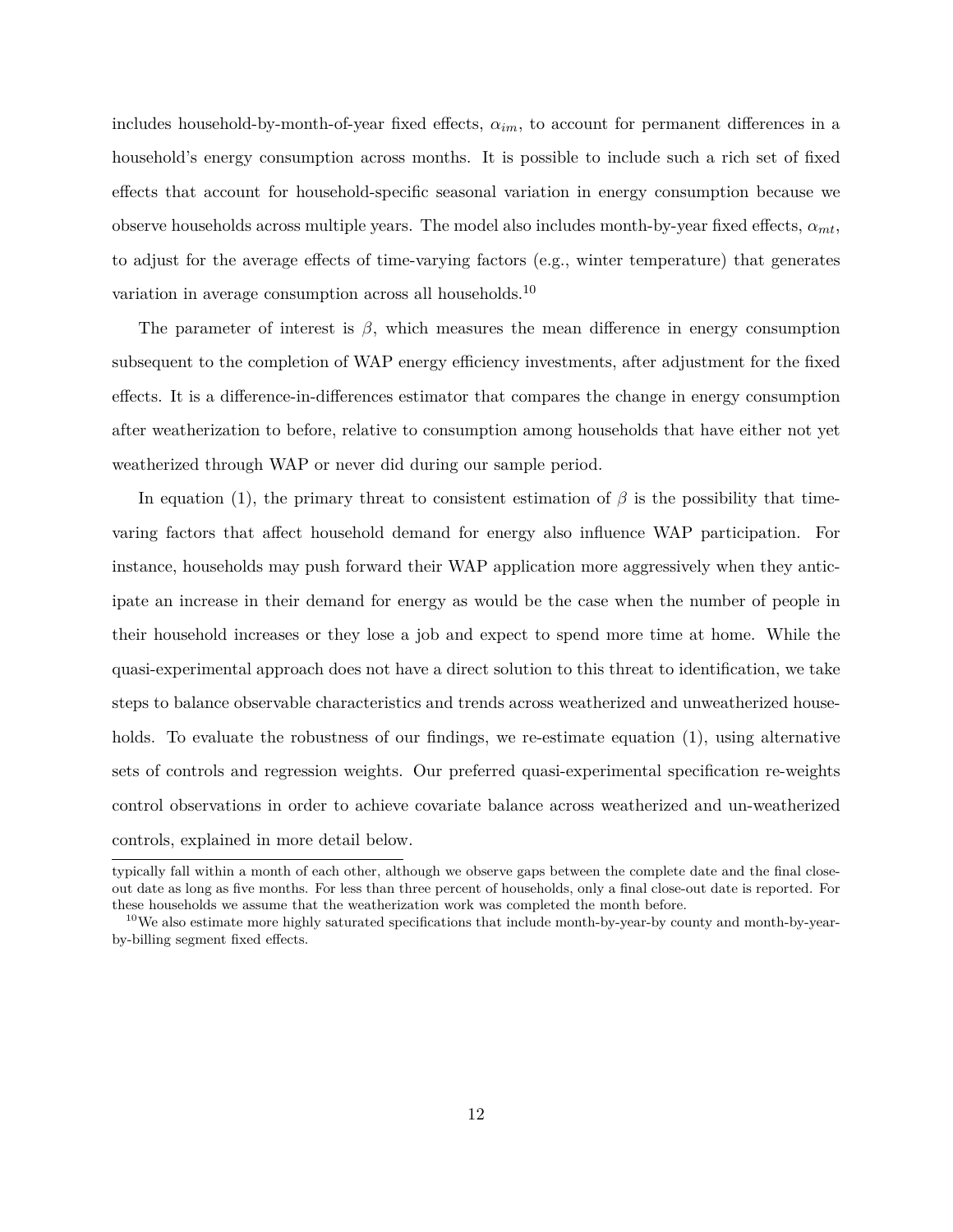includes household-by-month-of-year fixed effects, $\alpha_{im}$, to account for permanent differences in a household's energy consumption across months. It is possible to include such a rich set of fixed effects that account for household-specific seasonal variation in energy consumption because we observe households across multiple years. The model also includes month-by-year fixed effects, $\alpha_{mt}$, to adjust for the average effects of time-varying factors (e.g., winter temperature) that generates variation in average consumption across all households.[10]

The parameter of interest is $\beta$, which measures the mean difference in energy consumption subsequent to the completion of WAP energy efficiency investments, after adjustment for the fixed effects. It is a difference-in-differences estimator that compares the change in energy consumption after weatherization to before, relative to consumption among households that have either not yet weatherized through WAP or never did during our sample period.

In equation (1), the primary threat to consistent estimation of $\beta$ is the possibility that time-varing factors that affect household demand for energy also influence WAP participation. For instance, households may push forward their WAP application more aggressively when they anticipate an increase in their demand for energy as would be the case when the number of people in their household increases or they lose a job and expect to spend more time at home. While the quasi-experimental approach does not have a direct solution to this threat to identification, we take steps to balance observable characteristics and trends across weatherized and unweatherized households. To evaluate the robustness of our findings, we re-estimate equation (1), using alternative sets of controls and regression weights. Our preferred quasi-experimental specification re-weights control observations in order to achieve covariate balance across weatherized and un-weatherized controls, explained in more detail below.

---

typically fall within a month of each other, although we observe gaps between the complete date and the final close-out date as long as five months. For less than three percent of households, only a final close-out date is reported. For these households we assume that the weatherization work was completed the month before.

[10]We also estimate more highly saturated specifications that include month-by-year-by county and month-by-year-by-billing segment fixed effects.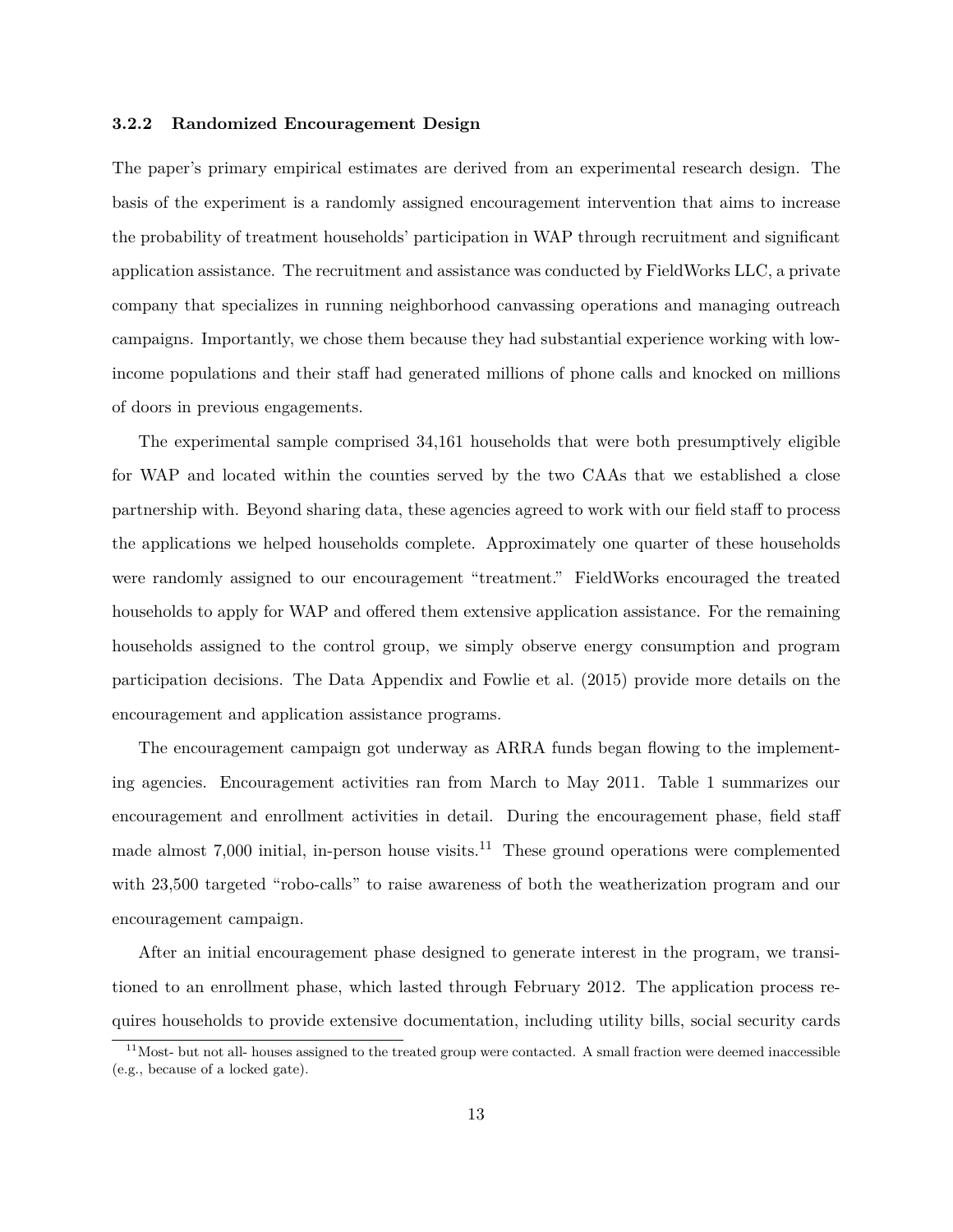#### 3.2.2 Randomized Encouragement Design

The paper's primary empirical estimates are derived from an experimental research design. The basis of the experiment is a randomly assigned encouragement intervention that aims to increase the probability of treatment households' participation in WAP through recruitment and significant application assistance. The recruitment and assistance was conducted by FieldWorks LLC, a private company that specializes in running neighborhood canvassing operations and managing outreach campaigns. Importantly, we chose them because they had substantial experience working with low-income populations and their staff had generated millions of phone calls and knocked on millions of doors in previous engagements.

The experimental sample comprised 34,161 households that were both presumptively eligible for WAP and located within the counties served by the two CAAs that we established a close partnership with. Beyond sharing data, these agencies agreed to work with our field staff to process the applications we helped households complete. Approximately one quarter of these households were randomly assigned to our encouragement "treatment." FieldWorks encouraged the treated households to apply for WAP and offered them extensive application assistance. For the remaining households assigned to the control group, we simply observe energy consumption and program participation decisions. The Data Appendix and Fowlie et al. (2015) provide more details on the encouragement and application assistance programs.

The encouragement campaign got underway as ARRA funds began flowing to the implementing agencies. Encouragement activities ran from March to May 2011. Table 1 summarizes our encouragement and enrollment activities in detail. During the encouragement phase, field staff made almost 7,000 initial, in-person house visits.[11] These ground operations were complemented with 23,500 targeted "robo-calls" to raise awareness of both the weatherization program and our encouragement campaign.

After an initial encouragement phase designed to generate interest in the program, we transitioned to an enrollment phase, which lasted through February 2012. The application process requires households to provide extensive documentation, including utility bills, social security cards

[11] Most- but not all- houses assigned to the treated group were contacted. A small fraction were deemed inaccessible (e.g., because of a locked gate).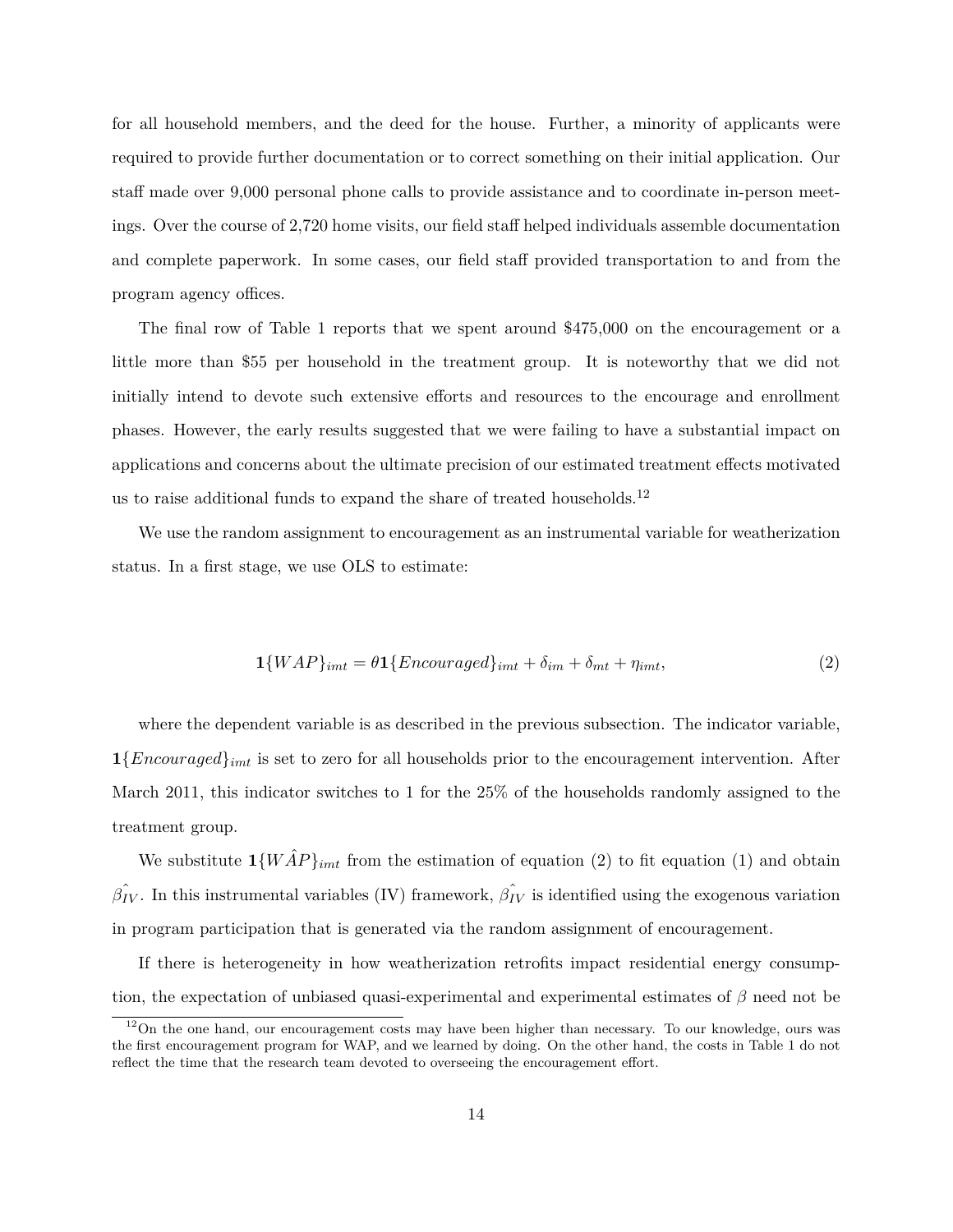for all household members, and the deed for the house. Further, a minority of applicants were required to provide further documentation or to correct something on their initial application. Our staff made over 9,000 personal phone calls to provide assistance and to coordinate in-person meetings. Over the course of 2,720 home visits, our field staff helped individuals assemble documentation and complete paperwork. In some cases, our field staff provided transportation to and from the program agency offices.

The final row of Table 1 reports that we spent around \$475,000 on the encouragement or a little more than \$55 per household in the treatment group. It is noteworthy that we did not initially intend to devote such extensive efforts and resources to the encourage and enrollment phases. However, the early results suggested that we were failing to have a substantial impact on applications and concerns about the ultimate precision of our estimated treatment effects motivated us to raise additional funds to expand the share of treated households.[12]

We use the random assignment to encouragement as an instrumental variable for weatherization status. In a first stage, we use OLS to estimate:

$$\mathbf{1}\{WAP\}_{imt} = \theta \mathbf{1}\{Encouraged\}_{imt} + \delta_{im} + \delta_{mt} + \eta_{imt}, \tag{2}$$

where the dependent variable is as described in the previous subsection. The indicator variable, $\mathbf{1}\{Encouraged\}_{imt}$ is set to zero for all households prior to the encouragement intervention. After March 2011, this indicator switches to 1 for the 25% of the households randomly assigned to the treatment group.

We substitute $\mathbf{1}\{\hat{WAP}\}_{imt}$ from the estimation of equation (2) to fit equation (1) and obtain $\hat{\beta_{IV}}$. In this instrumental variables (IV) framework, $\hat{\beta_{IV}}$ is identified using the exogenous variation in program participation that is generated via the random assignment of encouragement.

If there is heterogeneity in how weatherization retrofits impact residential energy consumption, the expectation of unbiased quasi-experimental and experimental estimates of $\beta$ need not be

[12] On the one hand, our encouragement costs may have been higher than necessary. To our knowledge, ours was the first encouragement program for WAP, and we learned by doing. On the other hand, the costs in Table 1 do not reflect the time that the research team devoted to overseeing the encouragement effort.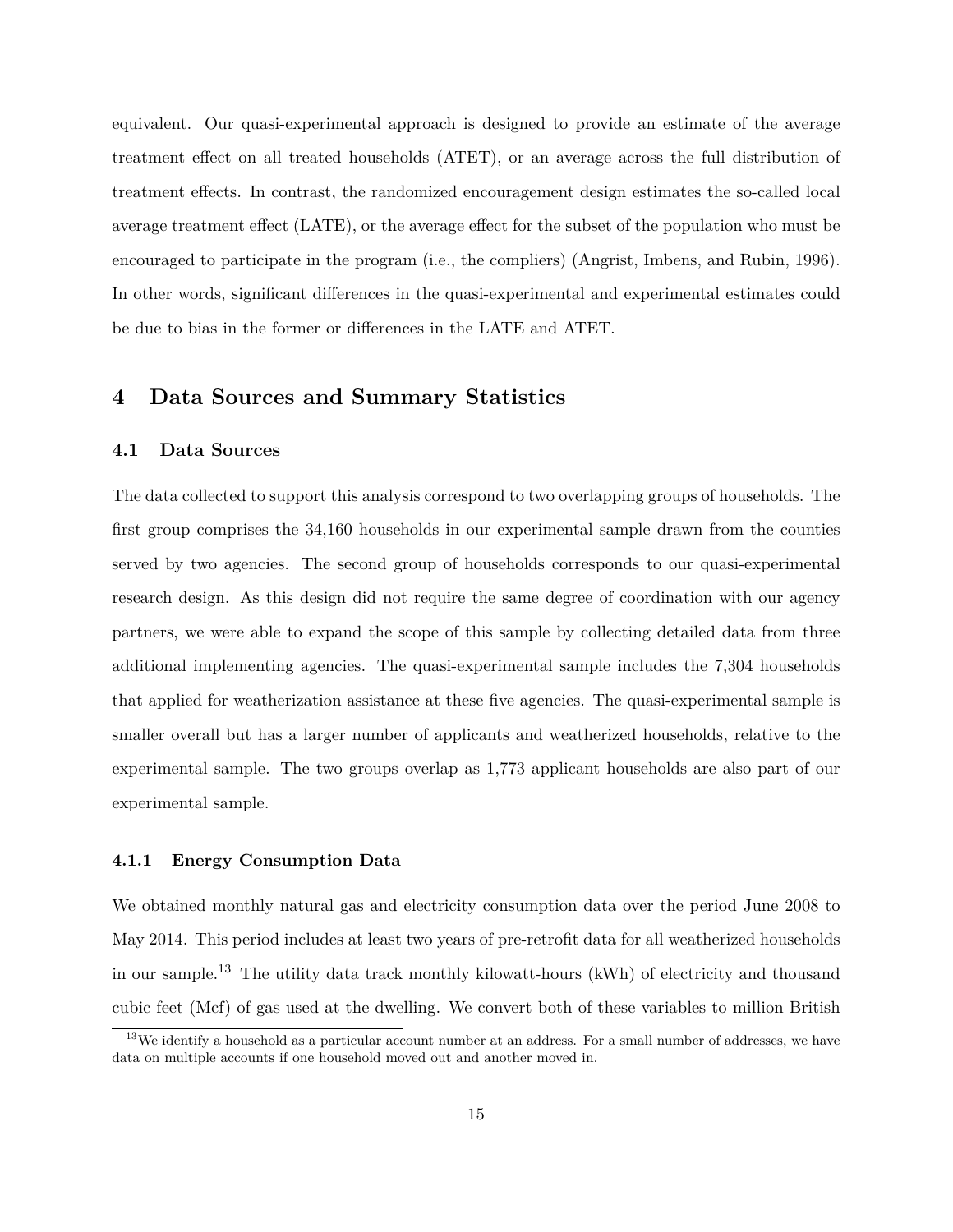equivalent. Our quasi-experimental approach is designed to provide an estimate of the average treatment effect on all treated households (ATET), or an average across the full distribution of treatment effects. In contrast, the randomized encouragement design estimates the so-called local average treatment effect (LATE), or the average effect for the subset of the population who must be encouraged to participate in the program (i.e., the compliers) (Angrist, Imbens, and Rubin, 1996). In other words, significant differences in the quasi-experimental and experimental estimates could be due to bias in the former or differences in the LATE and ATET.

# 4 Data Sources and Summary Statistics

## 4.1 Data Sources

The data collected to support this analysis correspond to two overlapping groups of households. The first group comprises the 34,160 households in our experimental sample drawn from the counties served by two agencies. The second group of households corresponds to our quasi-experimental research design. As this design did not require the same degree of coordination with our agency partners, we were able to expand the scope of this sample by collecting detailed data from three additional implementing agencies. The quasi-experimental sample includes the 7,304 households that applied for weatherization assistance at these five agencies. The quasi-experimental sample is smaller overall but has a larger number of applicants and weatherized households, relative to the experimental sample. The two groups overlap as 1,773 applicant households are also part of our experimental sample.

### 4.1.1 Energy Consumption Data

We obtained monthly natural gas and electricity consumption data over the period June 2008 to May 2014. This period includes at least two years of pre-retrofit data for all weatherized households in our sample.[13] The utility data track monthly kilowatt-hours (kWh) of electricity and thousand cubic feet (Mcf) of gas used at the dwelling. We convert both of these variables to million British

[13] We identify a household as a particular account number at an address. For a small number of addresses, we have data on multiple accounts if one household moved out and another moved in.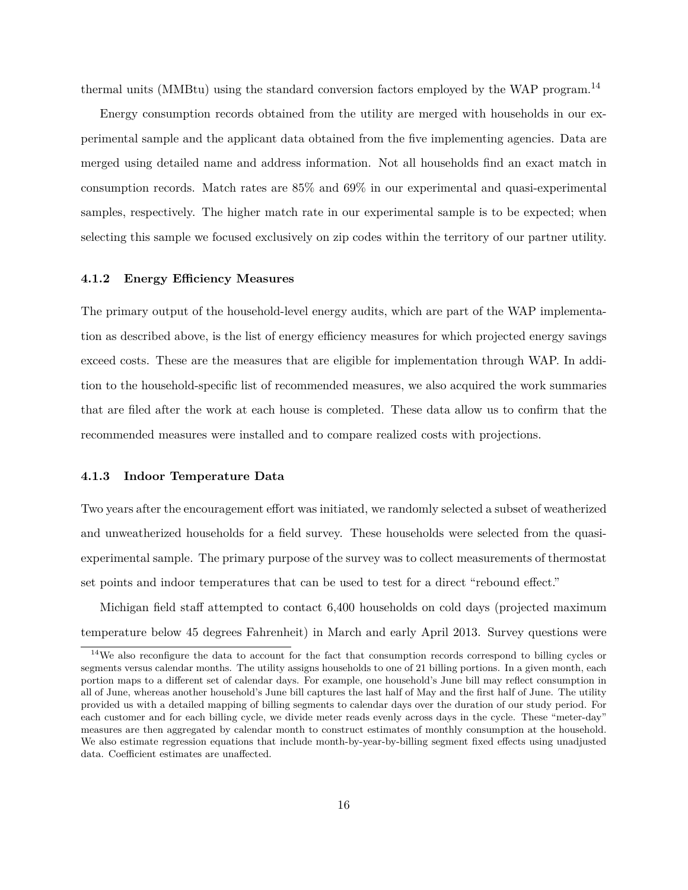thermal units (MMBtu) using the standard conversion factors employed by the WAP program.[14]

Energy consumption records obtained from the utility are merged with households in our experimental sample and the applicant data obtained from the five implementing agencies. Data are merged using detailed name and address information. Not all households find an exact match in consumption records. Match rates are 85% and 69% in our experimental and quasi-experimental samples, respectively. The higher match rate in our experimental sample is to be expected; when selecting this sample we focused exclusively on zip codes within the territory of our partner utility.

#### 4.1.2 Energy Efficiency Measures

The primary output of the household-level energy audits, which are part of the WAP implementation as described above, is the list of energy efficiency measures for which projected energy savings exceed costs. These are the measures that are eligible for implementation through WAP. In addition to the household-specific list of recommended measures, we also acquired the work summaries that are filed after the work at each house is completed. These data allow us to confirm that the recommended measures were installed and to compare realized costs with projections.

#### 4.1.3 Indoor Temperature Data

Two years after the encouragement effort was initiated, we randomly selected a subset of weatherized and unweatherized households for a field survey. These households were selected from the quasi-experimental sample. The primary purpose of the survey was to collect measurements of thermostat set points and indoor temperatures that can be used to test for a direct "rebound effect."

Michigan field staff attempted to contact 6,400 households on cold days (projected maximum temperature below 45 degrees Fahrenheit) in March and early April 2013. Survey questions were

[14] We also reconfigure the data to account for the fact that consumption records correspond to billing cycles or segments versus calendar months. The utility assigns households to one of 21 billing portions. In a given month, each portion maps to a different set of calendar days. For example, one household's June bill may reflect consumption in all of June, whereas another household's June bill captures the last half of May and the first half of June. The utility provided us with a detailed mapping of billing segments to calendar days over the duration of our study period. For each customer and for each billing cycle, we divide meter reads evenly across days in the cycle. These "meter-day" measures are then aggregated by calendar month to construct estimates of monthly consumption at the household. We also estimate regression equations that include month-by-year-by-billing segment fixed effects using unadjusted data. Coefficient estimates are unaffected.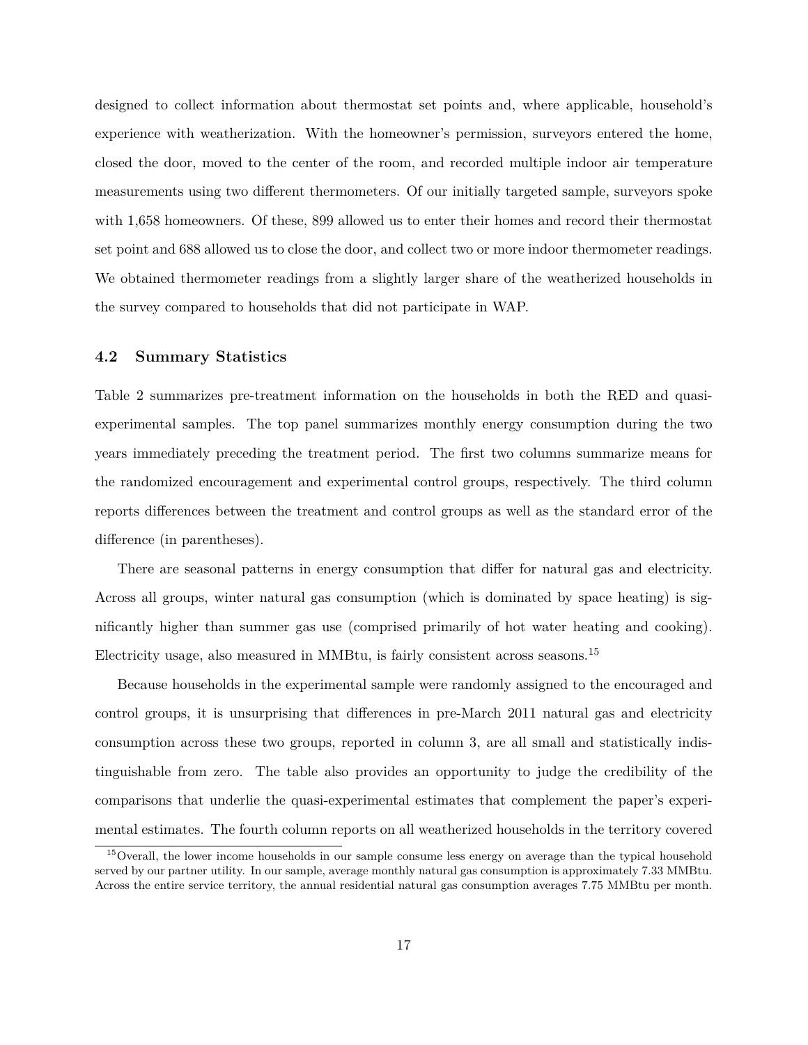designed to collect information about thermostat set points and, where applicable, household's experience with weatherization. With the homeowner's permission, surveyors entered the home, closed the door, moved to the center of the room, and recorded multiple indoor air temperature measurements using two different thermometers. Of our initially targeted sample, surveyors spoke with 1,658 homeowners. Of these, 899 allowed us to enter their homes and record their thermostat set point and 688 allowed us to close the door, and collect two or more indoor thermometer readings. We obtained thermometer readings from a slightly larger share of the weatherized households in the survey compared to households that did not participate in WAP.

### 4.2 Summary Statistics

Table 2 summarizes pre-treatment information on the households in both the RED and quasi-experimental samples. The top panel summarizes monthly energy consumption during the two years immediately preceding the treatment period. The first two columns summarize means for the randomized encouragement and experimental control groups, respectively. The third column reports differences between the treatment and control groups as well as the standard error of the difference (in parentheses).

There are seasonal patterns in energy consumption that differ for natural gas and electricity. Across all groups, winter natural gas consumption (which is dominated by space heating) is significantly higher than summer gas use (comprised primarily of hot water heating and cooking). Electricity usage, also measured in MMBtu, is fairly consistent across seasons.[15]

Because households in the experimental sample were randomly assigned to the encouraged and control groups, it is unsurprising that differences in pre-March 2011 natural gas and electricity consumption across these two groups, reported in column 3, are all small and statistically indistinguishable from zero. The table also provides an opportunity to judge the credibility of the comparisons that underlie the quasi-experimental estimates that complement the paper's experimental estimates. The fourth column reports on all weatherized households in the territory covered

[15] Overall, the lower income households in our sample consume less energy on average than the typical household served by our partner utility. In our sample, average monthly natural gas consumption is approximately 7.33 MMBtu. Across the entire service territory, the annual residential natural gas consumption averages 7.75 MMBtu per month.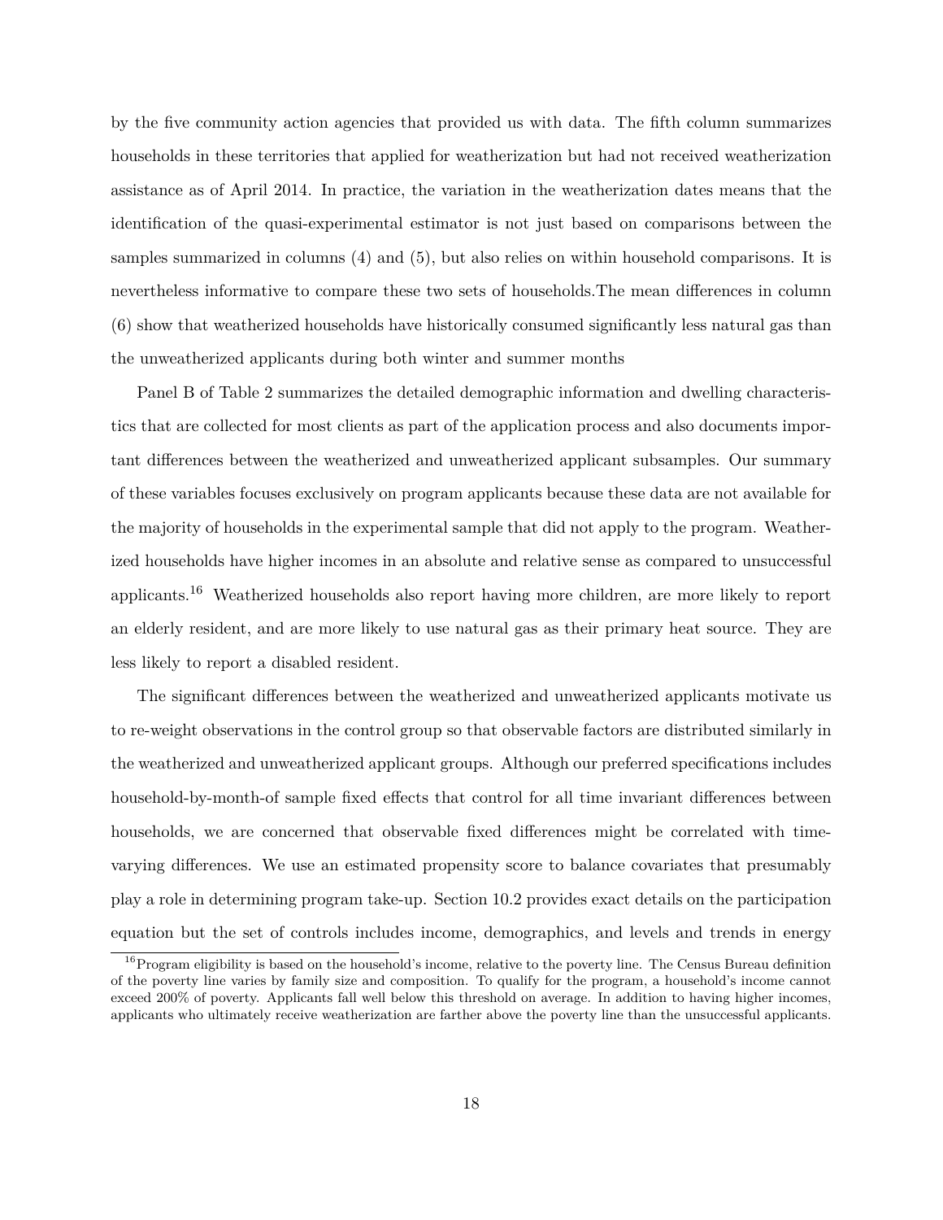by the five community action agencies that provided us with data. The fifth column summarizes households in these territories that applied for weatherization but had not received weatherization assistance as of April 2014. In practice, the variation in the weatherization dates means that the identification of the quasi-experimental estimator is not just based on comparisons between the samples summarized in columns (4) and (5), but also relies on within household comparisons. It is nevertheless informative to compare these two sets of households.The mean differences in column (6) show that weatherized households have historically consumed significantly less natural gas than the unweatherized applicants during both winter and summer months

Panel B of Table 2 summarizes the detailed demographic information and dwelling characteristics that are collected for most clients as part of the application process and also documents important differences between the weatherized and unweatherized applicant subsamples. Our summary of these variables focuses exclusively on program applicants because these data are not available for the majority of households in the experimental sample that did not apply to the program. Weatherized households have higher incomes in an absolute and relative sense as compared to unsuccessful applicants.[16] Weatherized households also report having more children, are more likely to report an elderly resident, and are more likely to use natural gas as their primary heat source. They are less likely to report a disabled resident.

The significant differences between the weatherized and unweatherized applicants motivate us to re-weight observations in the control group so that observable factors are distributed similarly in the weatherized and unweatherized applicant groups. Although our preferred specifications includes household-by-month-of sample fixed effects that control for all time invariant differences between households, we are concerned that observable fixed differences might be correlated with time-varying differences. We use an estimated propensity score to balance covariates that presumably play a role in determining program take-up. Section 10.2 provides exact details on the participation equation but the set of controls includes income, demographics, and levels and trends in energy

[16] Program eligibility is based on the household's income, relative to the poverty line. The Census Bureau definition of the poverty line varies by family size and composition. To qualify for the program, a household's income cannot exceed 200% of poverty. Applicants fall well below this threshold on average. In addition to having higher incomes, applicants who ultimately receive weatherization are farther above the poverty line than the unsuccessful applicants.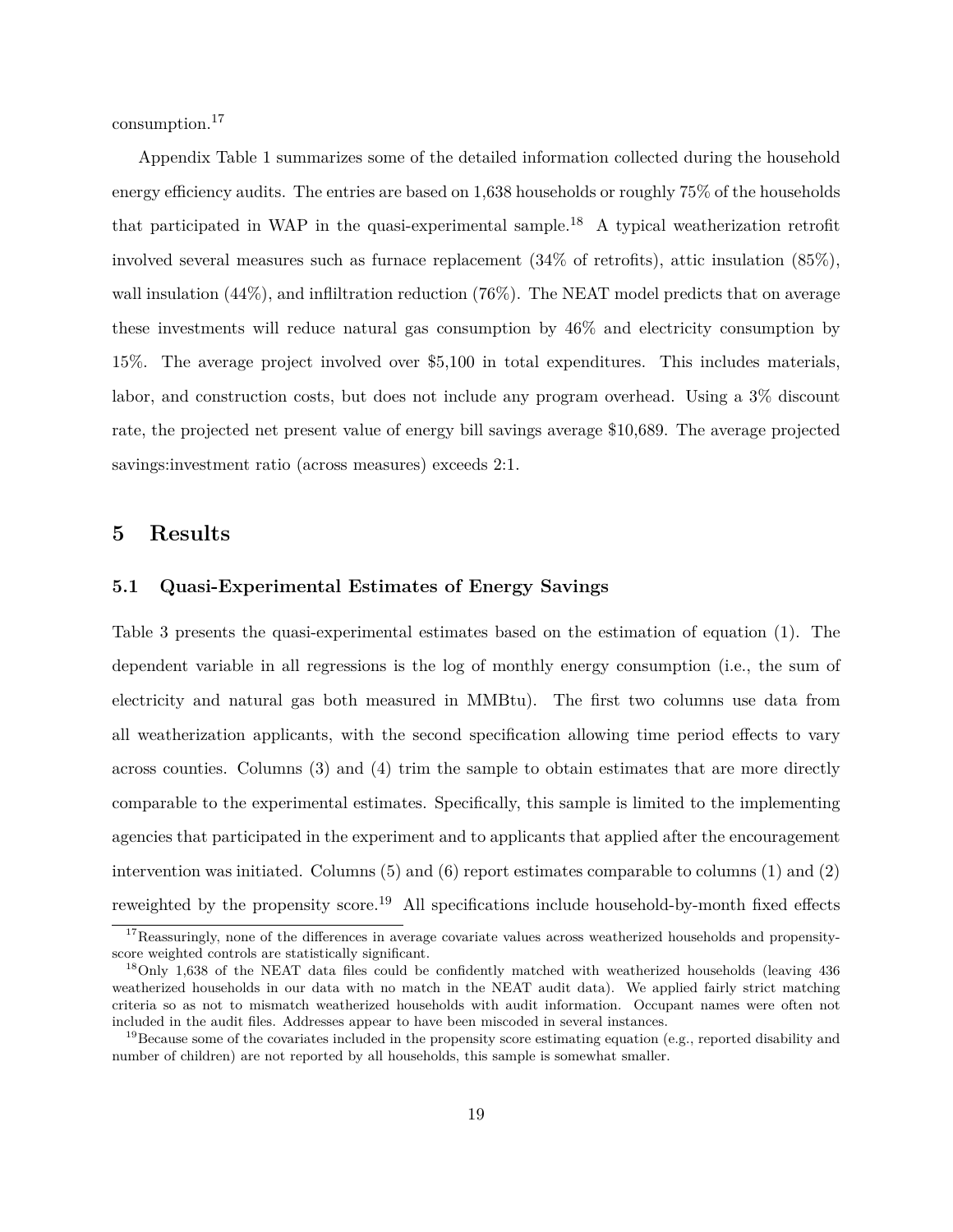consumption.[17]

Appendix Table 1 summarizes some of the detailed information collected during the household energy efficiency audits. The entries are based on 1,638 households or roughly 75% of the households that participated in WAP in the quasi-experimental sample.[18] A typical weatherization retrofit involved several measures such as furnace replacement (34% of retrofits), attic insulation (85%), wall insulation (44%), and infiltration reduction (76%). The NEAT model predicts that on average these investments will reduce natural gas consumption by 46% and electricity consumption by 15%. The average project involved over $5,100 in total expenditures. This includes materials, labor, and construction costs, but does not include any program overhead. Using a 3% discount rate, the projected net present value of energy bill savings average $10,689. The average projected savings:investment ratio (across measures) exceeds 2:1.

# 5 Results

## 5.1 Quasi-Experimental Estimates of Energy Savings

Table 3 presents the quasi-experimental estimates based on the estimation of equation (1). The dependent variable in all regressions is the log of monthly energy consumption (i.e., the sum of electricity and natural gas both measured in MMBtu). The first two columns use data from all weatherization applicants, with the second specification allowing time period effects to vary across counties. Columns (3) and (4) trim the sample to obtain estimates that are more directly comparable to the experimental estimates. Specifically, this sample is limited to the implementing agencies that participated in the experiment and to applicants that applied after the encouragement intervention was initiated. Columns (5) and (6) report estimates comparable to columns (1) and (2) reweighted by the propensity score.[19] All specifications include household-by-month fixed effects

[17] Reassuringly, none of the differences in average covariate values across weatherized households and propensity-score weighted controls are statistically significant.

[18] Only 1,638 of the NEAT data files could be confidently matched with weatherized households (leaving 436 weatherized households in our data with no match in the NEAT audit data). We applied fairly strict matching criteria so as not to mismatch weatherized households with audit information. Occupant names were often not included in the audit files. Addresses appear to have been miscoded in several instances.

[19] Because some of the covariates included in the propensity score estimating equation (e.g., reported disability and number of children) are not reported by all households, this sample is somewhat smaller.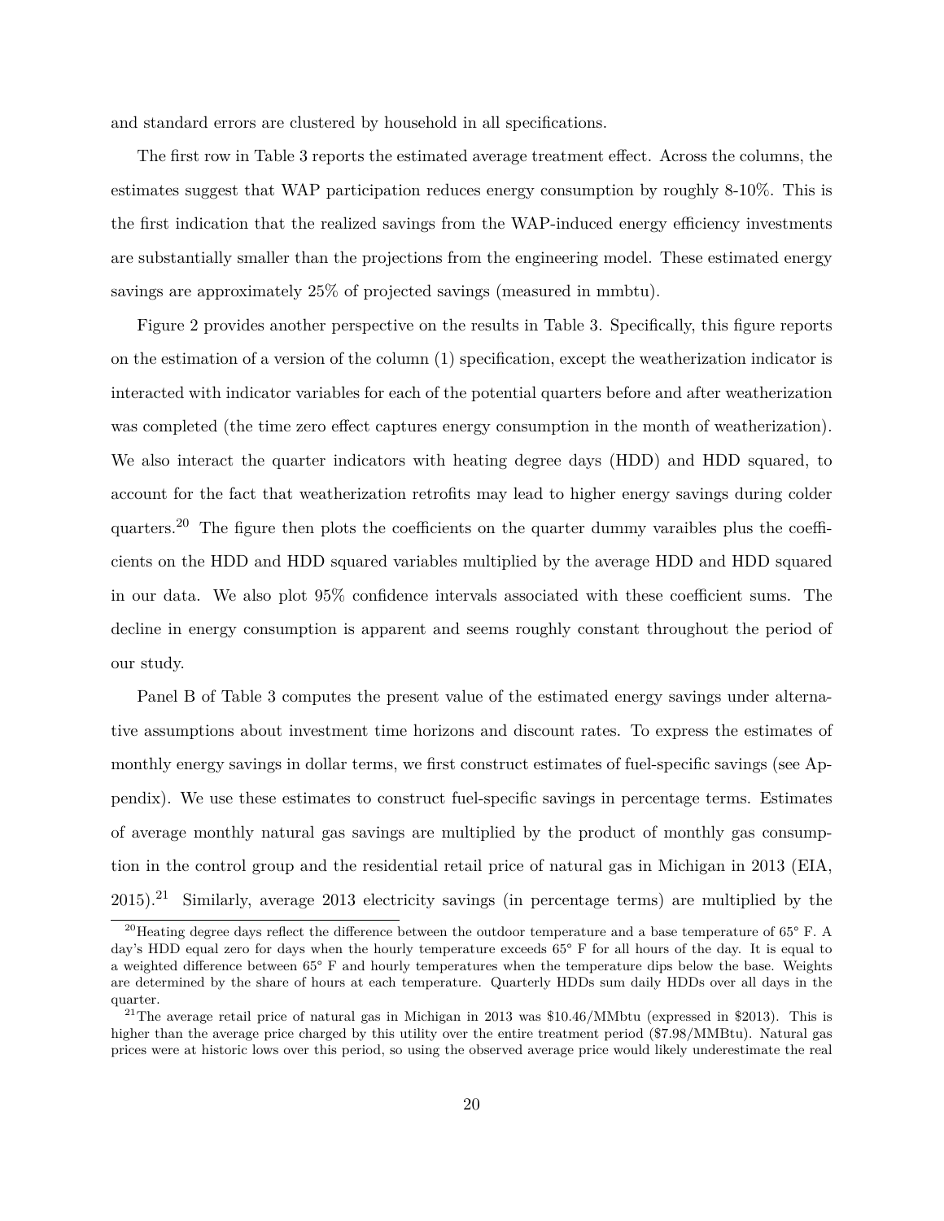and standard errors are clustered by household in all specifications.

The first row in Table 3 reports the estimated average treatment effect. Across the columns, the estimates suggest that WAP participation reduces energy consumption by roughly 8-10%. This is the first indication that the realized savings from the WAP-induced energy efficiency investments are substantially smaller than the projections from the engineering model. These estimated energy savings are approximately 25% of projected savings (measured in mmbtu).

Figure 2 provides another perspective on the results in Table 3. Specifically, this figure reports on the estimation of a version of the column (1) specification, except the weatherization indicator is interacted with indicator variables for each of the potential quarters before and after weatherization was completed (the time zero effect captures energy consumption in the month of weatherization). We also interact the quarter indicators with heating degree days (HDD) and HDD squared, to account for the fact that weatherization retrofits may lead to higher energy savings during colder quarters.[20] The figure then plots the coefficients on the quarter dummy varaibles plus the coefficients on the HDD and HDD squared variables multiplied by the average HDD and HDD squared in our data. We also plot 95% confidence intervals associated with these coefficient sums. The decline in energy consumption is apparent and seems roughly constant throughout the period of our study.

Panel B of Table 3 computes the present value of the estimated energy savings under alternative assumptions about investment time horizons and discount rates. To express the estimates of monthly energy savings in dollar terms, we first construct estimates of fuel-specific savings (see Appendix). We use these estimates to construct fuel-specific savings in percentage terms. Estimates of average monthly natural gas savings are multiplied by the product of monthly gas consumption in the control group and the residential retail price of natural gas in Michigan in 2013 (EIA, 2015).[21] Similarly, average 2013 electricity savings (in percentage terms) are multiplied by the

[20] Heating degree days reflect the difference between the outdoor temperature and a base temperature of 65° F. A day's HDD equal zero for days when the hourly temperature exceeds 65° F for all hours of the day. It is equal to a weighted difference between 65° F and hourly temperatures when the temperature dips below the base. Weights are determined by the share of hours at each temperature. Quarterly HDDs sum daily HDDs over all days in the quarter.

[21] The average retail price of natural gas in Michigan in 2013 was $10.46/MMbtu (expressed in $2013). This is higher than the average price charged by this utility over the entire treatment period ($7.98/MMBtu). Natural gas prices were at historic lows over this period, so using the observed average price would likely underestimate the real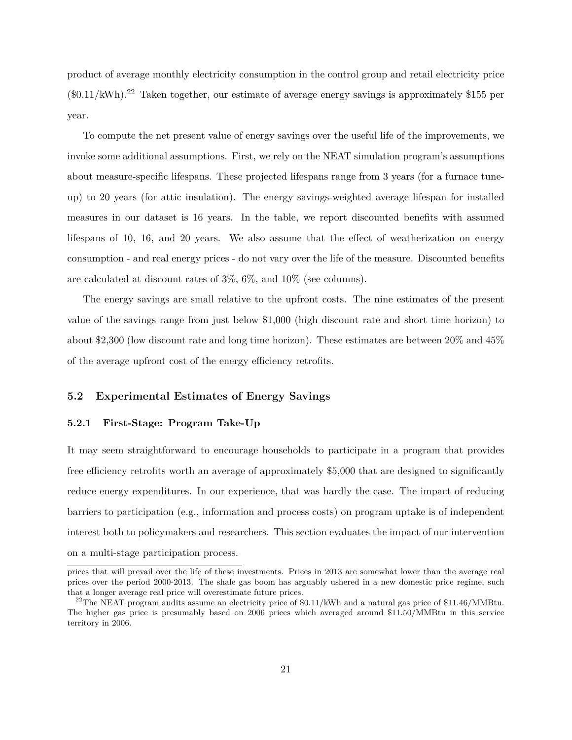product of average monthly electricity consumption in the control group and retail electricity price (\$0.11/kWh).[22] Taken together, our estimate of average energy savings is approximately \$155 per year.

To compute the net present value of energy savings over the useful life of the improvements, we invoke some additional assumptions. First, we rely on the NEAT simulation program's assumptions about measure-specific lifespans. These projected lifespans range from 3 years (for a furnace tune-up) to 20 years (for attic insulation). The energy savings-weighted average lifespan for installed measures in our dataset is 16 years. In the table, we report discounted benefits with assumed lifespans of 10, 16, and 20 years. We also assume that the effect of weatherization on energy consumption - and real energy prices - do not vary over the life of the measure. Discounted benefits are calculated at discount rates of 3%, 6%, and 10% (see columns).

The energy savings are small relative to the upfront costs. The nine estimates of the present value of the savings range from just below \$1,000 (high discount rate and short time horizon) to about \$2,300 (low discount rate and long time horizon). These estimates are between 20% and 45% of the average upfront cost of the energy efficiency retrofits.

## 5.2 Experimental Estimates of Energy Savings

### 5.2.1 First-Stage: Program Take-Up

It may seem straightforward to encourage households to participate in a program that provides free efficiency retrofits worth an average of approximately \$5,000 that are designed to significantly reduce energy expenditures. In our experience, that was hardly the case. The impact of reducing barriers to participation (e.g., information and process costs) on program uptake is of independent interest both to policymakers and researchers. This section evaluates the impact of our intervention on a multi-stage participation process.

---

prices that will prevail over the life of these investments. Prices in 2013 are somewhat lower than the average real prices over the period 2000-2013. The shale gas boom has arguably ushered in a new domestic price regime, such that a longer average real price will overestimate future prices.

[22] The NEAT program audits assume an electricity price of \$0.11/kWh and a natural gas price of \$11.46/MMBtu. The higher gas price is presumably based on 2006 prices which averaged around \$11.50/MMBtu in this service territory in 2006.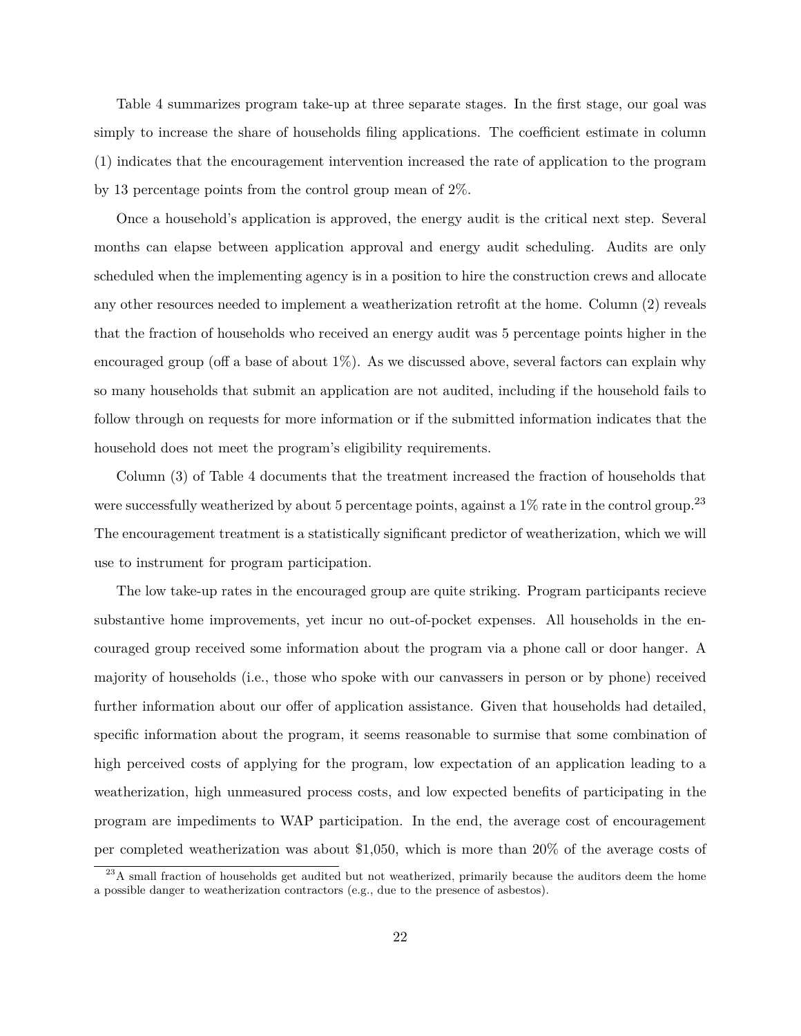Table 4 summarizes program take-up at three separate stages. In the first stage, our goal was simply to increase the share of households filing applications. The coefficient estimate in column (1) indicates that the encouragement intervention increased the rate of application to the program by 13 percentage points from the control group mean of 2%.

Once a household's application is approved, the energy audit is the critical next step. Several months can elapse between application approval and energy audit scheduling. Audits are only scheduled when the implementing agency is in a position to hire the construction crews and allocate any other resources needed to implement a weatherization retrofit at the home. Column (2) reveals that the fraction of households who received an energy audit was 5 percentage points higher in the encouraged group (off a base of about 1%). As we discussed above, several factors can explain why so many households that submit an application are not audited, including if the household fails to follow through on requests for more information or if the submitted information indicates that the household does not meet the program's eligibility requirements.

Column (3) of Table 4 documents that the treatment increased the fraction of households that were successfully weatherized by about 5 percentage points, against a 1% rate in the control group.[23] The encouragement treatment is a statistically significant predictor of weatherization, which we will use to instrument for program participation.

The low take-up rates in the encouraged group are quite striking. Program participants recieve substantive home improvements, yet incur no out-of-pocket expenses. All households in the encouraged group received some information about the program via a phone call or door hanger. A majority of households (i.e., those who spoke with our canvassers in person or by phone) received further information about our offer of application assistance. Given that households had detailed, specific information about the program, it seems reasonable to surmise that some combination of high perceived costs of applying for the program, low expectation of an application leading to a weatherization, high unmeasured process costs, and low expected benefits of participating in the program are impediments to WAP participation. In the end, the average cost of encouragement per completed weatherization was about $1,050, which is more than 20% of the average costs of

[23] A small fraction of households get audited but not weatherized, primarily because the auditors deem the home a possible danger to weatherization contractors (e.g., due to the presence of asbestos).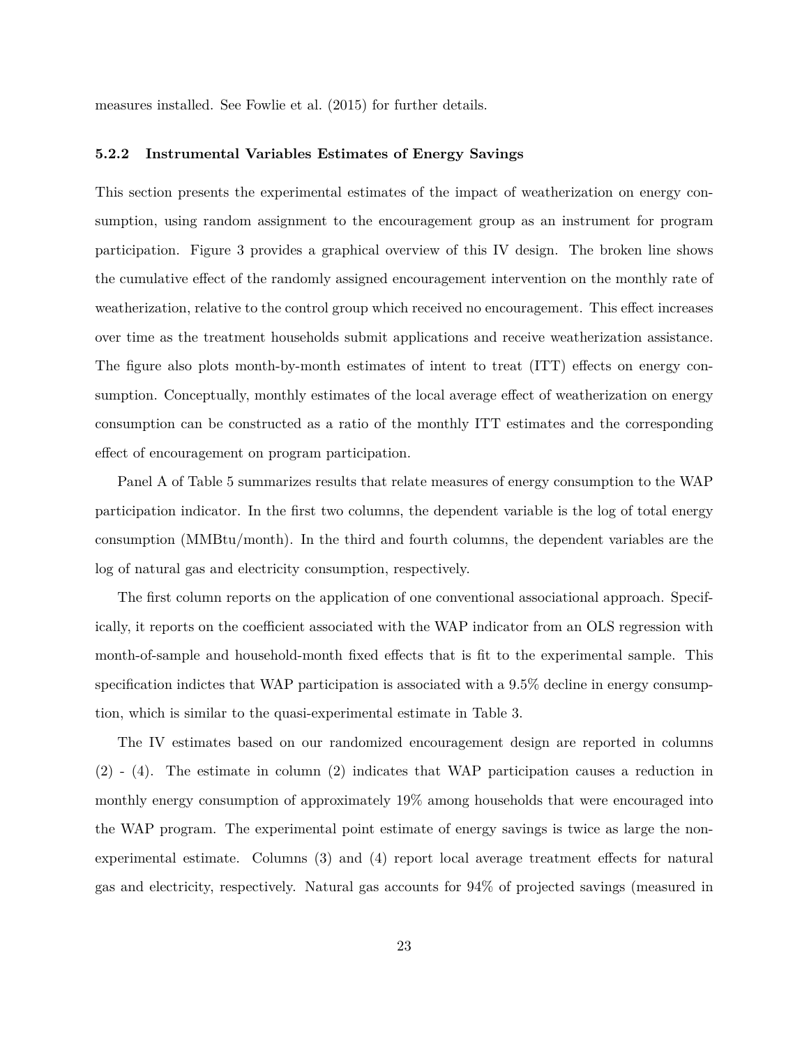measures installed. See Fowlie et al. (2015) for further details.

#### 5.2.2 Instrumental Variables Estimates of Energy Savings

This section presents the experimental estimates of the impact of weatherization on energy consumption, using random assignment to the encouragement group as an instrument for program participation. Figure 3 provides a graphical overview of this IV design. The broken line shows the cumulative effect of the randomly assigned encouragement intervention on the monthly rate of weatherization, relative to the control group which received no encouragement. This effect increases over time as the treatment households submit applications and receive weatherization assistance. The figure also plots month-by-month estimates of intent to treat (ITT) effects on energy consumption. Conceptually, monthly estimates of the local average effect of weatherization on energy consumption can be constructed as a ratio of the monthly ITT estimates and the corresponding effect of encouragement on program participation.

Panel A of Table 5 summarizes results that relate measures of energy consumption to the WAP participation indicator. In the first two columns, the dependent variable is the log of total energy consumption (MMBtu/month). In the third and fourth columns, the dependent variables are the log of natural gas and electricity consumption, respectively.

The first column reports on the application of one conventional associational approach. Specifically, it reports on the coefficient associated with the WAP indicator from an OLS regression with month-of-sample and household-month fixed effects that is fit to the experimental sample. This specification indictes that WAP participation is associated with a 9.5% decline in energy consumption, which is similar to the quasi-experimental estimate in Table 3.

The IV estimates based on our randomized encouragement design are reported in columns (2) - (4). The estimate in column (2) indicates that WAP participation causes a reduction in monthly energy consumption of approximately 19% among households that were encouraged into the WAP program. The experimental point estimate of energy savings is twice as large the non-experimental estimate. Columns (3) and (4) report local average treatment effects for natural gas and electricity, respectively. Natural gas accounts for 94% of projected savings (measured in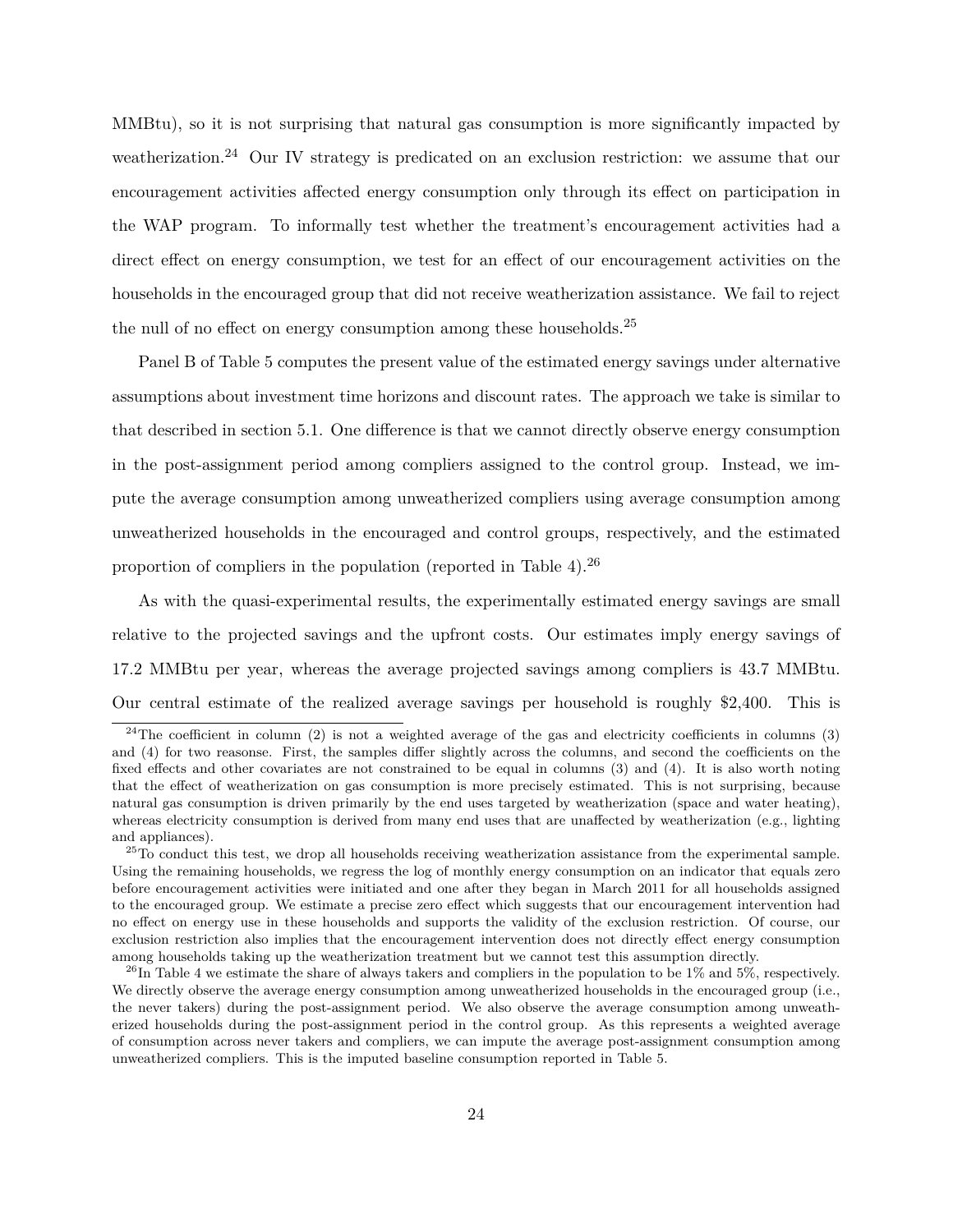MMBtu), so it is not surprising that natural gas consumption is more significantly impacted by weatherization.[24] Our IV strategy is predicated on an exclusion restriction: we assume that our encouragement activities affected energy consumption only through its effect on participation in the WAP program. To informally test whether the treatment's encouragement activities had a direct effect on energy consumption, we test for an effect of our encouragement activities on the households in the encouraged group that did not receive weatherization assistance. We fail to reject the null of no effect on energy consumption among these households.[25]

Panel B of Table 5 computes the present value of the estimated energy savings under alternative assumptions about investment time horizons and discount rates. The approach we take is similar to that described in section 5.1. One difference is that we cannot directly observe energy consumption in the post-assignment period among compliers assigned to the control group. Instead, we impute the average consumption among unweatherized compliers using average consumption among unweatherized households in the encouraged and control groups, respectively, and the estimated proportion of compliers in the population (reported in Table 4).[26]

As with the quasi-experimental results, the experimentally estimated energy savings are small relative to the projected savings and the upfront costs. Our estimates imply energy savings of 17.2 MMBtu per year, whereas the average projected savings among compliers is 43.7 MMBtu. Our central estimate of the realized average savings per household is roughly $2,400. This is

[24] The coefficient in column (2) is not a weighted average of the gas and electricity coefficients in columns (3) and (4) for two reasonse. First, the samples differ slightly across the columns, and second the coefficients on the fixed effects and other covariates are not constrained to be equal in columns (3) and (4). It is also worth noting that the effect of weatherization on gas consumption is more precisely estimated. This is not surprising, because natural gas consumption is driven primarily by the end uses targeted by weatherization (space and water heating), whereas electricity consumption is derived from many end uses that are unaffected by weatherization (e.g., lighting and appliances).

[25] To conduct this test, we drop all households receiving weatherization assistance from the experimental sample. Using the remaining households, we regress the log of monthly energy consumption on an indicator that equals zero before encouragement activities were initiated and one after they began in March 2011 for all households assigned to the encouraged group. We estimate a precise zero effect which suggests that our encouragement intervention had no effect on energy use in these households and supports the validity of the exclusion restriction. Of course, our exclusion restriction also implies that the encouragement intervention does not directly effect energy consumption among households taking up the weatherization treatment but we cannot test this assumption directly.

[26] In Table 4 we estimate the share of always takers and compliers in the population to be 1% and 5%, respectively. We directly observe the average energy consumption among unweatherized households in the encouraged group (i.e., the never takers) during the post-assignment period. We also observe the average consumption among unweatherized households during the post-assignment period in the control group. As this represents a weighted average of consumption across never takers and compliers, we can impute the average post-assignment consumption among unweatherized compliers. This is the imputed baseline consumption reported in Table 5.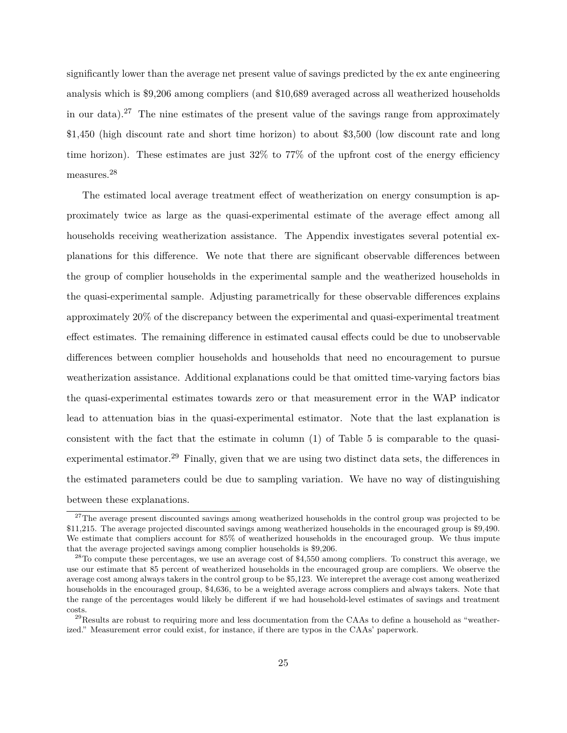significantly lower than the average net present value of savings predicted by the ex ante engineering analysis which is $9,206 among compliers (and $10,689 averaged across all weatherized households in our data).[27] The nine estimates of the present value of the savings range from approximately $1,450 (high discount rate and short time horizon) to about $3,500 (low discount rate and long time horizon). These estimates are just 32% to 77% of the upfront cost of the energy efficiency measures.[28]

The estimated local average treatment effect of weatherization on energy consumption is approximately twice as large as the quasi-experimental estimate of the average effect among all households receiving weatherization assistance. The Appendix investigates several potential explanations for this difference. We note that there are significant observable differences between the group of complier households in the experimental sample and the weatherized households in the quasi-experimental sample. Adjusting parametrically for these observable differences explains approximately 20% of the discrepancy between the experimental and quasi-experimental treatment effect estimates. The remaining difference in estimated causal effects could be due to unobservable differences between complier households and households that need no encouragement to pursue weatherization assistance. Additional explanations could be that omitted time-varying factors bias the quasi-experimental estimates towards zero or that measurement error in the WAP indicator lead to attenuation bias in the quasi-experimental estimator. Note that the last explanation is consistent with the fact that the estimate in column (1) of Table 5 is comparable to the quasi-experimental estimator.[29] Finally, given that we are using two distinct data sets, the differences in the estimated parameters could be due to sampling variation. We have no way of distinguishing between these explanations.

---

[27] The average present discounted savings among weatherized households in the control group was projected to be $11,215. The average projected discounted savings among weatherized households in the encouraged group is $9,490. We estimate that compliers account for 85% of weatherized households in the encouraged group. We thus impute that the average projected savings among complier households is $9,206.

[28] To compute these percentages, we use an average cost of $4,550 among compliers. To construct this average, we use our estimate that 85 percent of weatherized households in the encouraged group are compliers. We observe the average cost among always takers in the control group to be $5,123. We interepret the average cost among weatherized households in the encouraged group, $4,636, to be a weighted average across compliers and always takers. Note that the range of the percentages would likely be different if we had household-level estimates of savings and treatment costs.

[29] Results are robust to requiring more and less documentation from the CAAs to define a household as "weatherized." Measurement error could exist, for instance, if there are typos in the CAAs' paperwork.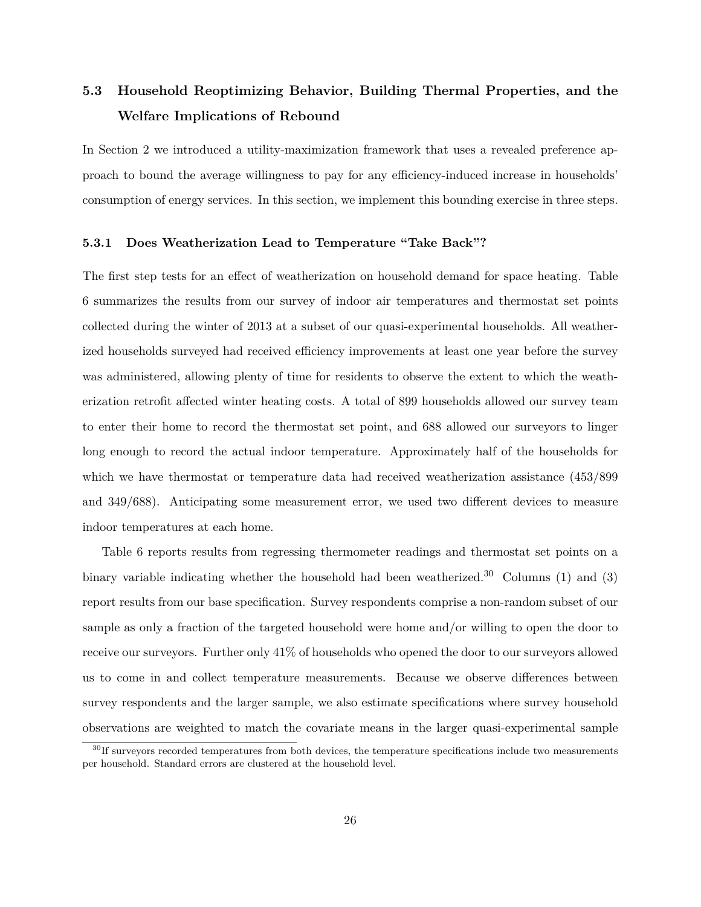## 5.3 Household Reoptimizing Behavior, Building Thermal Properties, and the Welfare Implications of Rebound

In Section 2 we introduced a utility-maximization framework that uses a revealed preference approach to bound the average willingness to pay for any efficiency-induced increase in households' consumption of energy services. In this section, we implement this bounding exercise in three steps.

### 5.3.1 Does Weatherization Lead to Temperature "Take Back"?

The first step tests for an effect of weatherization on household demand for space heating. Table 6 summarizes the results from our survey of indoor air temperatures and thermostat set points collected during the winter of 2013 at a subset of our quasi-experimental households. All weatherized households surveyed had received efficiency improvements at least one year before the survey was administered, allowing plenty of time for residents to observe the extent to which the weatherization retrofit affected winter heating costs. A total of 899 households allowed our survey team to enter their home to record the thermostat set point, and 688 allowed our surveyors to linger long enough to record the actual indoor temperature. Approximately half of the households for which we have thermostat or temperature data had received weatherization assistance (453/899 and 349/688). Anticipating some measurement error, we used two different devices to measure indoor temperatures at each home.

Table 6 reports results from regressing thermometer readings and thermostat set points on a binary variable indicating whether the household had been weatherized.[30] Columns (1) and (3) report results from our base specification. Survey respondents comprise a non-random subset of our sample as only a fraction of the targeted household were home and/or willing to open the door to receive our surveyors. Further only 41% of households who opened the door to our surveyors allowed us to come in and collect temperature measurements. Because we observe differences between survey respondents and the larger sample, we also estimate specifications where survey household observations are weighted to match the covariate means in the larger quasi-experimental sample

[30] If surveyors recorded temperatures from both devices, the temperature specifications include two measurements per household. Standard errors are clustered at the household level.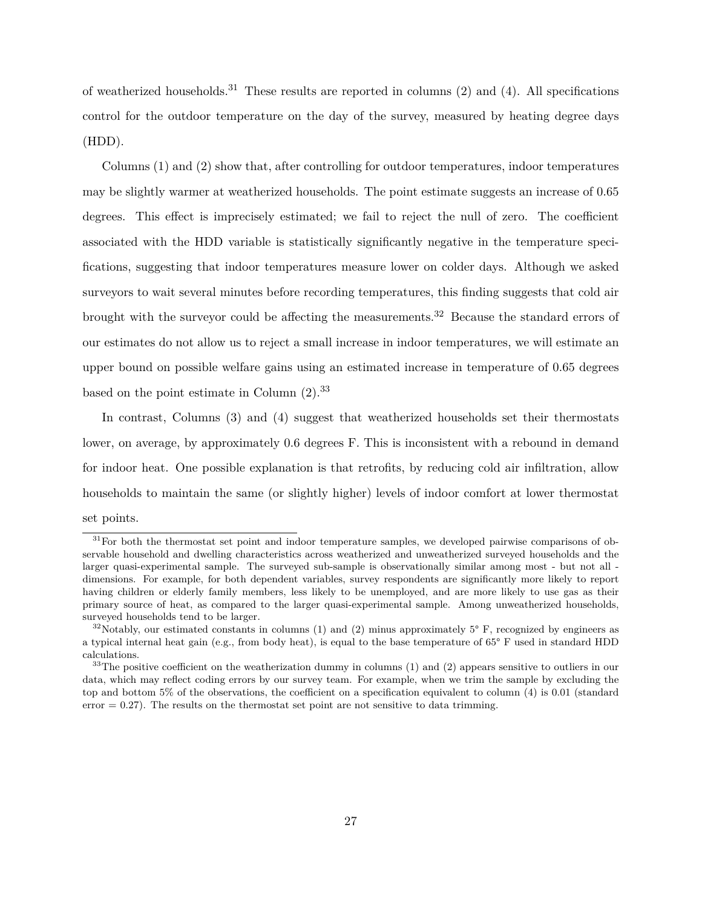of weatherized households.[31] These results are reported in columns (2) and (4). All specifications control for the outdoor temperature on the day of the survey, measured by heating degree days (HDD).

Columns (1) and (2) show that, after controlling for outdoor temperatures, indoor temperatures may be slightly warmer at weatherized households. The point estimate suggests an increase of 0.65 degrees. This effect is imprecisely estimated; we fail to reject the null of zero. The coefficient associated with the HDD variable is statistically significantly negative in the temperature specifications, suggesting that indoor temperatures measure lower on colder days. Although we asked surveyors to wait several minutes before recording temperatures, this finding suggests that cold air brought with the surveyor could be affecting the measurements.[32] Because the standard errors of our estimates do not allow us to reject a small increase in indoor temperatures, we will estimate an upper bound on possible welfare gains using an estimated increase in temperature of 0.65 degrees based on the point estimate in Column (2).[33]

In contrast, Columns (3) and (4) suggest that weatherized households set their thermostats lower, on average, by approximately 0.6 degrees F. This is inconsistent with a rebound in demand for indoor heat. One possible explanation is that retrofits, by reducing cold air infiltration, allow households to maintain the same (or slightly higher) levels of indoor comfort at lower thermostat set points.

---

[31] For both the thermostat set point and indoor temperature samples, we developed pairwise comparisons of observable household and dwelling characteristics across weatherized and unweatherized surveyed households and the larger quasi-experimental sample. The surveyed sub-sample is observationally similar among most - but not all - dimensions. For example, for both dependent variables, survey respondents are significantly more likely to report having children or elderly family members, less likely to be unemployed, and are more likely to use gas as their primary source of heat, as compared to the larger quasi-experimental sample. Among unweatherized households, surveyed households tend to be larger.

[32] Notably, our estimated constants in columns (1) and (2) minus approximately 5° F, recognized by engineers as a typical internal heat gain (e.g., from body heat), is equal to the base temperature of 65° F used in standard HDD calculations.

[33] The positive coefficient on the weatherization dummy in columns (1) and (2) appears sensitive to outliers in our data, which may reflect coding errors by our survey team. For example, when we trim the sample by excluding the top and bottom 5% of the observations, the coefficient on a specification equivalent to column (4) is 0.01 (standard error = 0.27). The results on the thermostat set point are not sensitive to data trimming.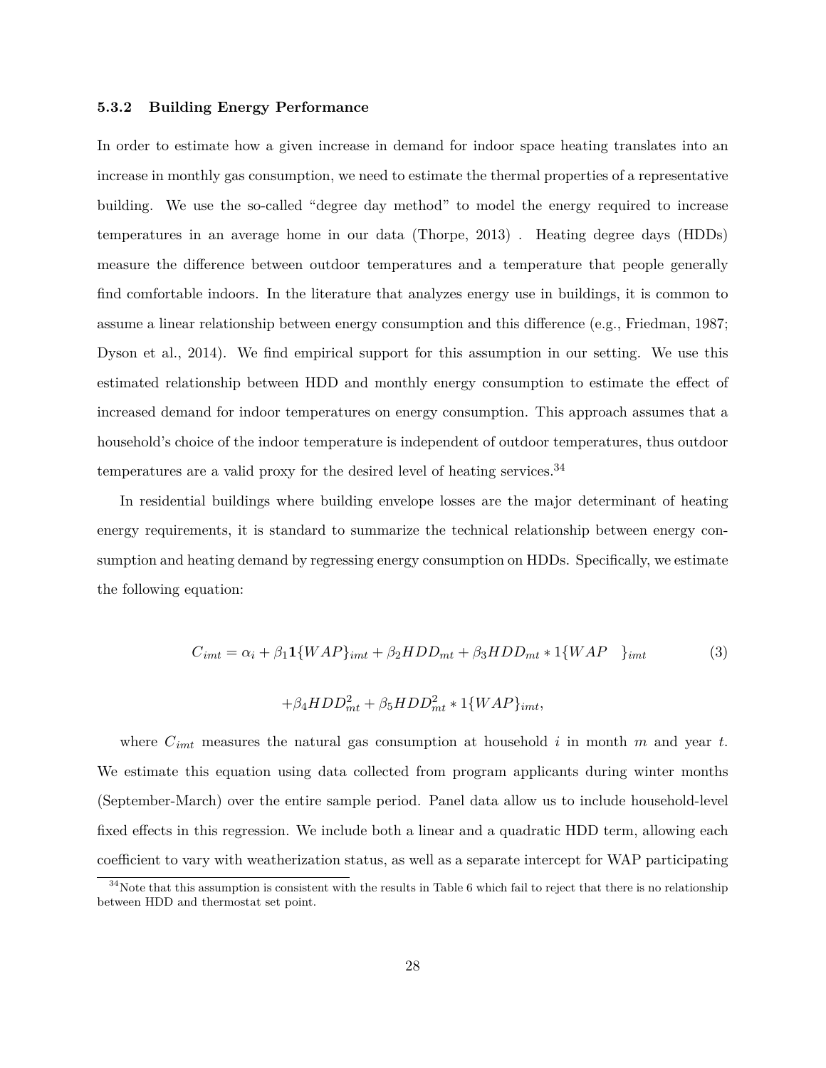### 5.3.2 Building Energy Performance

In order to estimate how a given increase in demand for indoor space heating translates into an increase in monthly gas consumption, we need to estimate the thermal properties of a representative building. We use the so-called "degree day method" to model the energy required to increase temperatures in an average home in our data (Thorpe, 2013) . Heating degree days (HDDs) measure the difference between outdoor temperatures and a temperature that people generally find comfortable indoors. In the literature that analyzes energy use in buildings, it is common to assume a linear relationship between energy consumption and this difference (e.g., Friedman, 1987; Dyson et al., 2014). We find empirical support for this assumption in our setting. We use this estimated relationship between HDD and monthly energy consumption to estimate the effect of increased demand for indoor temperatures on energy consumption. This approach assumes that a household's choice of the indoor temperature is independent of outdoor temperatures, thus outdoor temperatures are a valid proxy for the desired level of heating services.[34]

In residential buildings where building envelope losses are the major determinant of heating energy requirements, it is standard to summarize the technical relationship between energy consumption and heating demand by regressing energy consumption on HDDs. Specifically, we estimate the following equation:

$$C_{imt} = \alpha_i + \beta_1 \mathbf{1}\{WAP\}_{imt} + \beta_2 HDD_{mt} + \beta_3 HDD_{mt} * 1\{WAP\}_{imt} \quad (3)$$

$$+\beta_4 HDD_{mt}^2 + \beta_5 HDD_{mt}^2 * 1\{WAP\}_{imt},$$

where $C_{imt}$ measures the natural gas consumption at household $i$ in month $m$ and year $t$. We estimate this equation using data collected from program applicants during winter months (September-March) over the entire sample period. Panel data allow us to include household-level fixed effects in this regression. We include both a linear and a quadratic HDD term, allowing each coefficient to vary with weatherization status, as well as a separate intercept for WAP participating

[34] Note that this assumption is consistent with the results in Table 6 which fail to reject that there is no relationship between HDD and thermostat set point.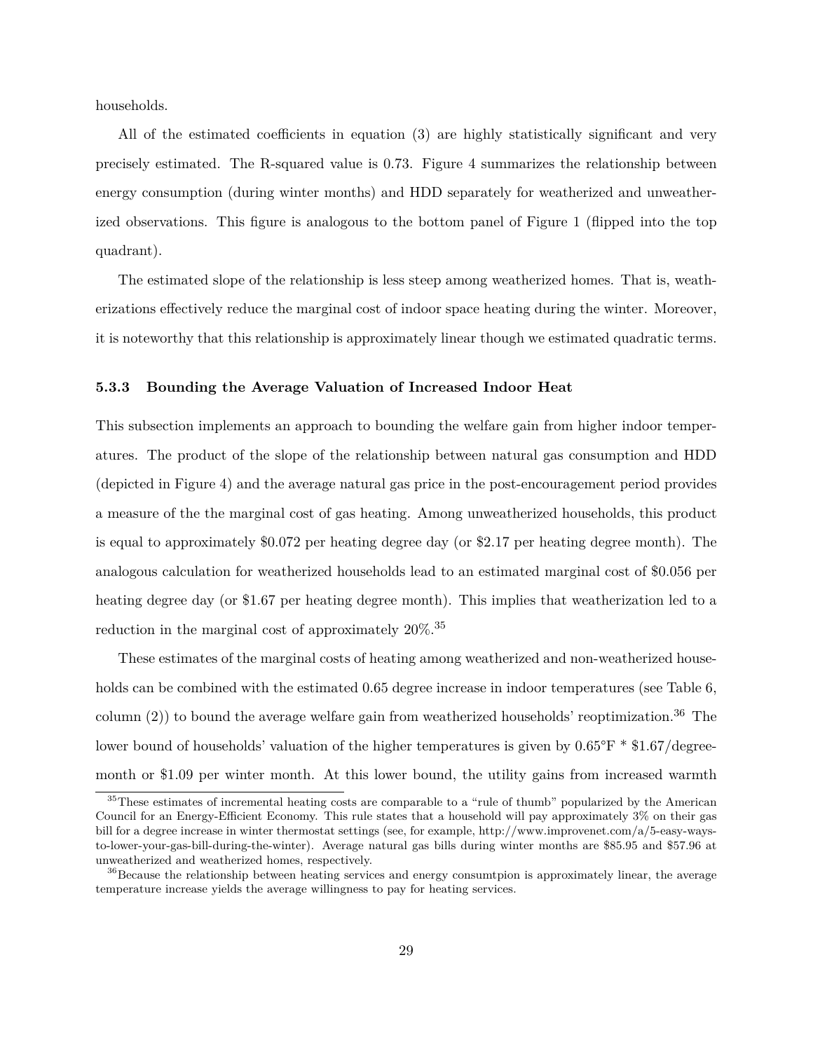households.

All of the estimated coefficients in equation (3) are highly statistically significant and very precisely estimated. The R-squared value is 0.73. Figure 4 summarizes the relationship between energy consumption (during winter months) and HDD separately for weatherized and unweatherized observations. This figure is analogous to the bottom panel of Figure 1 (flipped into the top quadrant).

The estimated slope of the relationship is less steep among weatherized homes. That is, weatherizations effectively reduce the marginal cost of indoor space heating during the winter. Moreover, it is noteworthy that this relationship is approximately linear though we estimated quadratic terms.

### 5.3.3 Bounding the Average Valuation of Increased Indoor Heat

This subsection implements an approach to bounding the welfare gain from higher indoor temperatures. The product of the slope of the relationship between natural gas consumption and HDD (depicted in Figure 4) and the average natural gas price in the post-encouragement period provides a measure of the the marginal cost of gas heating. Among unweatherized households, this product is equal to approximately \$0.072 per heating degree day (or \$2.17 per heating degree month). The analogous calculation for weatherized households lead to an estimated marginal cost of \$0.056 per heating degree day (or \$1.67 per heating degree month). This implies that weatherization led to a reduction in the marginal cost of approximately 20%.[35]

These estimates of the marginal costs of heating among weatherized and non-weatherized households can be combined with the estimated 0.65 degree increase in indoor temperatures (see Table 6, column (2)) to bound the average welfare gain from weatherized households' reoptimization.[36] The lower bound of households' valuation of the higher temperatures is given by 0.65°F * \$1.67/degree-month or \$1.09 per winter month. At this lower bound, the utility gains from increased warmth

[35]These estimates of incremental heating costs are comparable to a "rule of thumb" popularized by the American Council for an Energy-Efficient Economy. This rule states that a household will pay approximately 3% on their gas bill for a degree increase in winter thermostat settings (see, for example, http://www.improvenet.com/a/5-easy-ways-to-lower-your-gas-bill-during-the-winter). Average natural gas bills during winter months are \$85.95 and \$57.96 at unweatherized and weatherized homes, respectively.

[36]Because the relationship between heating services and energy consumtpion is approximately linear, the average temperature increase yields the average willingness to pay for heating services.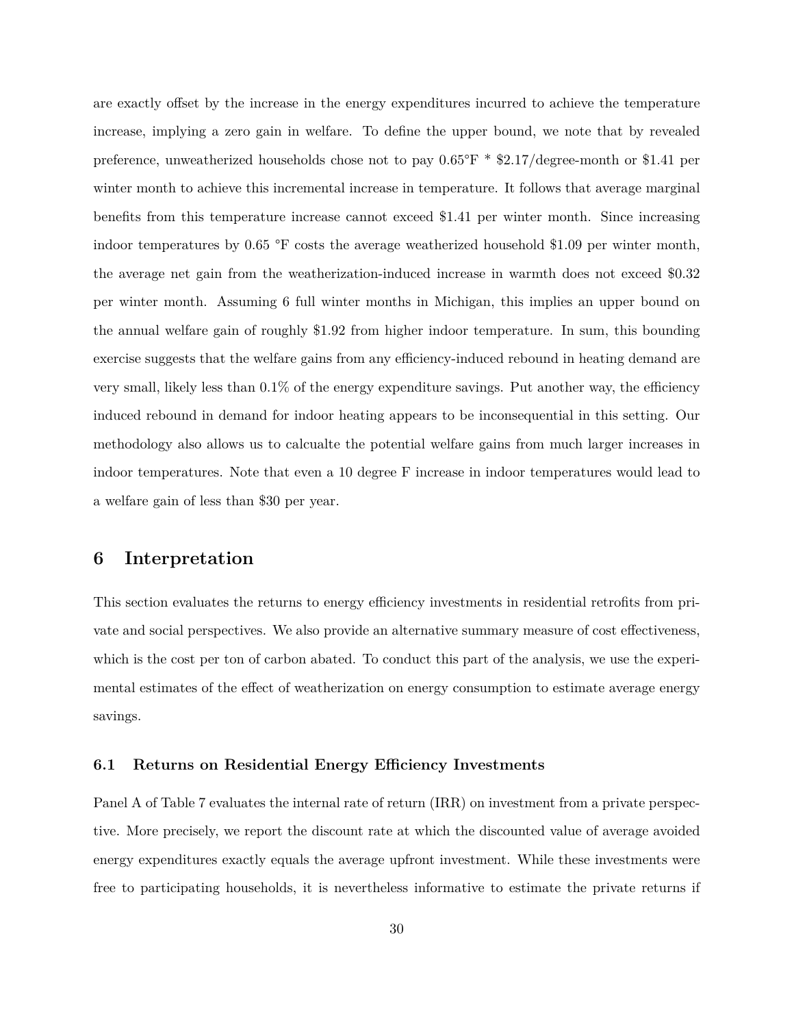are exactly offset by the increase in the energy expenditures incurred to achieve the temperature increase, implying a zero gain in welfare. To define the upper bound, we note that by revealed preference, unweatherized households chose not to pay 0.65°F * $2.17/degree-month or $1.41 per winter month to achieve this incremental increase in temperature. It follows that average marginal benefits from this temperature increase cannot exceed $1.41 per winter month. Since increasing indoor temperatures by 0.65 °F costs the average weatherized household $1.09 per winter month, the average net gain from the weatherization-induced increase in warmth does not exceed $0.32 per winter month. Assuming 6 full winter months in Michigan, this implies an upper bound on the annual welfare gain of roughly $1.92 from higher indoor temperature. In sum, this bounding exercise suggests that the welfare gains from any efficiency-induced rebound in heating demand are very small, likely less than 0.1% of the energy expenditure savings. Put another way, the efficiency induced rebound in demand for indoor heating appears to be inconsequential in this setting. Our methodology also allows us to calcualte the potential welfare gains from much larger increases in indoor temperatures. Note that even a 10 degree F increase in indoor temperatures would lead to a welfare gain of less than $30 per year.

## 6 Interpretation

This section evaluates the returns to energy efficiency investments in residential retrofits from private and social perspectives. We also provide an alternative summary measure of cost effectiveness, which is the cost per ton of carbon abated. To conduct this part of the analysis, we use the experimental estimates of the effect of weatherization on energy consumption to estimate average energy savings.

### 6.1 Returns on Residential Energy Efficiency Investments

Panel A of Table 7 evaluates the internal rate of return (IRR) on investment from a private perspective. More precisely, we report the discount rate at which the discounted value of average avoided energy expenditures exactly equals the average upfront investment. While these investments were free to participating households, it is nevertheless informative to estimate the private returns if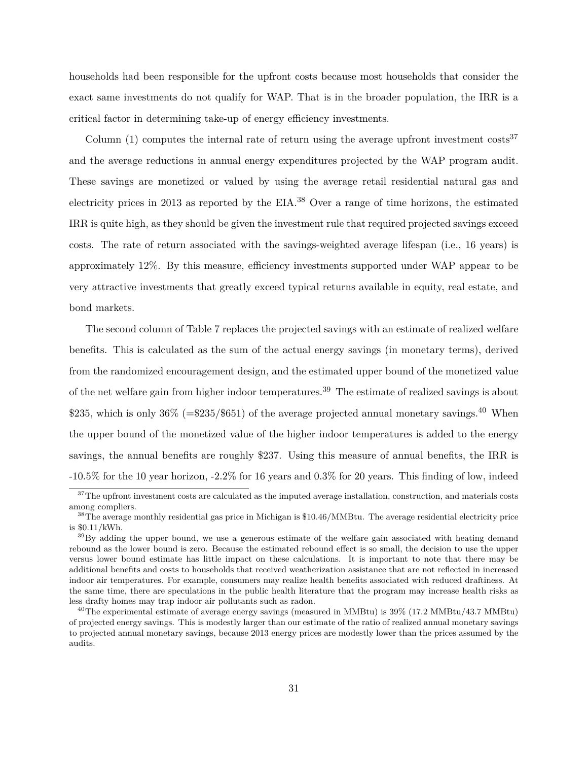households had been responsible for the upfront costs because most households that consider the exact same investments do not qualify for WAP. That is in the broader population, the IRR is a critical factor in determining take-up of energy efficiency investments.

Column (1) computes the internal rate of return using the average upfront investment costs[37] and the average reductions in annual energy expenditures projected by the WAP program audit. These savings are monetized or valued by using the average retail residential natural gas and electricity prices in 2013 as reported by the EIA.[38] Over a range of time horizons, the estimated IRR is quite high, as they should be given the investment rule that required projected savings exceed costs. The rate of return associated with the savings-weighted average lifespan (i.e., 16 years) is approximately 12%. By this measure, efficiency investments supported under WAP appear to be very attractive investments that greatly exceed typical returns available in equity, real estate, and bond markets.

The second column of Table 7 replaces the projected savings with an estimate of realized welfare benefits. This is calculated as the sum of the actual energy savings (in monetary terms), derived from the randomized encouragement design, and the estimated upper bound of the monetized value of the net welfare gain from higher indoor temperatures.[39] The estimate of realized savings is about \$235, which is only 36% (=\$235/\$651) of the average projected annual monetary savings.[40] When the upper bound of the monetized value of the higher indoor temperatures is added to the energy savings, the annual benefits are roughly \$237. Using this measure of annual benefits, the IRR is -10.5% for the 10 year horizon, -2.2% for 16 years and 0.3% for 20 years. This finding of low, indeed

[37] The upfront investment costs are calculated as the imputed average installation, construction, and materials costs among compliers.

[38] The average monthly residential gas price in Michigan is \$10.46/MMBtu. The average residential electricity price is \$0.11/kWh.

[39] By adding the upper bound, we use a generous estimate of the welfare gain associated with heating demand rebound as the lower bound is zero. Because the estimated rebound effect is so small, the decision to use the upper versus lower bound estimate has little impact on these calculations. It is important to note that there may be additional benefits and costs to households that received weatherization assistance that are not reflected in increased indoor air temperatures. For example, consumers may realize health benefits associated with reduced draftiness. At the same time, there are speculations in the public health literature that the program may increase health risks as less drafty homes may trap indoor air pollutants such as radon.

[40] The experimental estimate of average energy savings (measured in MMBtu) is 39% (17.2 MMBtu/43.7 MMBtu) of projected energy savings. This is modestly larger than our estimate of the ratio of realized annual monetary savings to projected annual monetary savings, because 2013 energy prices are modestly lower than the prices assumed by the audits.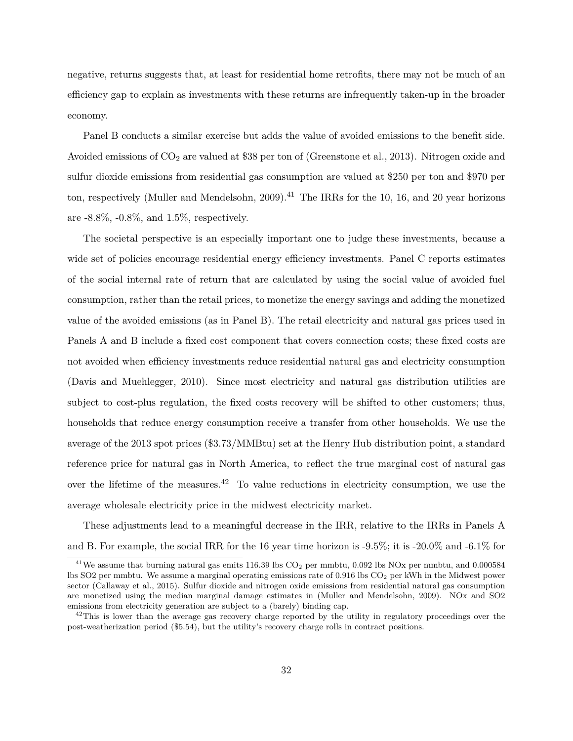negative, returns suggests that, at least for residential home retrofits, there may not be much of an efficiency gap to explain as investments with these returns are infrequently taken-up in the broader economy.

Panel B conducts a similar exercise but adds the value of avoided emissions to the benefit side. Avoided emissions of $CO_2$ are valued at \$38 per ton of (Greenstone et al., 2013). Nitrogen oxide and sulfur dioxide emissions from residential gas consumption are valued at \$250 per ton and \$970 per ton, respectively (Muller and Mendelsohn, 2009).[41] The IRRs for the 10, 16, and 20 year horizons are -8.8%, -0.8%, and 1.5%, respectively.

The societal perspective is an especially important one to judge these investments, because a wide set of policies encourage residential energy efficiency investments. Panel C reports estimates of the social internal rate of return that are calculated by using the social value of avoided fuel consumption, rather than the retail prices, to monetize the energy savings and adding the monetized value of the avoided emissions (as in Panel B). The retail electricity and natural gas prices used in Panels A and B include a fixed cost component that covers connection costs; these fixed costs are not avoided when efficiency investments reduce residential natural gas and electricity consumption (Davis and Muehlegger, 2010). Since most electricity and natural gas distribution utilities are subject to cost-plus regulation, the fixed costs recovery will be shifted to other customers; thus, households that reduce energy consumption receive a transfer from other households. We use the average of the 2013 spot prices (\$3.73/MMBtu) set at the Henry Hub distribution point, a standard reference price for natural gas in North America, to reflect the true marginal cost of natural gas over the lifetime of the measures.[42] To value reductions in electricity consumption, we use the average wholesale electricity price in the midwest electricity market.

These adjustments lead to a meaningful decrease in the IRR, relative to the IRRs in Panels A and B. For example, the social IRR for the 16 year time horizon is -9.5%; it is -20.0% and -6.1% for

[41] We assume that burning natural gas emits 116.39 lbs $CO_2$ per mmbtu, 0.092 lbs NOx per mmbtu, and 0.000584 lbs SO2 per mmbtu. We assume a marginal operating emissions rate of 0.916 lbs $CO_2$ per kWh in the Midwest power sector (Callaway et al., 2015). Sulfur dioxide and nitrogen oxide emissions from residential natural gas consumption are monetized using the median marginal damage estimates in (Muller and Mendelsohn, 2009). NOx and SO2 emissions from electricity generation are subject to a (barely) binding cap.

[42] This is lower than the average gas recovery charge reported by the utility in regulatory proceedings over the post-weatherization period (\$5.54), but the utility's recovery charge rolls in contract positions.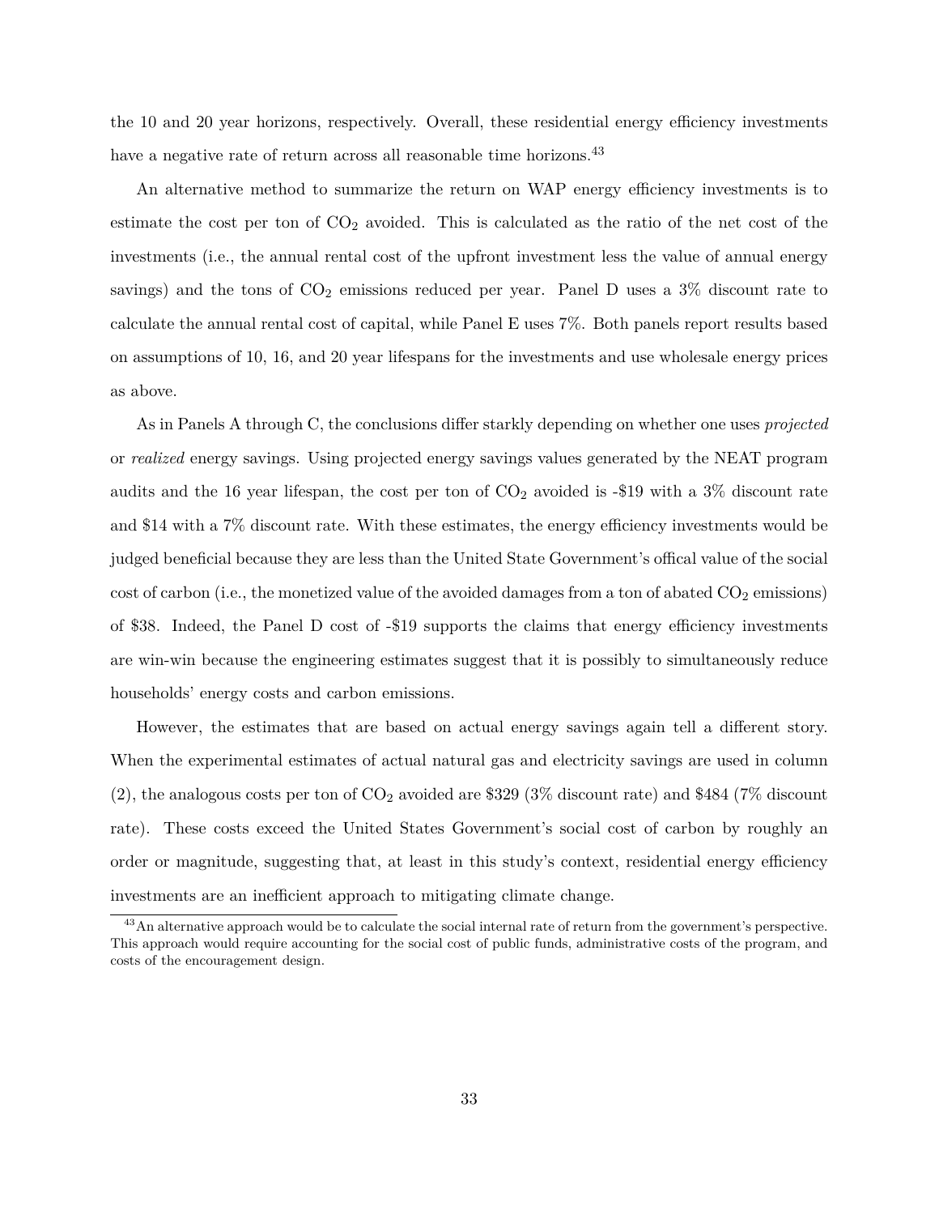the 10 and 20 year horizons, respectively. Overall, these residential energy efficiency investments have a negative rate of return across all reasonable time horizons.[43]

An alternative method to summarize the return on WAP energy efficiency investments is to estimate the cost per ton of $CO_2$ avoided. This is calculated as the ratio of the net cost of the investments (i.e., the annual rental cost of the upfront investment less the value of annual energy savings) and the tons of $CO_2$ emissions reduced per year. Panel D uses a 3% discount rate to calculate the annual rental cost of capital, while Panel E uses 7%. Both panels report results based on assumptions of 10, 16, and 20 year lifespans for the investments and use wholesale energy prices as above.

As in Panels A through C, the conclusions differ starkly depending on whether one uses *projected* or *realized* energy savings. Using projected energy savings values generated by the NEAT program audits and the 16 year lifespan, the cost per ton of $CO_2$ avoided is -\$19 with a 3% discount rate and \$14 with a 7% discount rate. With these estimates, the energy efficiency investments would be judged beneficial because they are less than the United State Government's offical value of the social cost of carbon (i.e., the monetized value of the avoided damages from a ton of abated $CO_2$ emissions) of \$38. Indeed, the Panel D cost of -\$19 supports the claims that energy efficiency investments are win-win because the engineering estimates suggest that it is possibly to simultaneously reduce households' energy costs and carbon emissions.

However, the estimates that are based on actual energy savings again tell a different story. When the experimental estimates of actual natural gas and electricity savings are used in column (2), the analogous costs per ton of $CO_2$ avoided are \$329 (3% discount rate) and \$484 (7% discount rate). These costs exceed the United States Government's social cost of carbon by roughly an order or magnitude, suggesting that, at least in this study's context, residential energy efficiency investments are an inefficient approach to mitigating climate change.

[43] An alternative approach would be to calculate the social internal rate of return from the government's perspective. This approach would require accounting for the social cost of public funds, administrative costs of the program, and costs of the encouragement design.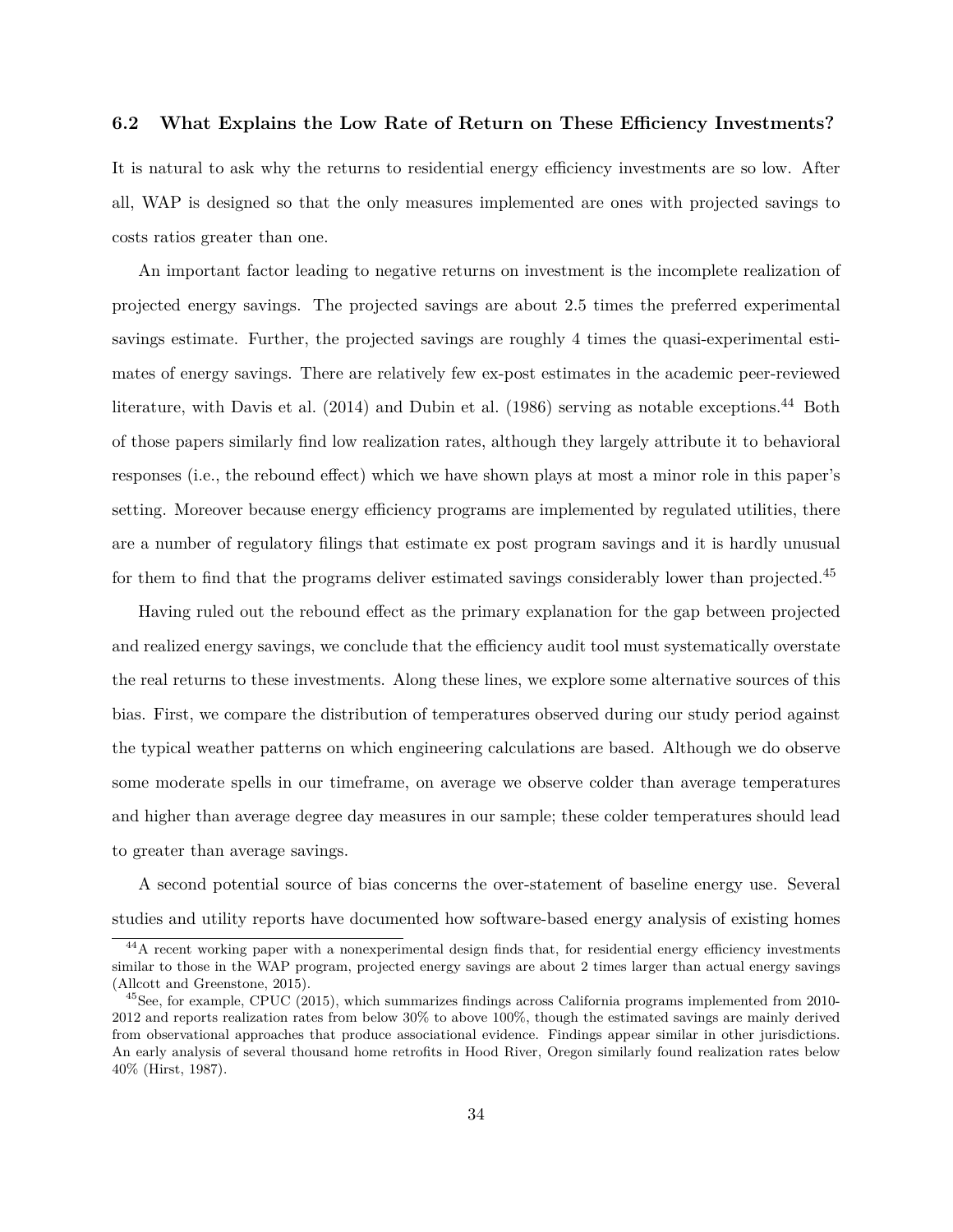### 6.2 What Explains the Low Rate of Return on These Efficiency Investments?

It is natural to ask why the returns to residential energy efficiency investments are so low. After all, WAP is designed so that the only measures implemented are ones with projected savings to costs ratios greater than one.

An important factor leading to negative returns on investment is the incomplete realization of projected energy savings. The projected savings are about 2.5 times the preferred experimental savings estimate. Further, the projected savings are roughly 4 times the quasi-experimental estimates of energy savings. There are relatively few ex-post estimates in the academic peer-reviewed literature, with Davis et al. (2014) and Dubin et al. (1986) serving as notable exceptions.[44] Both of those papers similarly find low realization rates, although they largely attribute it to behavioral responses (i.e., the rebound effect) which we have shown plays at most a minor role in this paper's setting. Moreover because energy efficiency programs are implemented by regulated utilities, there are a number of regulatory filings that estimate ex post program savings and it is hardly unusual for them to find that the programs deliver estimated savings considerably lower than projected.[45]

Having ruled out the rebound effect as the primary explanation for the gap between projected and realized energy savings, we conclude that the efficiency audit tool must systematically overstate the real returns to these investments. Along these lines, we explore some alternative sources of this bias. First, we compare the distribution of temperatures observed during our study period against the typical weather patterns on which engineering calculations are based. Although we do observe some moderate spells in our timeframe, on average we observe colder than average temperatures and higher than average degree day measures in our sample; these colder temperatures should lead to greater than average savings.

A second potential source of bias concerns the over-statement of baseline energy use. Several studies and utility reports have documented how software-based energy analysis of existing homes

[44] A recent working paper with a nonexperimental design finds that, for residential energy efficiency investments similar to those in the WAP program, projected energy savings are about 2 times larger than actual energy savings (Allcott and Greenstone, 2015).

[45] See, for example, CPUC (2015), which summarizes findings across California programs implemented from 2010-2012 and reports realization rates from below 30% to above 100%, though the estimated savings are mainly derived from observational approaches that produce associational evidence. Findings appear similar in other jurisdictions. An early analysis of several thousand home retrofits in Hood River, Oregon similarly found realization rates below 40% (Hirst, 1987).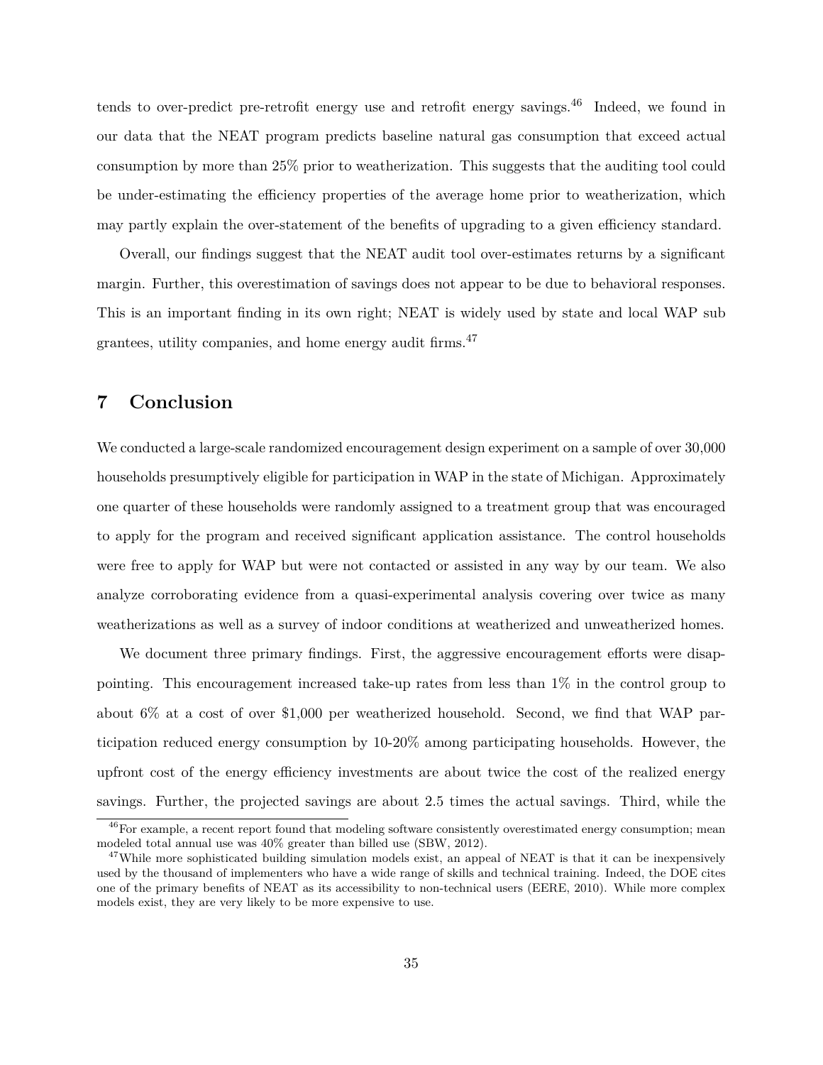tends to over-predict pre-retrofit energy use and retrofit energy savings.[46] Indeed, we found in our data that the NEAT program predicts baseline natural gas consumption that exceed actual consumption by more than 25% prior to weatherization. This suggests that the auditing tool could be under-estimating the efficiency properties of the average home prior to weatherization, which may partly explain the over-statement of the benefits of upgrading to a given efficiency standard.

Overall, our findings suggest that the NEAT audit tool over-estimates returns by a significant margin. Further, this overestimation of savings does not appear to be due to behavioral responses. This is an important finding in its own right; NEAT is widely used by state and local WAP sub grantees, utility companies, and home energy audit firms.[47]

## 7 Conclusion

We conducted a large-scale randomized encouragement design experiment on a sample of over 30,000 households presumptively eligible for participation in WAP in the state of Michigan. Approximately one quarter of these households were randomly assigned to a treatment group that was encouraged to apply for the program and received significant application assistance. The control households were free to apply for WAP but were not contacted or assisted in any way by our team. We also analyze corroborating evidence from a quasi-experimental analysis covering over twice as many weatherizations as well as a survey of indoor conditions at weatherized and unweatherized homes.

We document three primary findings. First, the aggressive encouragement efforts were disappointing. This encouragement increased take-up rates from less than 1% in the control group to about 6% at a cost of over $1,000 per weatherized household. Second, we find that WAP participation reduced energy consumption by 10-20% among participating households. However, the upfront cost of the energy efficiency investments are about twice the cost of the realized energy savings. Further, the projected savings are about 2.5 times the actual savings. Third, while the

[46] For example, a recent report found that modeling software consistently overestimated energy consumption; mean modeled total annual use was 40% greater than billed use (SBW, 2012).

[47] While more sophisticated building simulation models exist, an appeal of NEAT is that it can be inexpensively used by the thousand of implementers who have a wide range of skills and technical training. Indeed, the DOE cites one of the primary benefits of NEAT as its accessibility to non-technical users (EERE, 2010). While more complex models exist, they are very likely to be more expensive to use.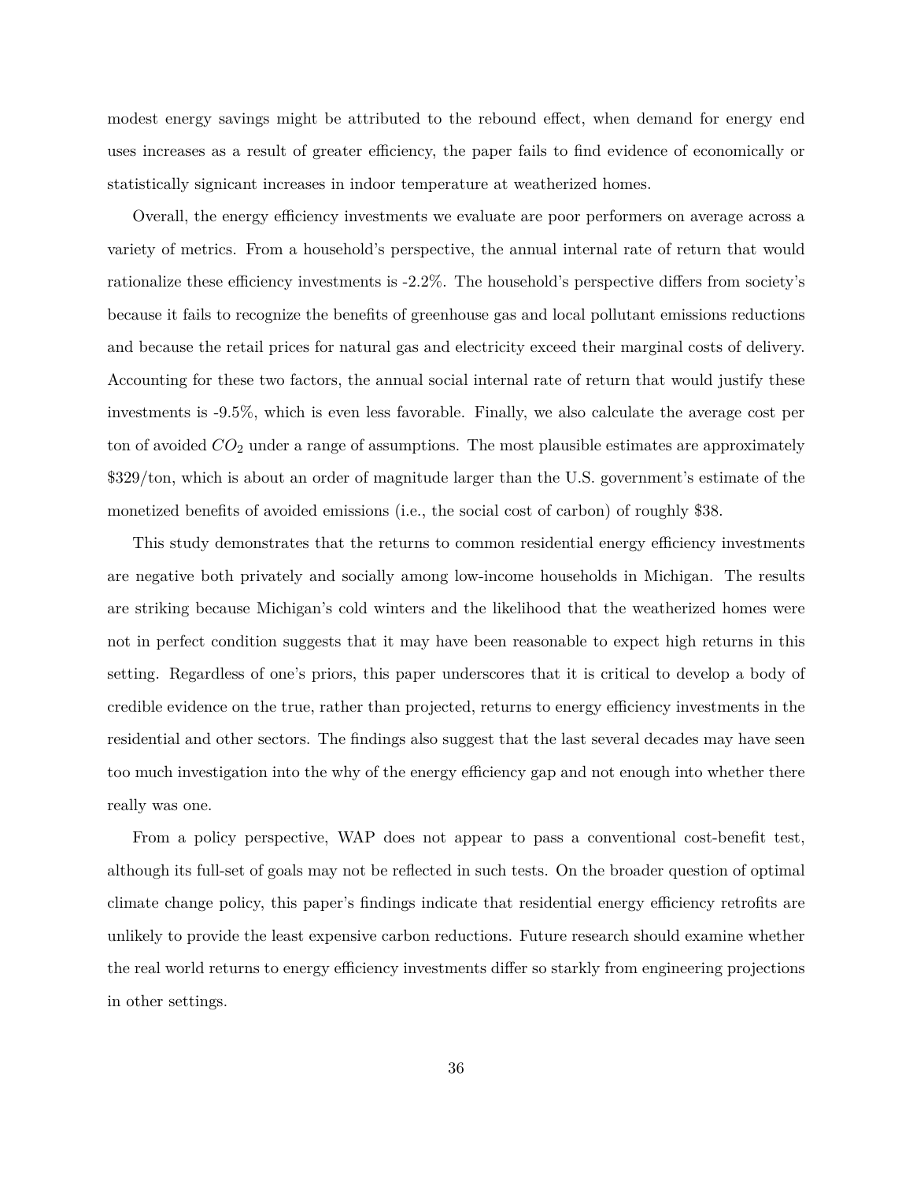modest energy savings might be attributed to the rebound effect, when demand for energy end uses increases as a result of greater efficiency, the paper fails to find evidence of economically or statistically signicant increases in indoor temperature at weatherized homes.

Overall, the energy efficiency investments we evaluate are poor performers on average across a variety of metrics. From a household's perspective, the annual internal rate of return that would rationalize these efficiency investments is -2.2%. The household's perspective differs from society's because it fails to recognize the benefits of greenhouse gas and local pollutant emissions reductions and because the retail prices for natural gas and electricity exceed their marginal costs of delivery. Accounting for these two factors, the annual social internal rate of return that would justify these investments is -9.5%, which is even less favorable. Finally, we also calculate the average cost per ton of avoided $CO_2$ under a range of assumptions. The most plausible estimates are approximately $329/ton, which is about an order of magnitude larger than the U.S. government's estimate of the monetized benefits of avoided emissions (i.e., the social cost of carbon) of roughly $38.

This study demonstrates that the returns to common residential energy efficiency investments are negative both privately and socially among low-income households in Michigan. The results are striking because Michigan's cold winters and the likelihood that the weatherized homes were not in perfect condition suggests that it may have been reasonable to expect high returns in this setting. Regardless of one's priors, this paper underscores that it is critical to develop a body of credible evidence on the true, rather than projected, returns to energy efficiency investments in the residential and other sectors. The findings also suggest that the last several decades may have seen too much investigation into the why of the energy efficiency gap and not enough into whether there really was one.

From a policy perspective, WAP does not appear to pass a conventional cost-benefit test, although its full-set of goals may not be reflected in such tests. On the broader question of optimal climate change policy, this paper's findings indicate that residential energy efficiency retrofits are unlikely to provide the least expensive carbon reductions. Future research should examine whether the real world returns to energy efficiency investments differ so starkly from engineering projections in other settings.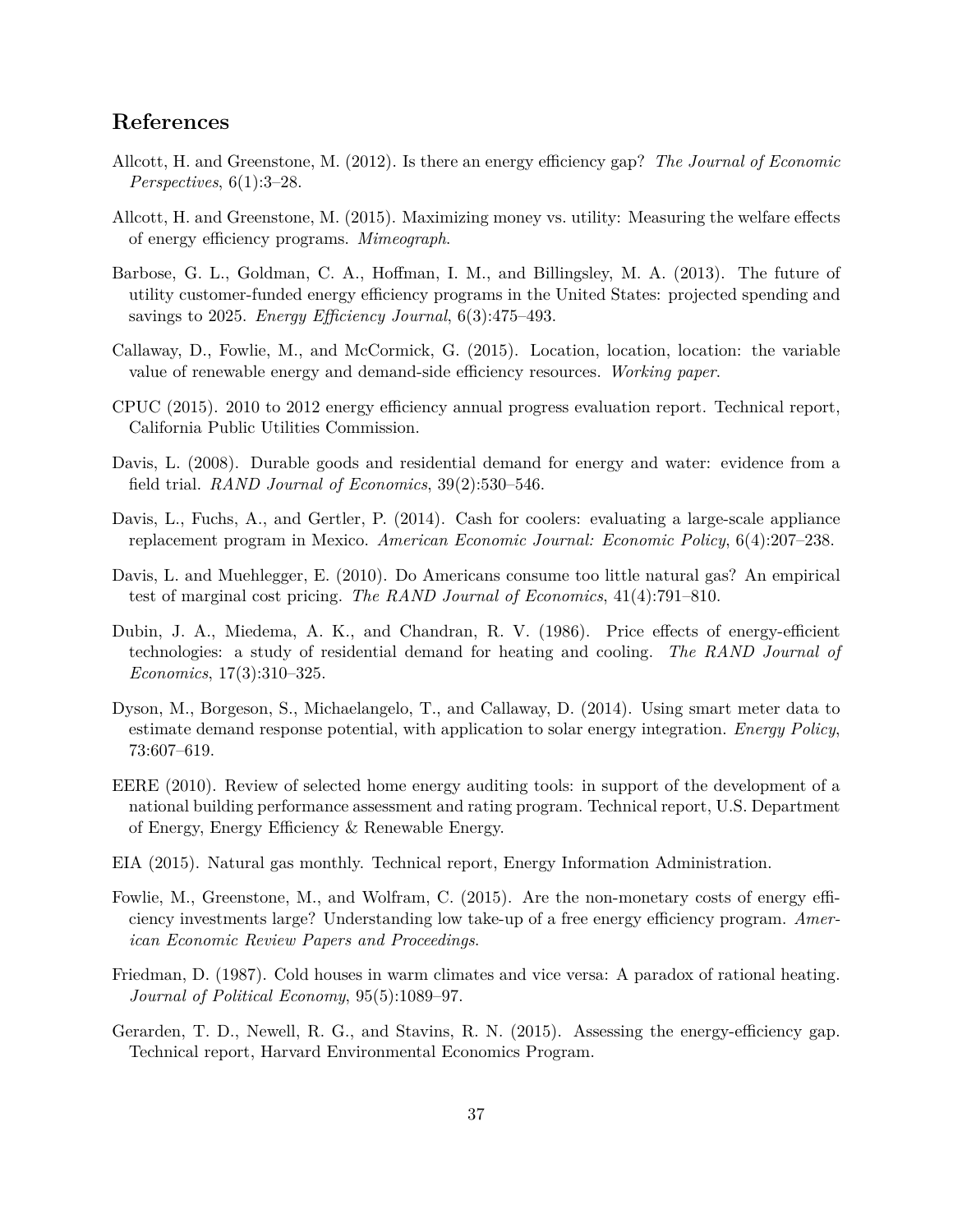## References

Allcott, H. and Greenstone, M. (2012). Is there an energy efficiency gap? *The Journal of Economic Perspectives*, 6(1):3–28.

Allcott, H. and Greenstone, M. (2015). Maximizing money vs. utility: Measuring the welfare effects of energy efficiency programs. *Mimeograph*.

Barbose, G. L., Goldman, C. A., Hoffman, I. M., and Billingsley, M. A. (2013). The future of utility customer-funded energy efficiency programs in the United States: projected spending and savings to 2025. *Energy Efficiency Journal*, 6(3):475–493.

Callaway, D., Fowlie, M., and McCormick, G. (2015). Location, location, location: the variable value of renewable energy and demand-side efficiency resources. *Working paper*.

CPUC (2015). 2010 to 2012 energy efficiency annual progress evaluation report. Technical report, California Public Utilities Commission.

Davis, L. (2008). Durable goods and residential demand for energy and water: evidence from a field trial. *RAND Journal of Economics*, 39(2):530–546.

Davis, L., Fuchs, A., and Gertler, P. (2014). Cash for coolers: evaluating a large-scale appliance replacement program in Mexico. *American Economic Journal: Economic Policy*, 6(4):207–238.

Davis, L. and Muehlegger, E. (2010). Do Americans consume too little natural gas? An empirical test of marginal cost pricing. *The RAND Journal of Economics*, 41(4):791–810.

Dubin, J. A., Miedema, A. K., and Chandran, R. V. (1986). Price effects of energy-efficient technologies: a study of residential demand for heating and cooling. *The RAND Journal of Economics*, 17(3):310–325.

Dyson, M., Borgeson, S., Michaelangelo, T., and Callaway, D. (2014). Using smart meter data to estimate demand response potential, with application to solar energy integration. *Energy Policy*, 73:607–619.

EERE (2010). Review of selected home energy auditing tools: in support of the development of a national building performance assessment and rating program. Technical report, U.S. Department of Energy, Energy Efficiency & Renewable Energy.

EIA (2015). Natural gas monthly. Technical report, Energy Information Administration.

Fowlie, M., Greenstone, M., and Wolfram, C. (2015). Are the non-monetary costs of energy efficiency investments large? Understanding low take-up of a free energy efficiency program. *American Economic Review Papers and Proceedings*.

Friedman, D. (1987). Cold houses in warm climates and vice versa: A paradox of rational heating. *Journal of Political Economy*, 95(5):1089–97.

Gerarden, T. D., Newell, R. G., and Stavins, R. N. (2015). Assessing the energy-efficiency gap. Technical report, Harvard Environmental Economics Program.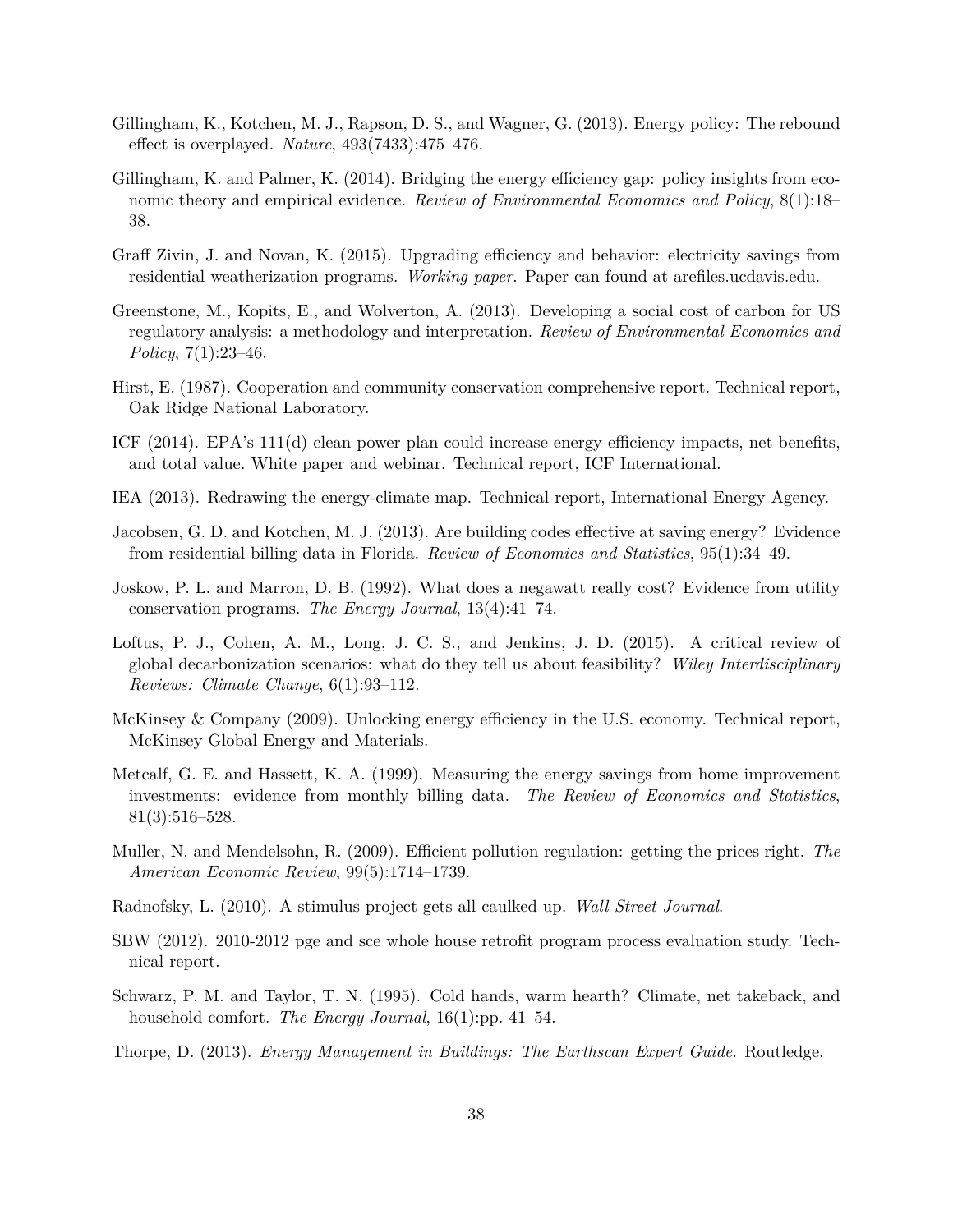Gillingham, K., Kotchen, M. J., Rapson, D. S., and Wagner, G. (2013). Energy policy: The rebound effect is overplayed. *Nature*, 493(7433):475–476.

Gillingham, K. and Palmer, K. (2014). Bridging the energy efficiency gap: policy insights from economic theory and empirical evidence. *Review of Environmental Economics and Policy*, 8(1):18–38.

Graff Zivin, J. and Novan, K. (2015). Upgrading efficiency and behavior: electricity savings from residential weatherization programs. *Working paper*. Paper can found at arefiles.ucdavis.edu.

Greenstone, M., Kopits, E., and Wolverton, A. (2013). Developing a social cost of carbon for US regulatory analysis: a methodology and interpretation. *Review of Environmental Economics and Policy*, 7(1):23–46.

Hirst, E. (1987). Cooperation and community conservation comprehensive report. Technical report, Oak Ridge National Laboratory.

ICF (2014). EPA's 111(d) clean power plan could increase energy efficiency impacts, net benefits, and total value. White paper and webinar. Technical report, ICF International.

IEA (2013). Redrawing the energy-climate map. Technical report, International Energy Agency.

Jacobsen, G. D. and Kotchen, M. J. (2013). Are building codes effective at saving energy? Evidence from residential billing data in Florida. *Review of Economics and Statistics*, 95(1):34–49.

Joskow, P. L. and Marron, D. B. (1992). What does a negawatt really cost? Evidence from utility conservation programs. *The Energy Journal*, 13(4):41–74.

Loftus, P. J., Cohen, A. M., Long, J. C. S., and Jenkins, J. D. (2015). A critical review of global decarbonization scenarios: what do they tell us about feasibility? *Wiley Interdisciplinary Reviews: Climate Change*, 6(1):93–112.

McKinsey & Company (2009). Unlocking energy efficiency in the U.S. economy. Technical report, McKinsey Global Energy and Materials.

Metcalf, G. E. and Hassett, K. A. (1999). Measuring the energy savings from home improvement investments: evidence from monthly billing data. *The Review of Economics and Statistics*, 81(3):516–528.

Muller, N. and Mendelsohn, R. (2009). Efficient pollution regulation: getting the prices right. *The American Economic Review*, 99(5):1714–1739.

Radnofsky, L. (2010). A stimulus project gets all caulked up. *Wall Street Journal*.

SBW (2012). 2010-2012 pge and sce whole house retrofit program process evaluation study. Technical report.

Schwarz, P. M. and Taylor, T. N. (1995). Cold hands, warm hearth? Climate, net takeback, and household comfort. *The Energy Journal*, 16(1):pp. 41–54.

Thorpe, D. (2013). *Energy Management in Buildings: The Earthscan Expert Guide*. Routledge.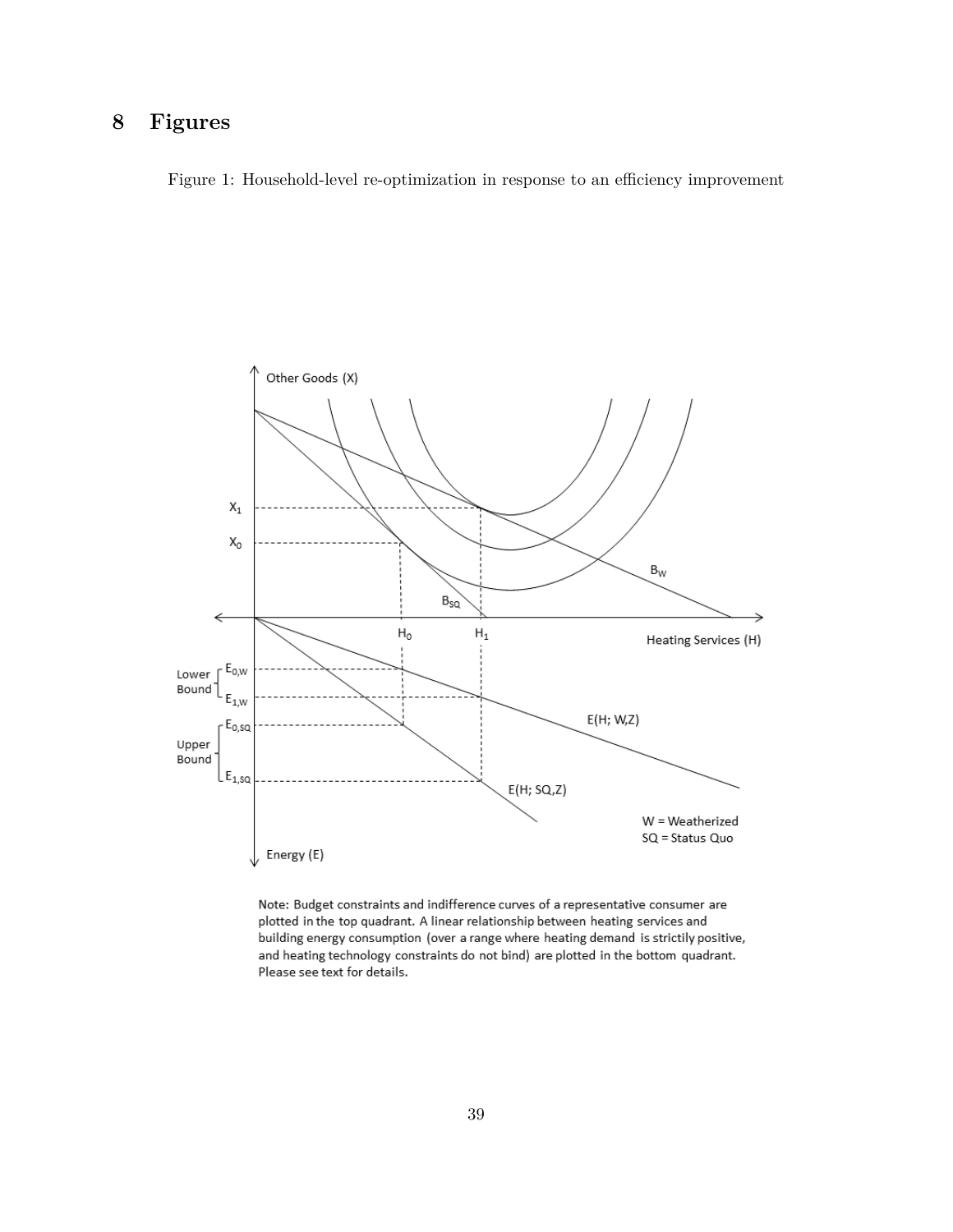# 8 Figures

Figure 1: Household-level re-optimization in response to an efficiency improvement

Note: Budget constraints and indifference curves of a representative consumer are plotted in the top quadrant. A linear relationship between heating services and building energy consumption (over a range where heating demand is strictly positive, and heating technology constraints do not bind) are plotted in the bottom quadrant. Please see text for details.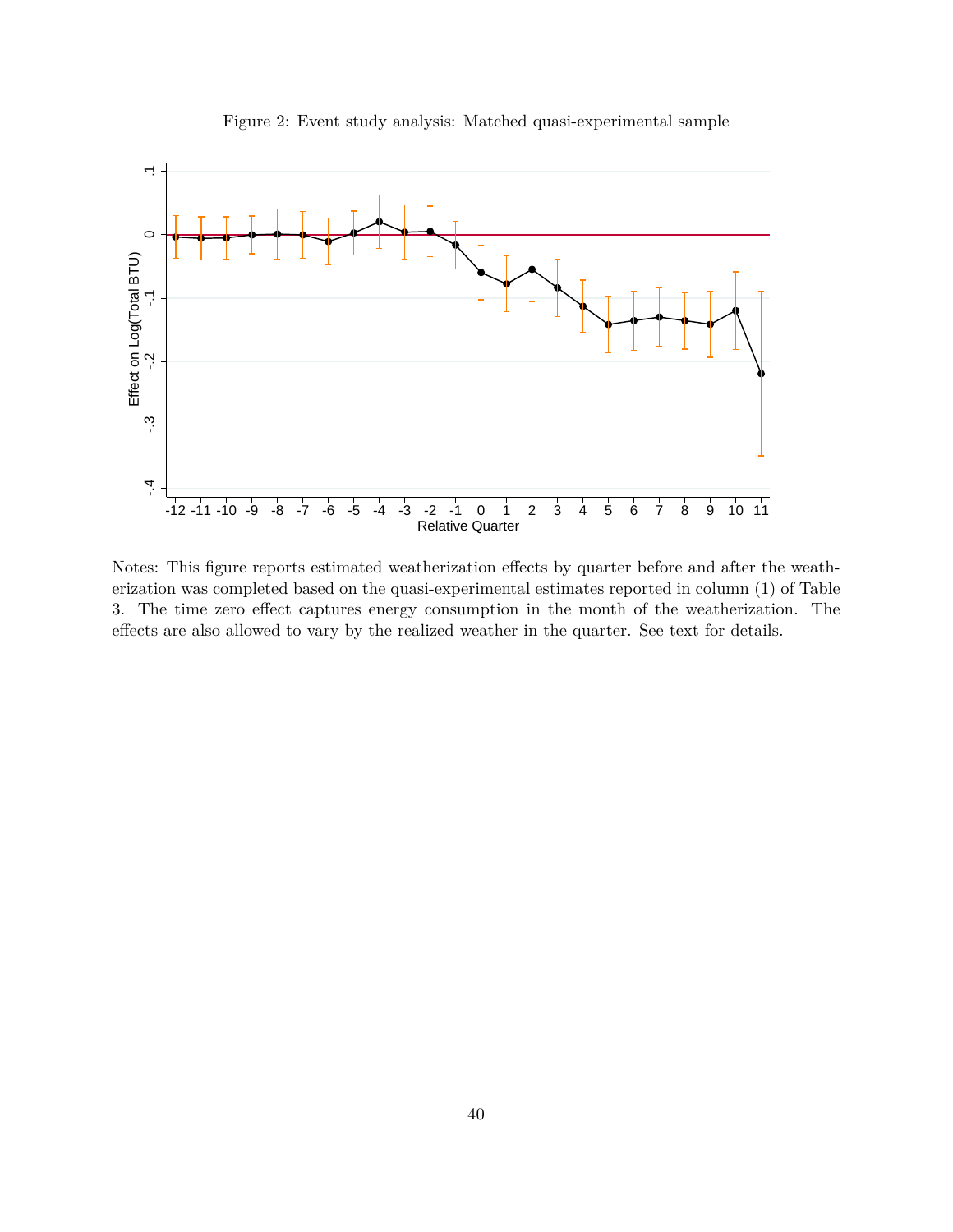Figure 2: Event study analysis: Matched quasi-experimental sample

Notes: This figure reports estimated weatherization effects by quarter before and after the weatherization was completed based on the quasi-experimental estimates reported in column (1) of Table 3. The time zero effect captures energy consumption in the month of the weatherization. The effects are also allowed to vary by the realized weather in the quarter. See text for details.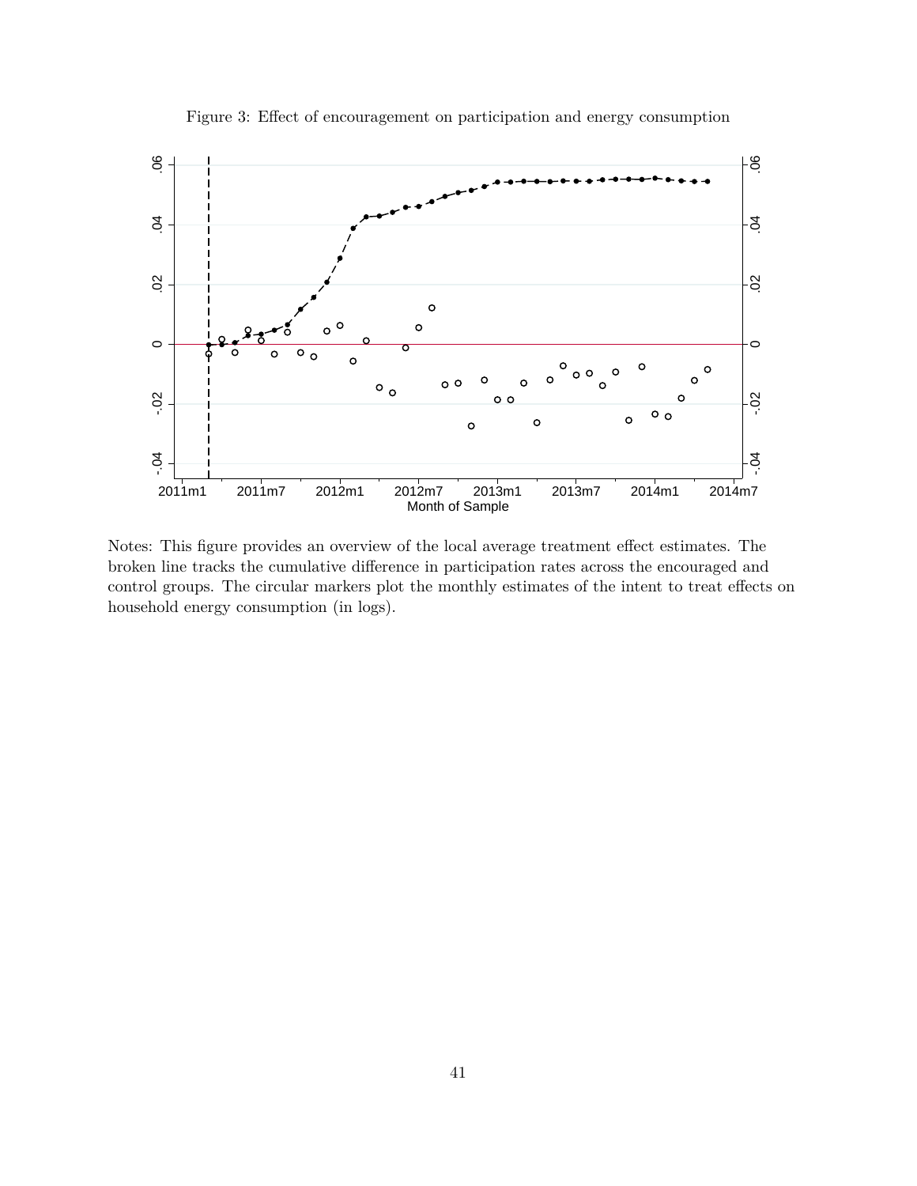Figure 3: Effect of encouragement on participation and energy consumption

Notes: This figure provides an overview of the local average treatment effect estimates. The broken line tracks the cumulative difference in participation rates across the encouraged and control groups. The circular markers plot the monthly estimates of the intent to treat effects on household energy consumption (in logs).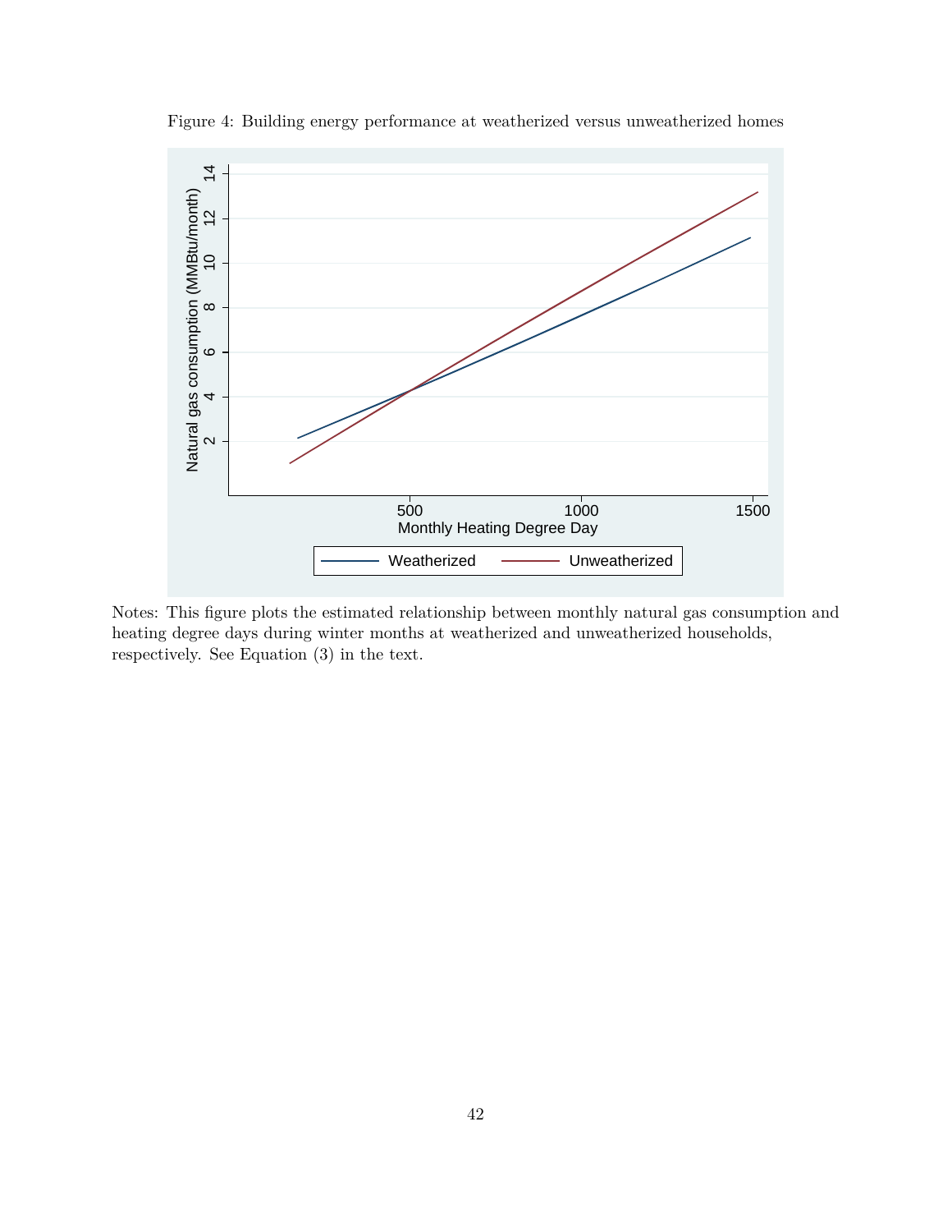Figure 4: Building energy performance at weatherized versus unweatherized homes

Notes: This figure plots the estimated relationship between monthly natural gas consumption and heating degree days during winter months at weatherized and unweatherized households, respectively. See Equation (3) in the text.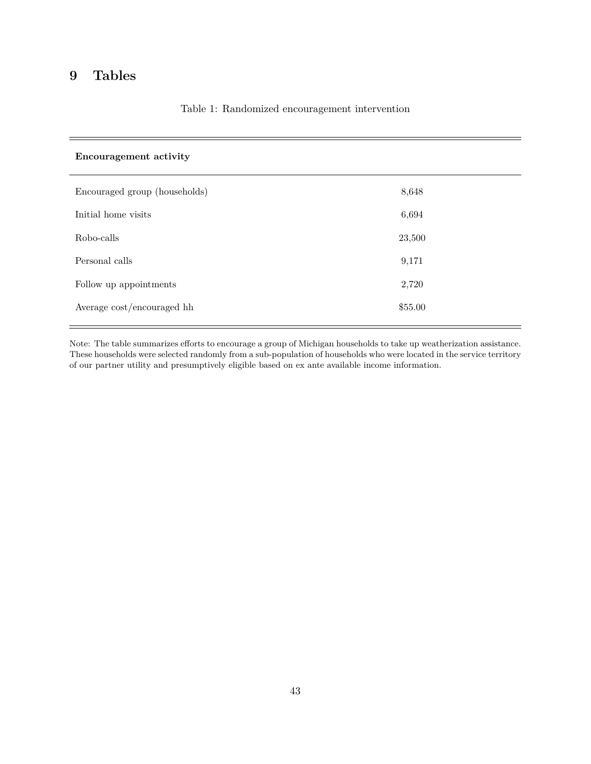# 9 Tables

Table 1: Randomized encouragement intervention

| **Encouragement activity** | |
|---|---|
| Encouraged group (households) | 8,648 |
| Initial home visits | 6,694 |
| Robo-calls | 23,500 |
| Personal calls | 9,171 |
| Follow up appointments | 2,720 |
| Average cost/encouraged hh | \$55.00 |

Note: The table summarizes efforts to encourage a group of Michigan households to take up weatherization assistance. These households were selected randomly from a sub-population of households who were located in the service territory of our partner utility and presumptively eligible based on ex ante available income information.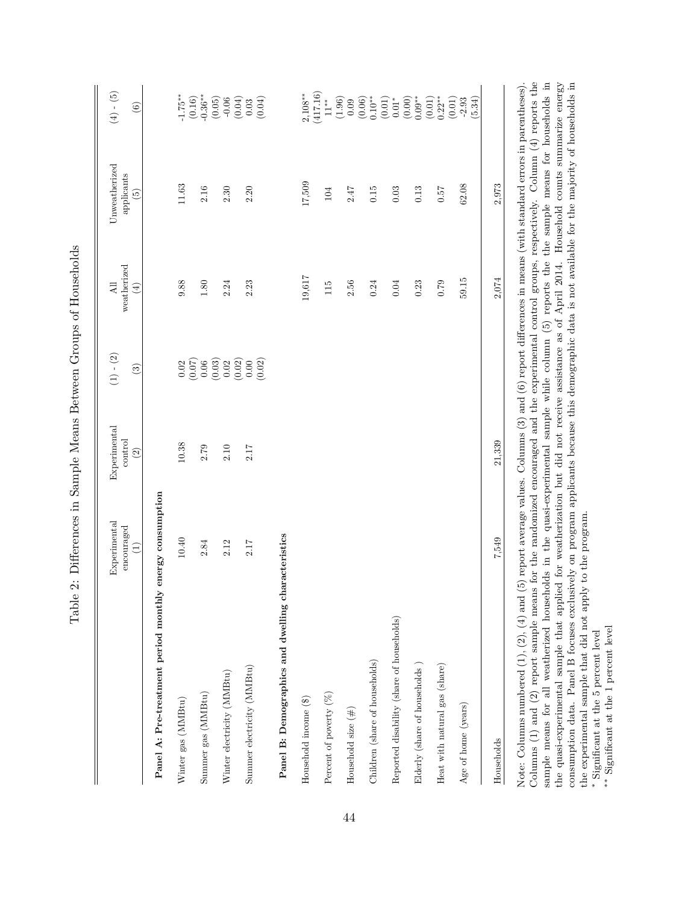# Table 2: Differences in Sample Means Between Groups of Households

| | Experimental encouraged (1) | Experimental control (2) | (1) - (2) (3) | All weatherized (4) | Unweatherized applicants (5) | (4) - (5) (6) |
|---|---|---|---|---|---|---|
| **Panel A: Pre-treatment period monthly energy consumption** | | | | | | |
| Winter gas (MMBtu) | 10.40 | 10.38 | 0.02 | 9.88 | 11.63 | -1.75** |
| | | | (0.07) | | | (0.16) |
| Summer gas (MMBtu) | 2.84 | 2.79 | 0.06 | 1.80 | 2.16 | -0.36** |
| | | | (0.03) | | | (0.05) |
| Winter electricity (MMBtu) | 2.12 | 2.10 | 0.02 | 2.24 | 2.30 | -0.06 |
| | | | (0.02) | | | (0.04) |
| Summer electricity (MMBtu) | 2.17 | 2.17 | 0.00 | 2.23 | 2.20 | 0.03 |
| | | | (0.02) | | | (0.04) |
| **Panel B: Demographics and dwelling characteristics** | | | | | | |
| Household income ($) | | | | 19,617 | 17,509 | 2,108** |
| | | | | | | (417.16) |
| Percent of poverty (%) | | | | 115 | 104 | 11** |
| | | | | | | (1.96) |
| Household size (#) | | | | 2.56 | 2.47 | 0.09 |
| | | | | | | (0.06) |
| Children (share of households) | | | | 0.24 | 0.15 | 0.10** |
| | | | | | | (0.01) |
| Reported disability (share of households) | | | | 0.04 | 0.03 | 0.01* |
| | | | | | | (0.00) |
| Elderly (share of households ) | | | | 0.23 | 0.13 | 0.09** |
| | | | | | | (0.01) |
| Heat with natural gas (share) | | | | 0.79 | 0.57 | 0.22** |
| | | | | | | (0.01) |
| Age of home (years) | | | | 59.15 | 62.08 | -2.93 |
| | | | | | | (5.34) |
| Households | 7,549 | 21,339 | | 2,074 | 2,973 | |

Note: Columns numbered (1), (2), (4) and (5) report average values. Columns (3) and (6) report differences in means (with standard errors in parentheses). Columns (1) and (2) report sample means for the randomized encouraged and the experimental control groups, respectively. Column (4) reports the sample means for all weatherized households in the quasi-experimental sample while column (5) reports the the sample means for households in the quasi-experimental sample that applied for weatherization but did not receive assistance as of April 2014. Household counts summarize energy consumption data. Panel B focuses exclusively on program applicants because this demographic data is not available for the majority of households in the experimental sample that did not apply to the program.

\* Significant at the 5 percent level

\*\* Significant at the 1 percent level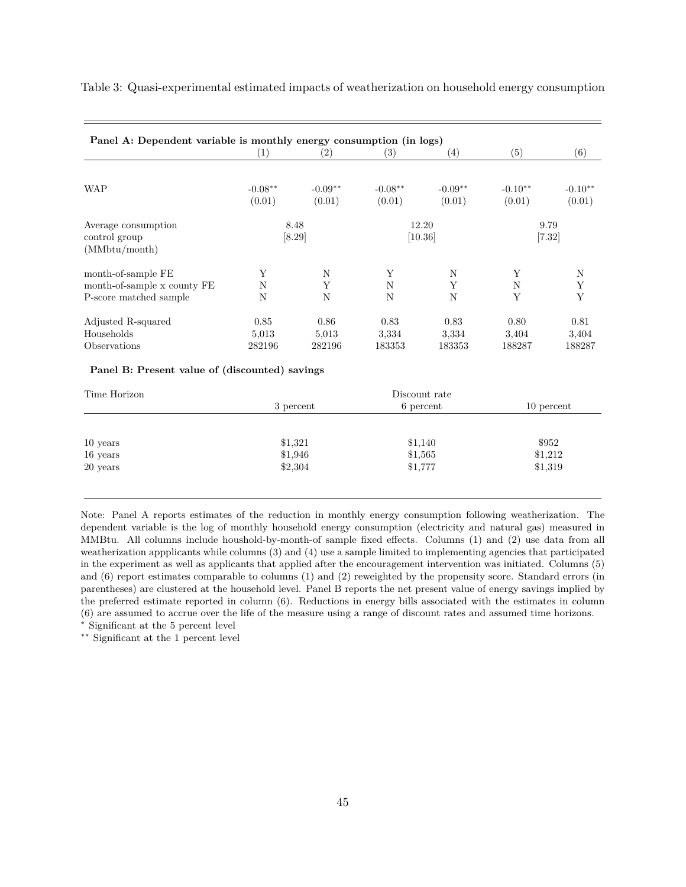Table 3: Quasi-experimental estimated impacts of weatherization on household energy consumption

**Panel A: Dependent variable is monthly energy consumption (in logs)**

| | (1) | (2) | (3) | (4) | (5) | (6) |
|---|---|---|---|---|---|---|
| WAP | -0.08** | -0.09** | -0.08** | -0.09** | -0.10** | -0.10** |
| | (0.01) | (0.01) | (0.01) | (0.01) | (0.01) | (0.01) |
| Average consumption control group (MMbtu/month) | 8.48 [8.29] | | 12.20 [10.36] | | 9.79 [7.32] | |
| month-of-sample FE | Y | N | Y | N | Y | N |
| month-of-sample x county FE | N | Y | N | Y | N | Y |
| P-score matched sample | N | N | N | N | Y | Y |
| Adjusted R-squared | 0.85 | 0.86 | 0.83 | 0.83 | 0.80 | 0.81 |
| Households | 5,013 | 5,013 | 3,334 | 3,334 | 3,404 | 3,404 |
| Observations | 282196 | 282196 | 183353 | 183353 | 188287 | 188287 |

**Panel B: Present value of (discounted) savings**

| Time Horizon | Discount rate | | |
|---|---|---|---|
| | 3 percent | 6 percent | 10 percent |
| 10 years | $1,321 | $1,140 | $952 |
| 16 years | $1,946 | $1,565 | $1,212 |
| 20 years | $2,304 | $1,777 | $1,319 |

Note: Panel A reports estimates of the reduction in monthly energy consumption following weatherization. The dependent variable is the log of monthly household energy consumption (electricity and natural gas) measured in MMBtu. All columns include houshold-by-month-of sample fixed effects. Columns (1) and (2) use data from all weatherization appplicants while columns (3) and (4) use a sample limited to implementing agencies that participated in the experiment as well as applicants that applied after the encouragement intervention was initiated. Columns (5) and (6) report estimates comparable to columns (1) and (2) reweighted by the propensity score. Standard errors (in parentheses) are clustered at the household level. Panel B reports the net present value of energy savings implied by the preferred estimate reported in column (6). Reductions in energy bills associated with the estimates in column (6) are assumed to accrue over the life of the measure using a range of discount rates and assumed time horizons.

\* Significant at the 5 percent level

\** Significant at the 1 percent level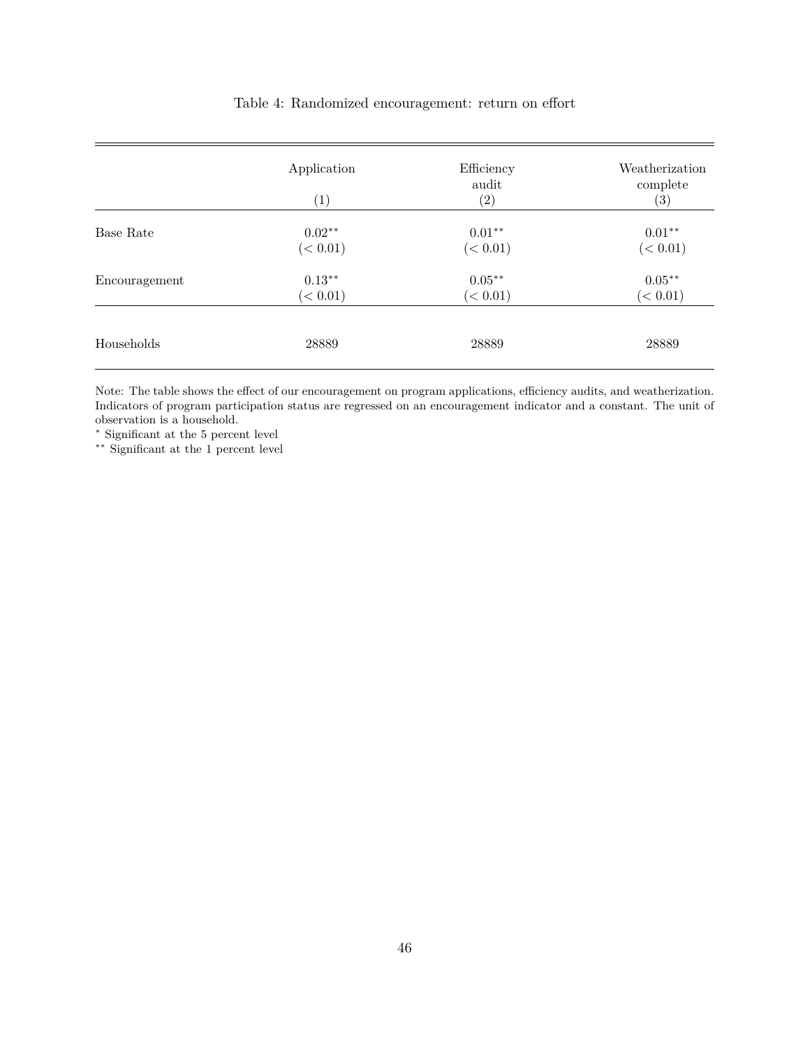Table 4: Randomized encouragement: return on effort

| | Application<br>(1) | Efficiency audit<br>(2) | Weatherization complete<br>(3) |
|---|---|---|---|
| Base Rate | $0.02^{**}$ | $0.01^{**}$ | $0.01^{**}$ |
| | $(< 0.01)$ | $(< 0.01)$ | $(< 0.01)$ |
| Encouragement | $0.13^{**}$ | $0.05^{**}$ | $0.05^{**}$ |
| | $(< 0.01)$ | $(< 0.01)$ | $(< 0.01)$ |
| Households | 28889 | 28889 | 28889 |

Note: The table shows the effect of our encouragement on program applications, efficiency audits, and weatherization. Indicators of program participation status are regressed on an encouragement indicator and a constant. The unit of observation is a household.

$^{*}$ Significant at the 5 percent level

$^{**}$ Significant at the 1 percent level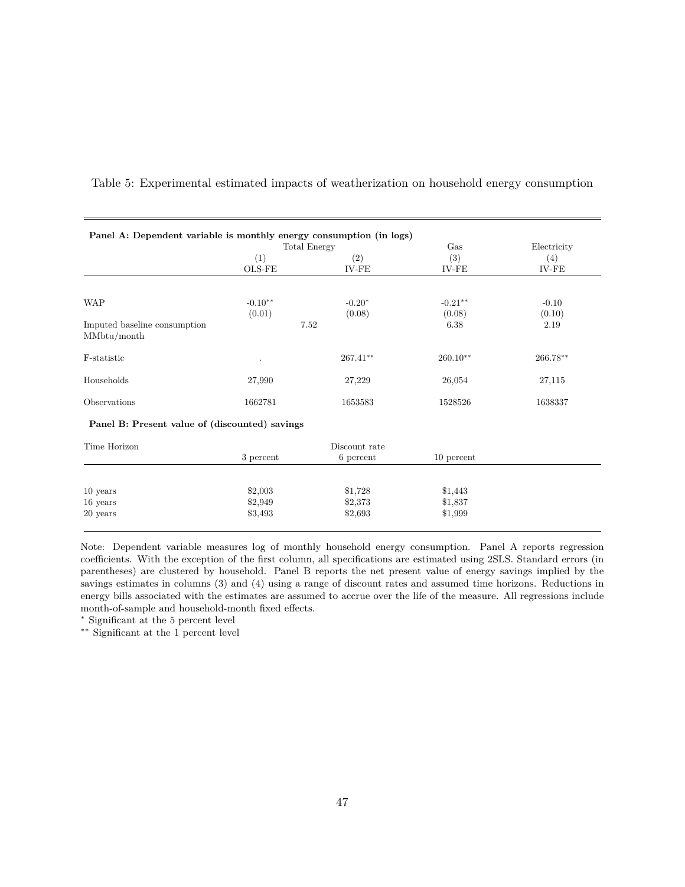Table 5: Experimental estimated impacts of weatherization on household energy consumption

**Panel A: Dependent variable is monthly energy consumption (in logs)**

| | Total Energy | | Gas | Electricity |
|---|---|---|---|---|
| | (1) | (2) | (3) | (4) |
| | OLS-FE | IV-FE | IV-FE | IV-FE |
| WAP | -0.10** | -0.20* | -0.21** | -0.10 |
| | (0.01) | (0.08) | (0.08) | (0.10) |
| Imputed baseline consumption MMbtu/month | 7.52 | | 6.38 | 2.19 |
| F-statistic | . | 267.41** | 260.10** | 266.78** |
| Households | 27,990 | 27,229 | 26,054 | 27,115 |
| Observations | 1662781 | 1653583 | 1528526 | 1638337 |

**Panel B: Present value of (discounted) savings**

| Time Horizon | Discount rate | | |
|---|---|---|---|
| | 3 percent | 6 percent | 10 percent |
| 10 years | \$2,003 | \$1,728 | \$1,443 |
| 16 years | \$2,949 | \$2,373 | \$1,837 |
| 20 years | \$3,493 | \$2,693 | \$1,999 |

Note: Dependent variable measures log of monthly household energy consumption. Panel A reports regression coefficients. With the exception of the first column, all specifications are estimated using 2SLS. Standard errors (in parentheses) are clustered by household. Panel B reports the net present value of energy savings implied by the savings estimates in columns (3) and (4) using a range of discount rates and assumed time horizons. Reductions in energy bills associated with the estimates are assumed to accrue over the life of the measure. All regressions include month-of-sample and household-month fixed effects.

\* Significant at the 5 percent level

\*\* Significant at the 1 percent level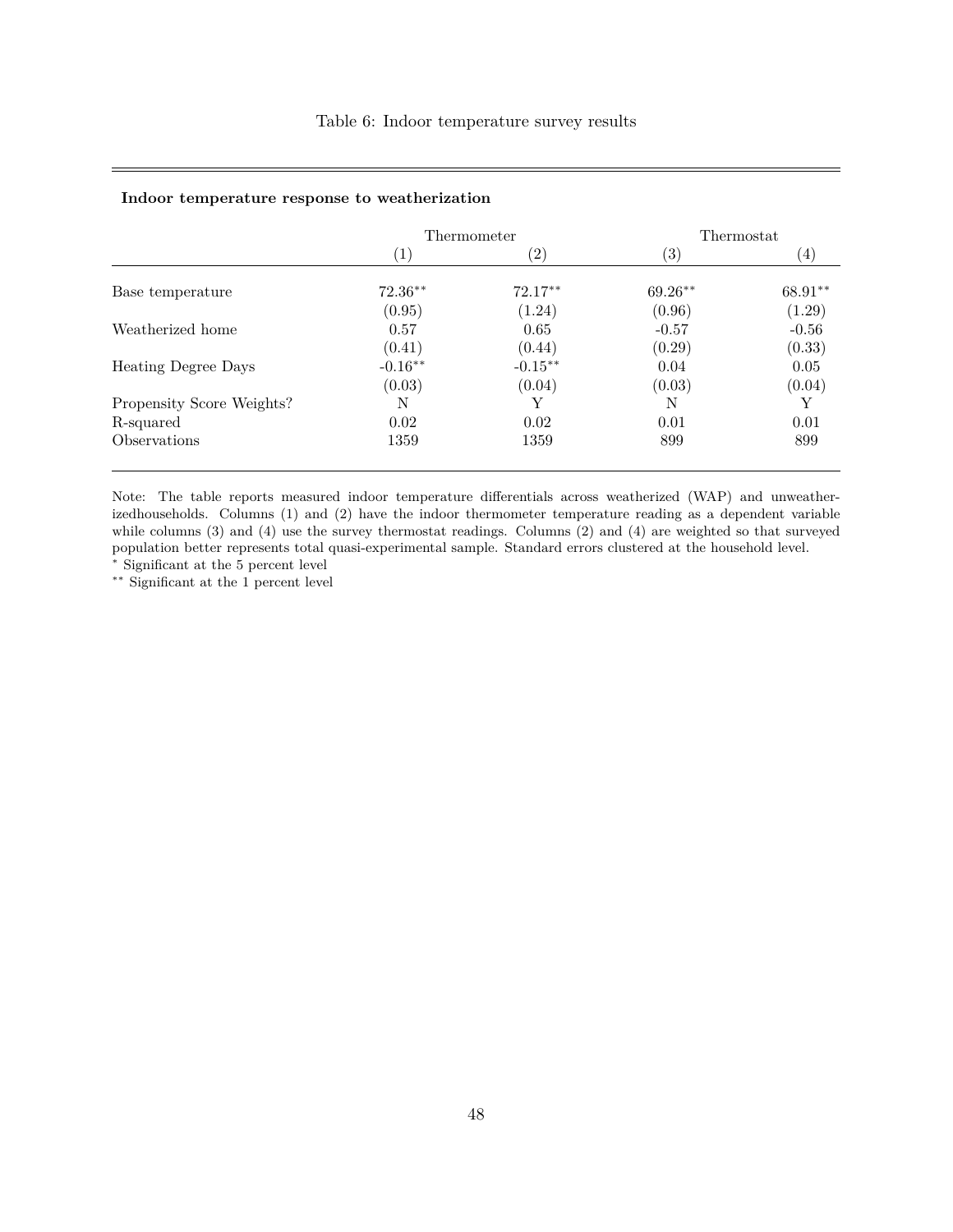Table 6: Indoor temperature survey results

**Indoor temperature response to weatherization**

| | Thermometer | | Thermostat | |
|---|---|---|---|---|
| | (1) | (2) | (3) | (4) |
| Base temperature | 72.36** | 72.17** | 69.26** | 68.91** |
| | (0.95) | (1.24) | (0.96) | (1.29) |
| Weatherized home | 0.57 | 0.65 | -0.57 | -0.56 |
| | (0.41) | (0.44) | (0.29) | (0.33) |
| Heating Degree Days | -0.16** | -0.15** | 0.04 | 0.05 |
| | (0.03) | (0.04) | (0.03) | (0.04) |
| Propensity Score Weights? | N | Y | N | Y |
| R-squared | 0.02 | 0.02 | 0.01 | 0.01 |
| Observations | 1359 | 1359 | 899 | 899 |

Note: The table reports measured indoor temperature differentials across weatherized (WAP) and unweatherizedhouseholds. Columns (1) and (2) have the indoor thermometer temperature reading as a dependent variable while columns (3) and (4) use the survey thermostat readings. Columns (2) and (4) are weighted so that surveyed population better represents total quasi-experimental sample. Standard errors clustered at the household level.
\* Significant at the 5 percent level
\*\* Significant at the 1 percent level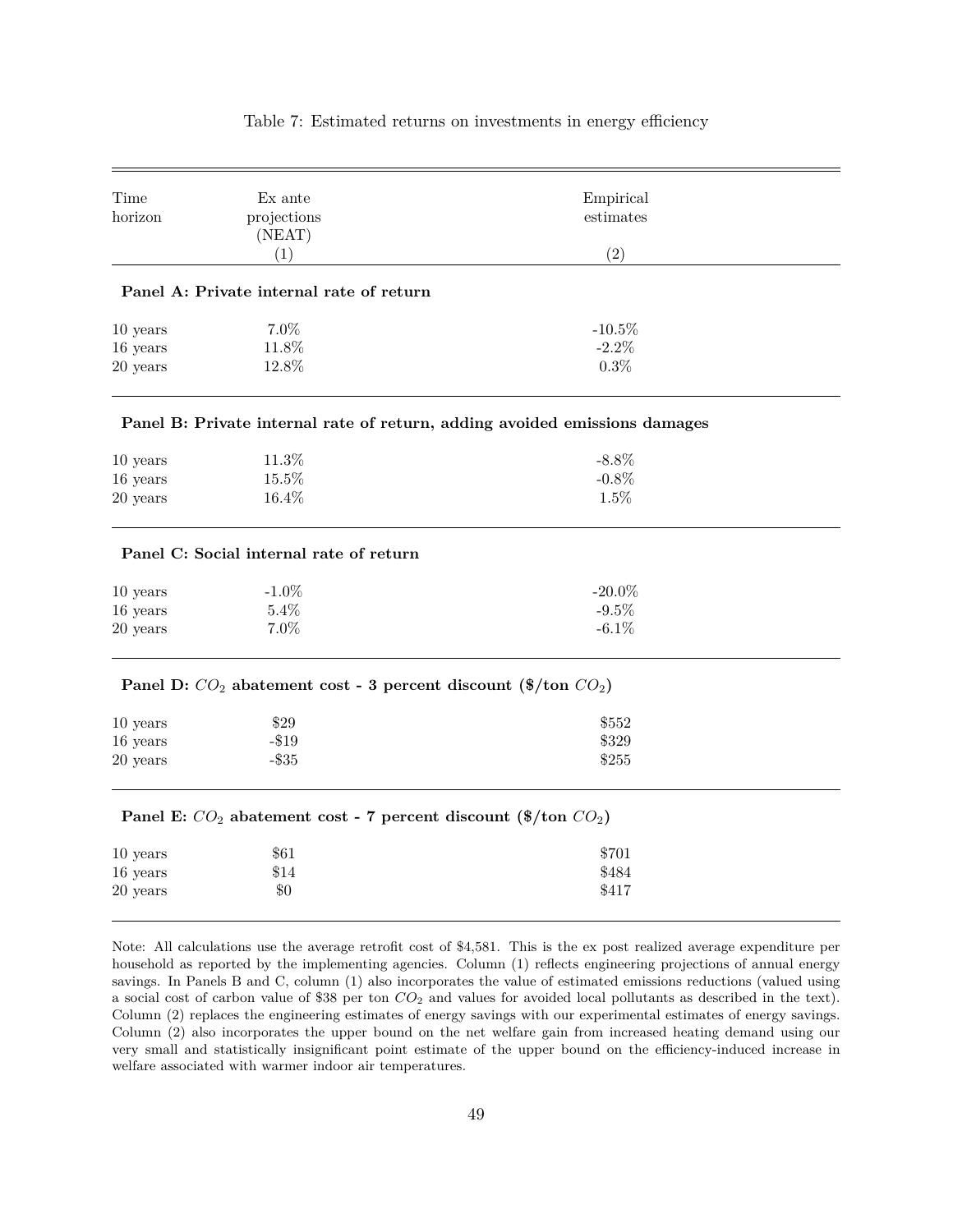Table 7: Estimated returns on investments in energy efficiency

| Time horizon | Ex ante projections (NEAT) | Empirical estimates |
|---|---|---|
| | (1) | (2) |
| **Panel A: Private internal rate of return** | | |
| 10 years | 7.0% | -10.5% |
| 16 years | 11.8% | -2.2% |
| 20 years | 12.8% | 0.3% |
| **Panel B: Private internal rate of return, adding avoided emissions damages** | | |
| 10 years | 11.3% | -8.8% |
| 16 years | 15.5% | -0.8% |
| 20 years | 16.4% | 1.5% |
| **Panel C: Social internal rate of return** | | |
| 10 years | -1.0% | -20.0% |
| 16 years | 5.4% | -9.5% |
| 20 years | 7.0% | -6.1% |
| **Panel D: $CO_2$ abatement cost - 3 percent discount (\$/ton $CO_2$)** | | |
| 10 years | \$29 | \$552 |
| 16 years | -\$19 | \$329 |
| 20 years | -\$35 | \$255 |
| **Panel E: $CO_2$ abatement cost - 7 percent discount (\$/ton $CO_2$)** | | |
| 10 years | \$61 | \$701 |
| 16 years | \$14 | \$484 |
| 20 years | \$0 | \$417 |

Note: All calculations use the average retrofit cost of \$4,581. This is the ex post realized average expenditure per household as reported by the implementing agencies. Column (1) reflects engineering projections of annual energy savings. In Panels B and C, column (1) also incorporates the value of estimated emissions reductions (valued using a social cost of carbon value of \$38 per ton $CO_2$ and values for avoided local pollutants as described in the text). Column (2) replaces the engineering estimates of energy savings with our experimental estimates of energy savings. Column (2) also incorporates the upper bound on the net welfare gain from increased heating demand using our very small and statistically insignificant point estimate of the upper bound on the efficiency-induced increase in welfare associated with warmer indoor air temperatures.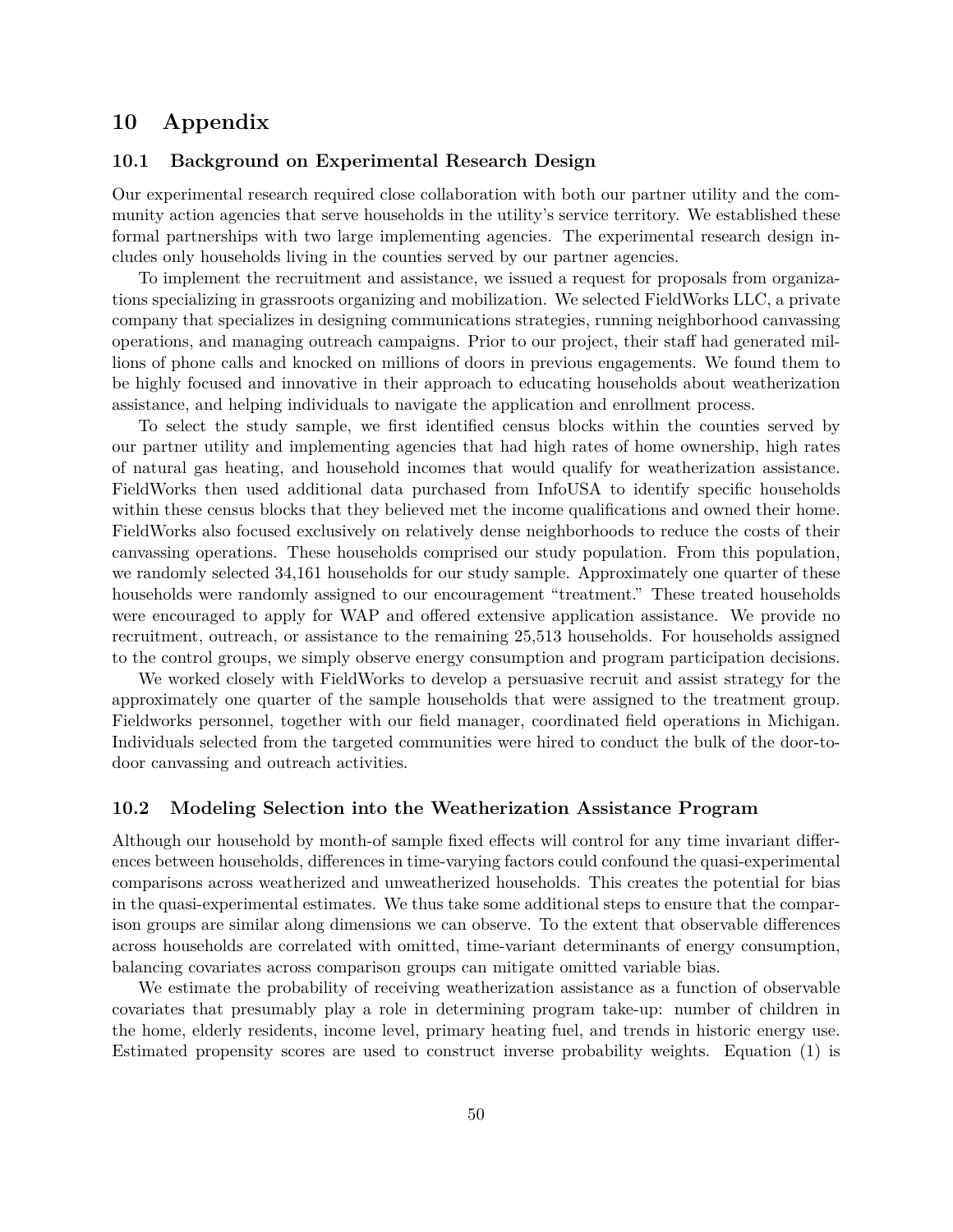# 10 Appendix

## 10.1 Background on Experimental Research Design

Our experimental research required close collaboration with both our partner utility and the community action agencies that serve households in the utility's service territory. We established these formal partnerships with two large implementing agencies. The experimental research design includes only households living in the counties served by our partner agencies.

To implement the recruitment and assistance, we issued a request for proposals from organizations specializing in grassroots organizing and mobilization. We selected FieldWorks LLC, a private company that specializes in designing communications strategies, running neighborhood canvassing operations, and managing outreach campaigns. Prior to our project, their staff had generated millions of phone calls and knocked on millions of doors in previous engagements. We found them to be highly focused and innovative in their approach to educating households about weatherization assistance, and helping individuals to navigate the application and enrollment process.

To select the study sample, we first identified census blocks within the counties served by our partner utility and implementing agencies that had high rates of home ownership, high rates of natural gas heating, and household incomes that would qualify for weatherization assistance. FieldWorks then used additional data purchased from InfoUSA to identify specific households within these census blocks that they believed met the income qualifications and owned their home. FieldWorks also focused exclusively on relatively dense neighborhoods to reduce the costs of their canvassing operations. These households comprised our study population. From this population, we randomly selected 34,161 households for our study sample. Approximately one quarter of these households were randomly assigned to our encouragement "treatment." These treated households were encouraged to apply for WAP and offered extensive application assistance. We provide no recruitment, outreach, or assistance to the remaining 25,513 households. For households assigned to the control groups, we simply observe energy consumption and program participation decisions.

We worked closely with FieldWorks to develop a persuasive recruit and assist strategy for the approximately one quarter of the sample households that were assigned to the treatment group. Fieldworks personnel, together with our field manager, coordinated field operations in Michigan. Individuals selected from the targeted communities were hired to conduct the bulk of the door-to-door canvassing and outreach activities.

## 10.2 Modeling Selection into the Weatherization Assistance Program

Although our household by month-of sample fixed effects will control for any time invariant differences between households, differences in time-varying factors could confound the quasi-experimental comparisons across weatherized and unweatherized households. This creates the potential for bias in the quasi-experimental estimates. We thus take some additional steps to ensure that the comparison groups are similar along dimensions we can observe. To the extent that observable differences across households are correlated with omitted, time-variant determinants of energy consumption, balancing covariates across comparison groups can mitigate omitted variable bias.

We estimate the probability of receiving weatherization assistance as a function of observable covariates that presumably play a role in determining program take-up: number of children in the home, elderly residents, income level, primary heating fuel, and trends in historic energy use. Estimated propensity scores are used to construct inverse probability weights. Equation (1) is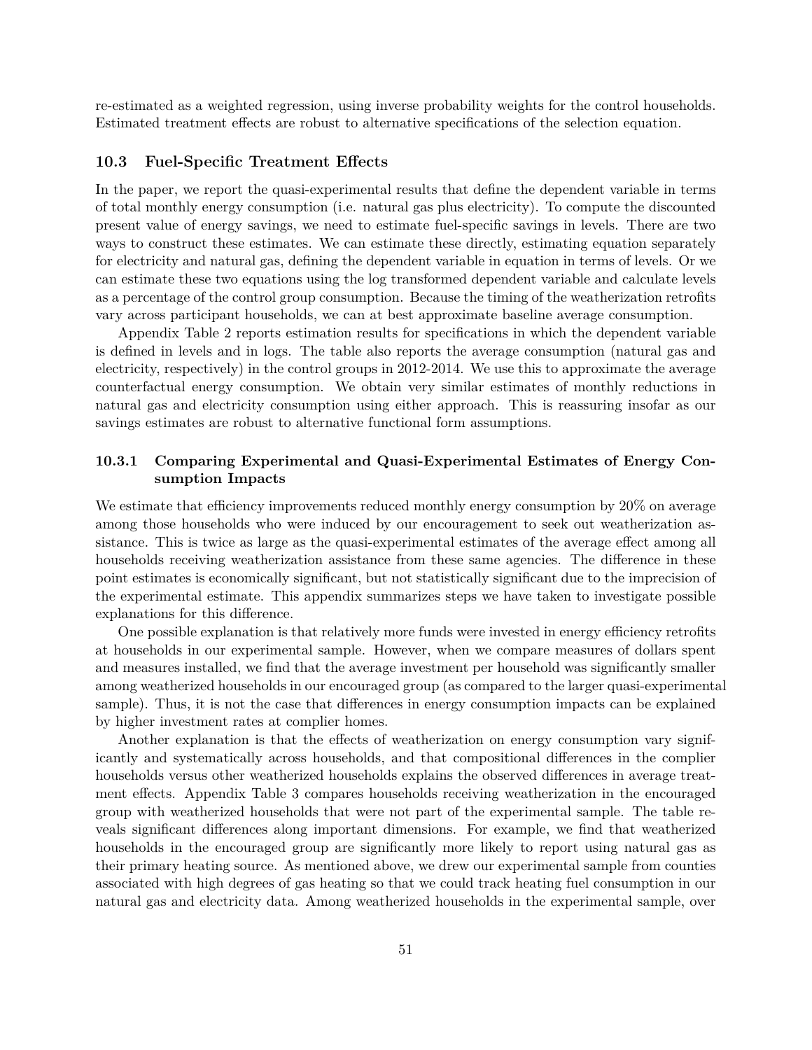re-estimated as a weighted regression, using inverse probability weights for the control households. Estimated treatment effects are robust to alternative specifications of the selection equation.

### 10.3 Fuel-Specific Treatment Effects

In the paper, we report the quasi-experimental results that define the dependent variable in terms of total monthly energy consumption (i.e. natural gas plus electricity). To compute the discounted present value of energy savings, we need to estimate fuel-specific savings in levels. There are two ways to construct these estimates. We can estimate these directly, estimating equation separately for electricity and natural gas, defining the dependent variable in equation in terms of levels. Or we can estimate these two equations using the log transformed dependent variable and calculate levels as a percentage of the control group consumption. Because the timing of the weatherization retrofits vary across participant households, we can at best approximate baseline average consumption.

Appendix Table 2 reports estimation results for specifications in which the dependent variable is defined in levels and in logs. The table also reports the average consumption (natural gas and electricity, respectively) in the control groups in 2012-2014. We use this to approximate the average counterfactual energy consumption. We obtain very similar estimates of monthly reductions in natural gas and electricity consumption using either approach. This is reassuring insofar as our savings estimates are robust to alternative functional form assumptions.

#### 10.3.1 Comparing Experimental and Quasi-Experimental Estimates of Energy Consumption Impacts

We estimate that efficiency improvements reduced monthly energy consumption by 20% on average among those households who were induced by our encouragement to seek out weatherization assistance. This is twice as large as the quasi-experimental estimates of the average effect among all households receiving weatherization assistance from these same agencies. The difference in these point estimates is economically significant, but not statistically significant due to the imprecision of the experimental estimate. This appendix summarizes steps we have taken to investigate possible explanations for this difference.

One possible explanation is that relatively more funds were invested in energy efficiency retrofits at households in our experimental sample. However, when we compare measures of dollars spent and measures installed, we find that the average investment per household was significantly smaller among weatherized households in our encouraged group (as compared to the larger quasi-experimental sample). Thus, it is not the case that differences in energy consumption impacts can be explained by higher investment rates at complier homes.

Another explanation is that the effects of weatherization on energy consumption vary significantly and systematically across households, and that compositional differences in the complier households versus other weatherized households explains the observed differences in average treatment effects. Appendix Table 3 compares households receiving weatherization in the encouraged group with weatherized households that were not part of the experimental sample. The table reveals significant differences along important dimensions. For example, we find that weatherized households in the encouraged group are significantly more likely to report using natural gas as their primary heating source. As mentioned above, we drew our experimental sample from counties associated with high degrees of gas heating so that we could track heating fuel consumption in our natural gas and electricity data. Among weatherized households in the experimental sample, over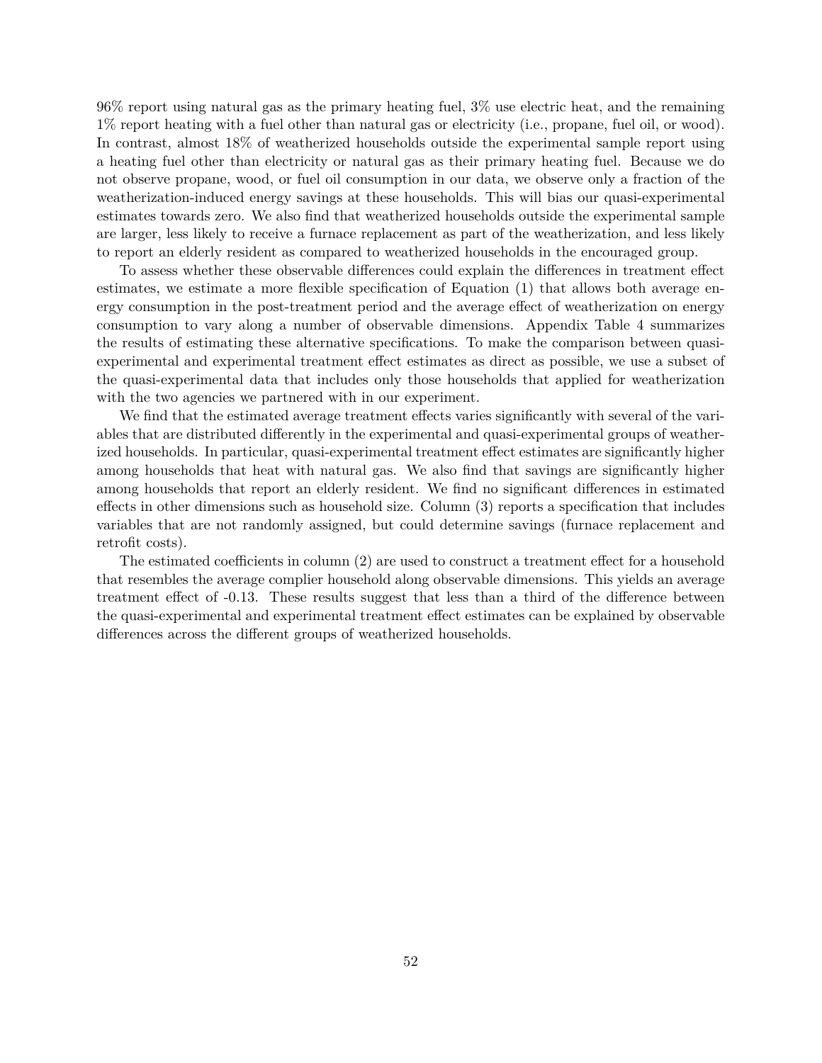96% report using natural gas as the primary heating fuel, 3% use electric heat, and the remaining 1% report heating with a fuel other than natural gas or electricity (i.e., propane, fuel oil, or wood). In contrast, almost 18% of weatherized households outside the experimental sample report using a heating fuel other than electricity or natural gas as their primary heating fuel. Because we do not observe propane, wood, or fuel oil consumption in our data, we observe only a fraction of the weatherization-induced energy savings at these households. This will bias our quasi-experimental estimates towards zero. We also find that weatherized households outside the experimental sample are larger, less likely to receive a furnace replacement as part of the weatherization, and less likely to report an elderly resident as compared to weatherized households in the encouraged group.

To assess whether these observable differences could explain the differences in treatment effect estimates, we estimate a more flexible specification of Equation (1) that allows both average energy consumption in the post-treatment period and the average effect of weatherization on energy consumption to vary along a number of observable dimensions. Appendix Table 4 summarizes the results of estimating these alternative specifications. To make the comparison between quasi-experimental and experimental treatment effect estimates as direct as possible, we use a subset of the quasi-experimental data that includes only those households that applied for weatherization with the two agencies we partnered with in our experiment.

We find that the estimated average treatment effects varies significantly with several of the variables that are distributed differently in the experimental and quasi-experimental groups of weatherized households. In particular, quasi-experimental treatment effect estimates are significantly higher among households that heat with natural gas. We also find that savings are significantly higher among households that report an elderly resident. We find no significant differences in estimated effects in other dimensions such as household size. Column (3) reports a specification that includes variables that are not randomly assigned, but could determine savings (furnace replacement and retrofit costs).

The estimated coefficients in column (2) are used to construct a treatment effect for a household that resembles the average complier household along observable dimensions. This yields an average treatment effect of -0.13. These results suggest that less than a third of the difference between the quasi-experimental and experimental treatment effect estimates can be explained by observable differences across the different groups of weatherized households.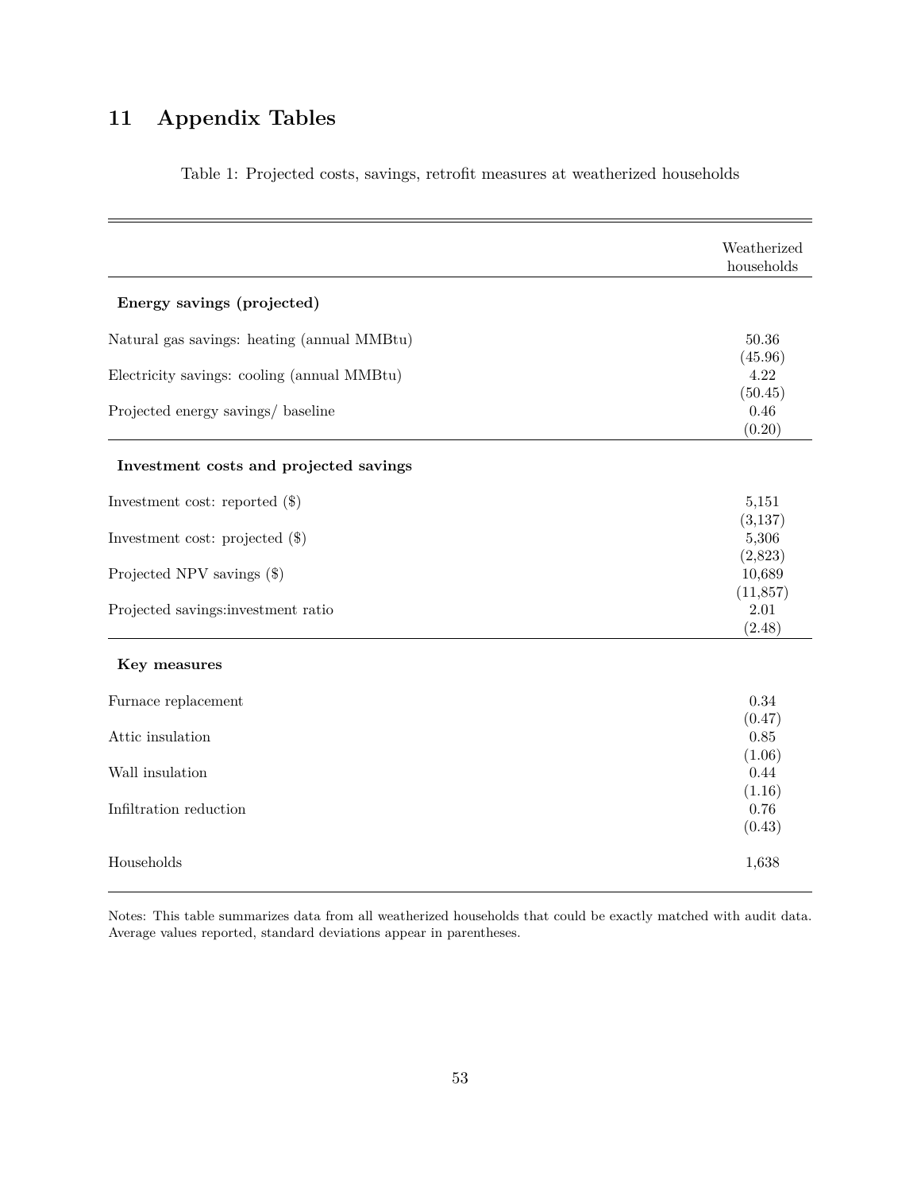# 11 Appendix Tables

Table 1: Projected costs, savings, retrofit measures at weatherized households

| | Weatherized households |
|---|---|
| **Energy savings (projected)** | |
| Natural gas savings: heating (annual MMBtu) | 50.36 |
| | (45.96) |
| Electricity savings: cooling (annual MMBtu) | 4.22 |
| | (50.45) |
| Projected energy savings/ baseline | 0.46 |
| | (0.20) |
| **Investment costs and projected savings** | |
| Investment cost: reported ($) | 5,151 |
| | (3,137) |
| Investment cost: projected ($) | 5,306 |
| | (2,823) |
| Projected NPV savings ($) | 10,689 |
| | (11,857) |
| Projected savings:investment ratio | 2.01 |
| | (2.48) |
| **Key measures** | |
| Furnace replacement | 0.34 |
| | (0.47) |
| Attic insulation | 0.85 |
| | (1.06) |
| Wall insulation | 0.44 |
| | (1.16) |
| Infiltration reduction | 0.76 |
| | (0.43) |
| Households | 1,638 |

Notes: This table summarizes data from all weatherized households that could be exactly matched with audit data. Average values reported, standard deviations appear in parentheses.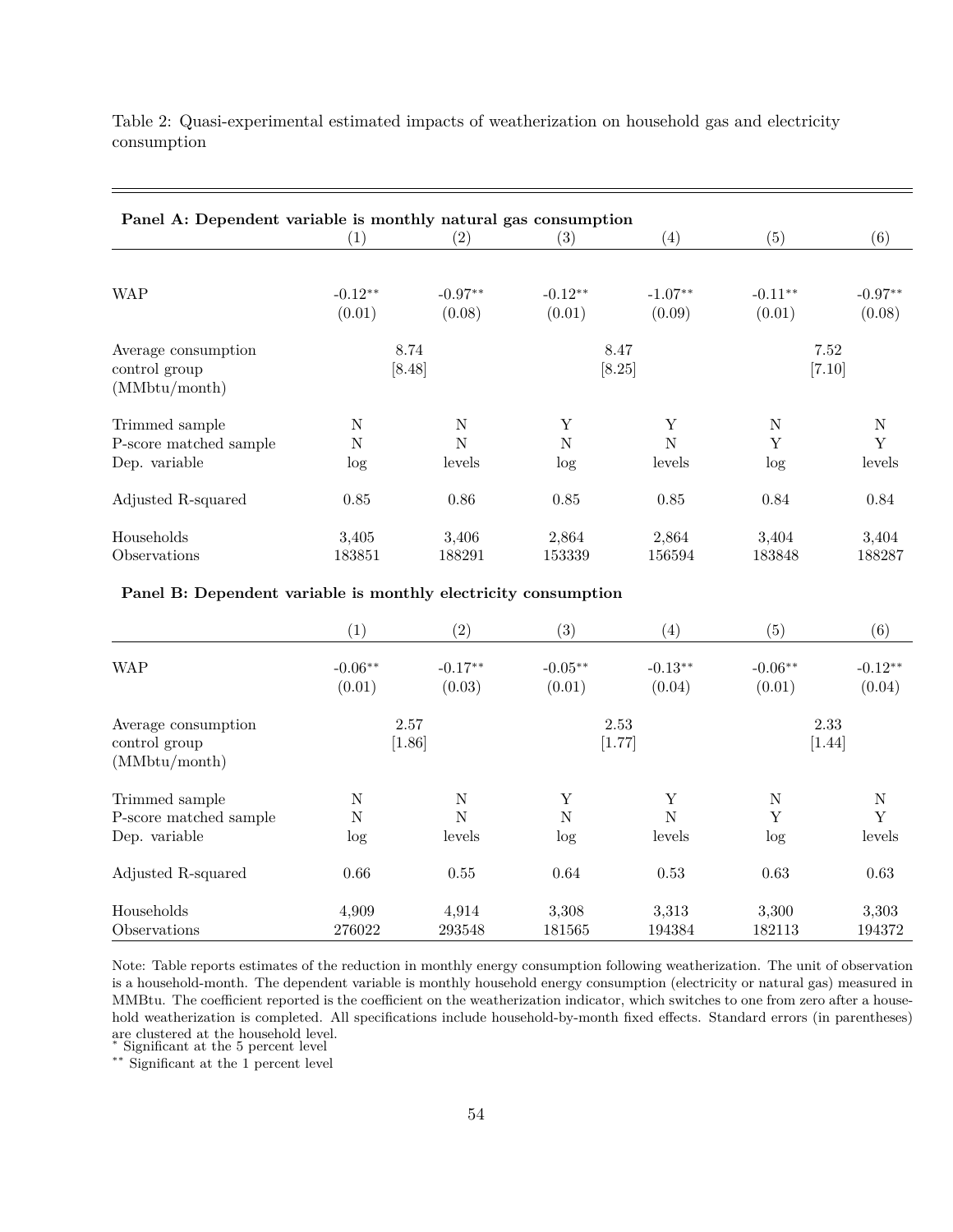Table 2: Quasi-experimental estimated impacts of weatherization on household gas and electricity consumption

**Panel A: Dependent variable is monthly natural gas consumption**

| | (1) | (2) | (3) | (4) | (5) | (6) |
|---|---|---|---|---|---|---|
| WAP | -0.12** | -0.97** | -0.12** | -1.07** | -0.11** | -0.97** |
| | (0.01) | (0.08) | (0.01) | (0.09) | (0.01) | (0.08) |
| Average consumption control group (MMbtu/month) | 8.74 [8.48] | | 8.47 [8.25] | | 7.52 [7.10] | |
| Trimmed sample | N | N | Y | Y | N | N |
| P-score matched sample | N | N | N | N | Y | Y |
| Dep. variable | log | levels | log | levels | log | levels |
| Adjusted R-squared | 0.85 | 0.86 | 0.85 | 0.85 | 0.84 | 0.84 |
| Households | 3,405 | 3,406 | 2,864 | 2,864 | 3,404 | 3,404 |
| Observations | 183851 | 188291 | 153339 | 156594 | 183848 | 188287 |

**Panel B: Dependent variable is monthly electricity consumption**

| | (1) | (2) | (3) | (4) | (5) | (6) |
|---|---|---|---|---|---|---|
| WAP | -0.06** | -0.17** | -0.05** | -0.13** | -0.06** | -0.12** |
| | (0.01) | (0.03) | (0.01) | (0.04) | (0.01) | (0.04) |
| Average consumption control group (MMbtu/month) | 2.57 [1.86] | | 2.53 [1.77] | | 2.33 [1.44] | |
| Trimmed sample | N | N | Y | Y | N | N |
| P-score matched sample | N | N | N | N | Y | Y |
| Dep. variable | log | levels | log | levels | log | levels |
| Adjusted R-squared | 0.66 | 0.55 | 0.64 | 0.53 | 0.63 | 0.63 |
| Households | 4,909 | 4,914 | 3,308 | 3,313 | 3,300 | 3,303 |
| Observations | 276022 | 293548 | 181565 | 194384 | 182113 | 194372 |

Note: Table reports estimates of the reduction in monthly energy consumption following weatherization. The unit of observation is a household-month. The dependent variable is monthly household energy consumption (electricity or natural gas) measured in MMBtu. The coefficient reported is the coefficient on the weatherization indicator, which switches to one from zero after a household weatherization is completed. All specifications include household-by-month fixed effects. Standard errors (in parentheses) are clustered at the household level.

* Significant at the 5 percent level

** Significant at the 1 percent level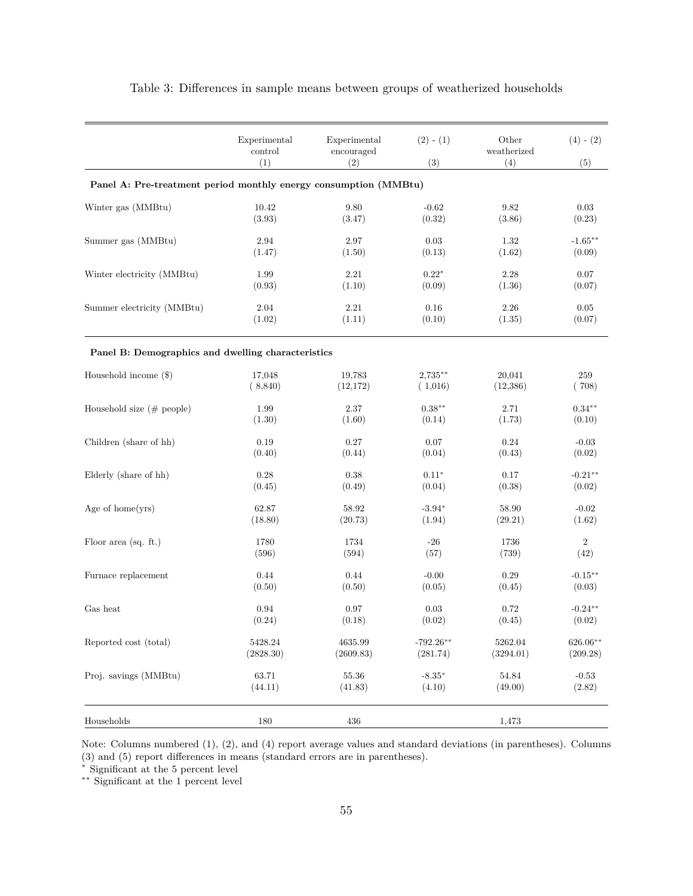Table 3: Differences in sample means between groups of weatherized households

| | Experimental control (1) | Experimental encouraged (2) | (2) - (1) (3) | Other weatherized (4) | (4) - (2) (5) |
|---|---|---|---|---|---|
| **Panel A: Pre-treatment period monthly energy consumption (MMBtu)** | | | | | |
| Winter gas (MMBtu) | 10.42 | 9.80 | -0.62 | 9.82 | 0.03 |
| | (3.93) | (3.47) | (0.32) | (3.86) | (0.23) |
| Summer gas (MMBtu) | 2.94 | 2.97 | 0.03 | 1.32 | -1.65** |
| | (1.47) | (1.50) | (0.13) | (1.62) | (0.09) |
| Winter electricity (MMBtu) | 1.99 | 2.21 | 0.22* | 2.28 | 0.07 |
| | (0.93) | (1.10) | (0.09) | (1.36) | (0.07) |
| Summer electricity (MMBtu) | 2.04 | 2.21 | 0.16 | 2.26 | 0.05 |
| | (1.02) | (1.11) | (0.10) | (1.35) | (0.07) |
| **Panel B: Demographics and dwelling characteristics** | | | | | |
| Household income ($) | 17,048 | 19,783 | 2,735** | 20,041 | 259 |
| | ( 8,840) | (12,172) | ( 1,016) | (12,386) | ( 708) |
| Household size (# people) | 1.99 | 2.37 | 0.38** | 2.71 | 0.34** |
| | (1.30) | (1.60) | (0.14) | (1.73) | (0.10) |
| Children (share of hh) | 0.19 | 0.27 | 0.07 | 0.24 | -0.03 |
| | (0.40) | (0.44) | (0.04) | (0.43) | (0.02) |
| Elderly (share of hh) | 0.28 | 0.38 | 0.11* | 0.17 | -0.21** |
| | (0.45) | (0.49) | (0.04) | (0.38) | (0.02) |
| Age of home(yrs) | 62.87 | 58.92 | -3.94* | 58.90 | -0.02 |
| | (18.80) | (20.73) | (1.94) | (29.21) | (1.62) |
| Floor area (sq. ft.) | 1780 | 1734 | -26 | 1736 | 2 |
| | (596) | (594) | (57) | (739) | (42) |
| Furnace replacement | 0.44 | 0.44 | -0.00 | 0.29 | -0.15** |
| | (0.50) | (0.50) | (0.05) | (0.45) | (0.03) |
| Gas heat | 0.94 | 0.97 | 0.03 | 0.72 | -0.24** |
| | (0.24) | (0.18) | (0.02) | (0.45) | (0.02) |
| Reported cost (total) | 5428.24 | 4635.99 | -792.26** | 5262.04 | 626.06** |
| | (2828.30) | (2609.83) | (281.74) | (3294.01) | (209.28) |
| Proj. savings (MMBtu) | 63.71 | 55.36 | -8.35* | 54.84 | -0.53 |
| | (44.11) | (41.83) | (4.10) | (49.00) | (2.82) |
| Households | 180 | 436 | | 1,473 | |

Note: Columns numbered (1), (2), and (4) report average values and standard deviations (in parentheses). Columns (3) and (5) report differences in means (standard errors are in parentheses).
* Significant at the 5 percent level
** Significant at the 1 percent level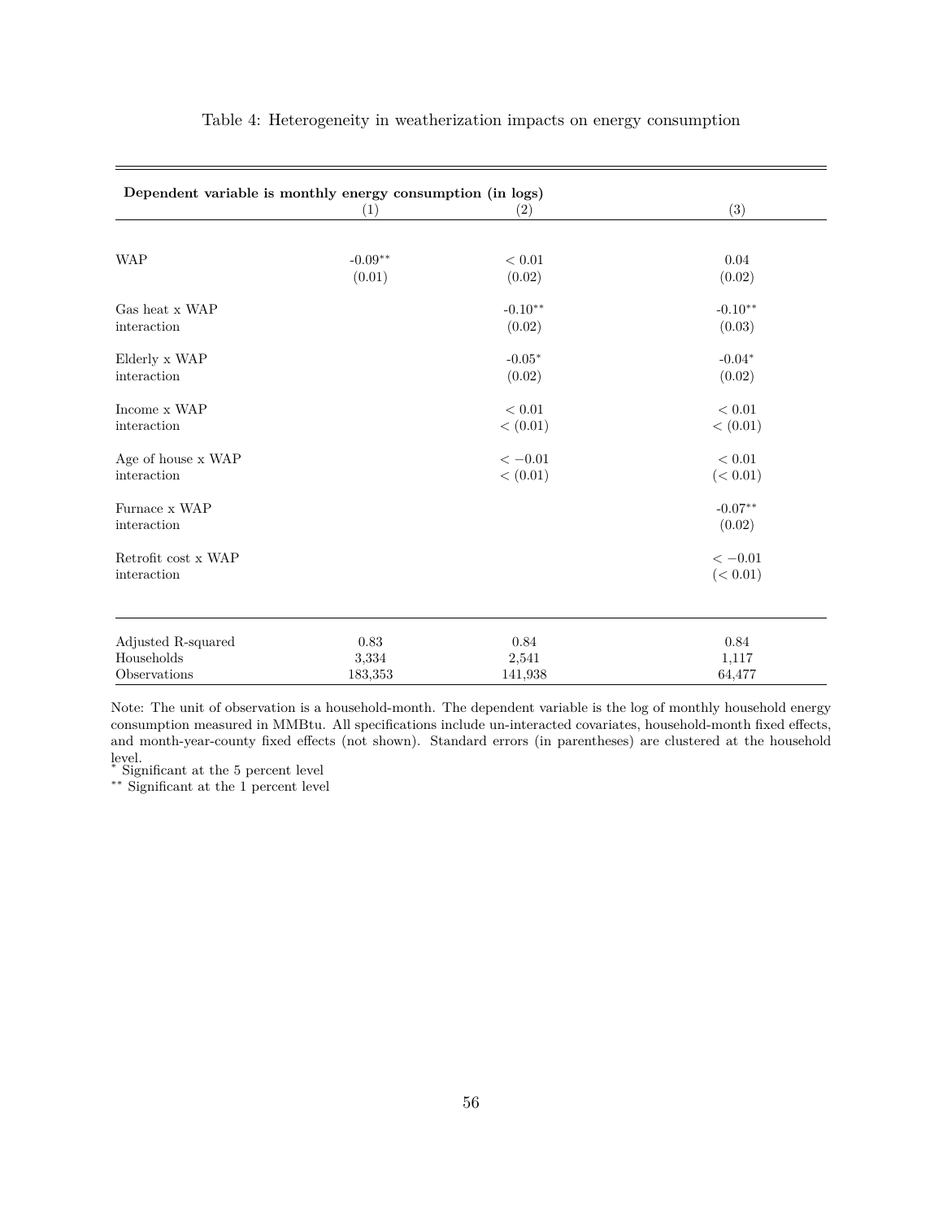Table 4: Heterogeneity in weatherization impacts on energy consumption

| **Dependent variable is monthly energy consumption (in logs)** | (1) | (2) | (3) |
|---|---|---|---|
| WAP | -0.09** | < 0.01 | 0.04 |
| | (0.01) | (0.02) | (0.02) |
| Gas heat x WAP interaction | | -0.10** | -0.10** |
| | | (0.02) | (0.03) |
| Elderly x WAP interaction | | -0.05* | -0.04* |
| | | (0.02) | (0.02) |
| Income x WAP interaction | | < 0.01 | < 0.01 |
| | | < (0.01) | < (0.01) |
| Age of house x WAP interaction | | < −0.01 | < 0.01 |
| | | < (0.01) | (< 0.01) |
| Furnace x WAP interaction | | | -0.07** |
| | | | (0.02) |
| Retrofit cost x WAP interaction | | | < −0.01 |
| | | | (< 0.01) |
| Adjusted R-squared | 0.83 | 0.84 | 0.84 |
| Households | 3,334 | 2,541 | 1,117 |
| Observations | 183,353 | 141,938 | 64,477 |

Note: The unit of observation is a household-month. The dependent variable is the log of monthly household energy consumption measured in MMBtu. All specifications include un-interacted covariates, household-month fixed effects, and month-year-county fixed effects (not shown). Standard errors (in parentheses) are clustered at the household level.

\* Significant at the 5 percent level

\*\* Significant at the 1 percent level